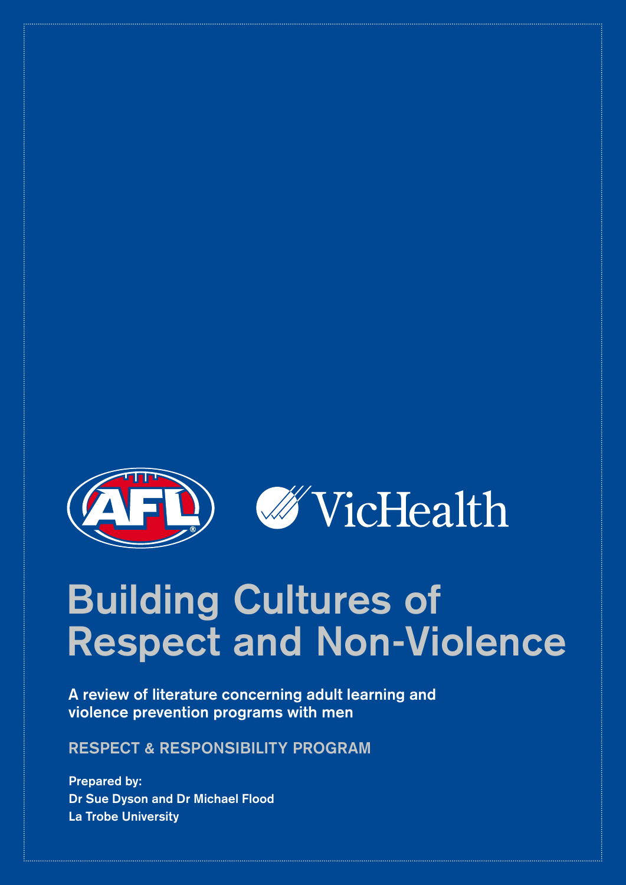# Building Cultures of Respect and Non-Violence

**A review of literature concerning adult learning and violence prevention programs with men**

RESPECT & RESPONSIBILITY PROGRAM

**Prepared by:**
**Dr Sue Dyson and Dr Michael Flood**
**La Trobe University**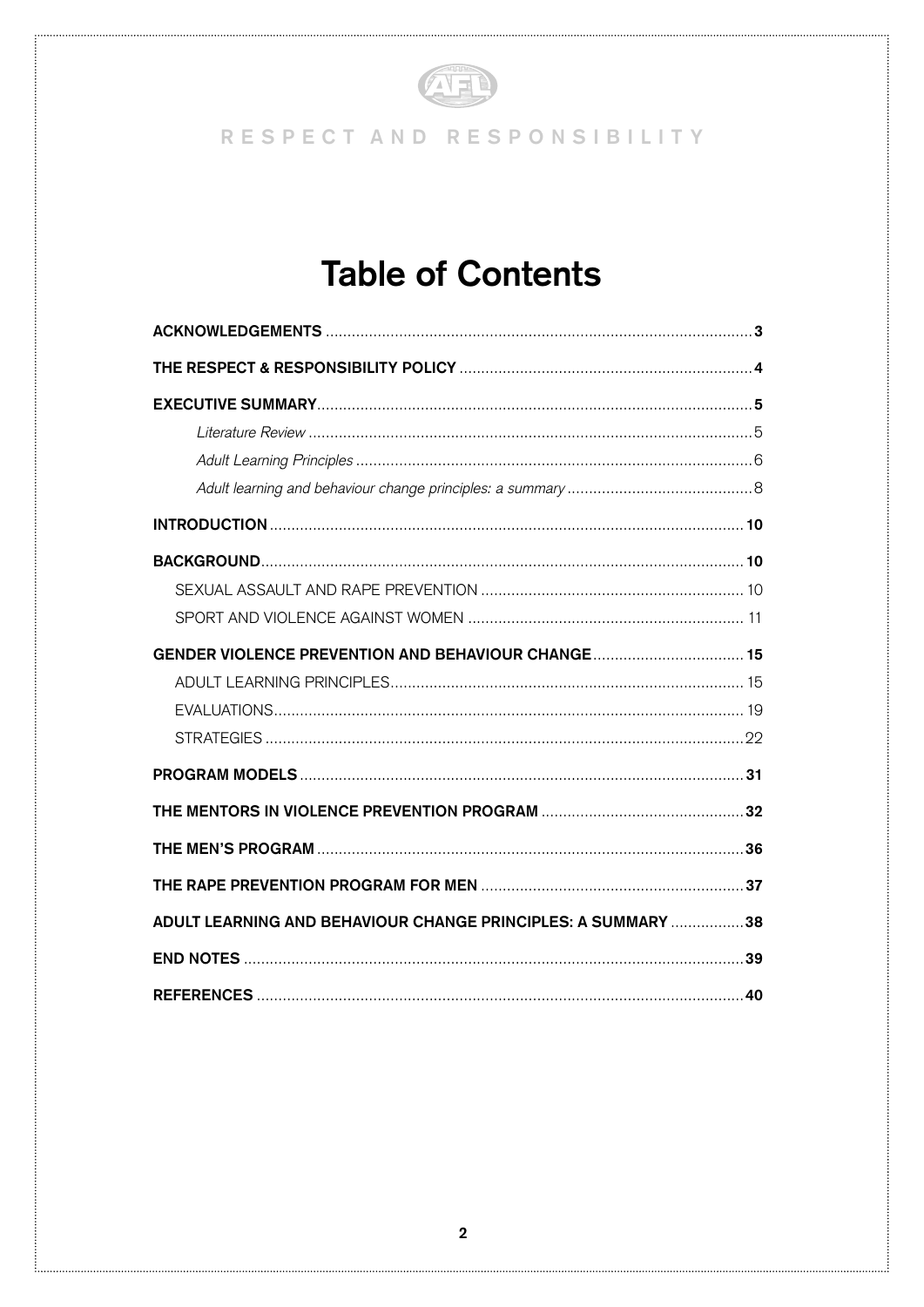RESPECT AND RESPONSIBILITY

# Table of Contents

| | |
|---|---|
| **ACKNOWLEDGEMENTS** | **3** |
| **THE RESPECT & RESPONSIBILITY POLICY** | **4** |
| **EXECUTIVE SUMMARY** | **5** |
| *Literature Review* | 5 |
| *Adult Learning Principles* | 6 |
| *Adult learning and behaviour change principles: a summary* | 8 |
| **INTRODUCTION** | **10** |
| **BACKGROUND** | **10** |
| SEXUAL ASSAULT AND RAPE PREVENTION | 10 |
| SPORT AND VIOLENCE AGAINST WOMEN | 11 |
| **GENDER VIOLENCE PREVENTION AND BEHAVIOUR CHANGE** | **15** |
| ADULT LEARNING PRINCIPLES | 15 |
| EVALUATIONS | 19 |
| STRATEGIES | 22 |
| **PROGRAM MODELS** | **31** |
| **THE MENTORS IN VIOLENCE PREVENTION PROGRAM** | **32** |
| **THE MEN'S PROGRAM** | **36** |
| **THE RAPE PREVENTION PROGRAM FOR MEN** | **37** |
| **ADULT LEARNING AND BEHAVIOUR CHANGE PRINCIPLES: A SUMMARY** | **38** |
| **END NOTES** | **39** |
| **REFERENCES** | **40** |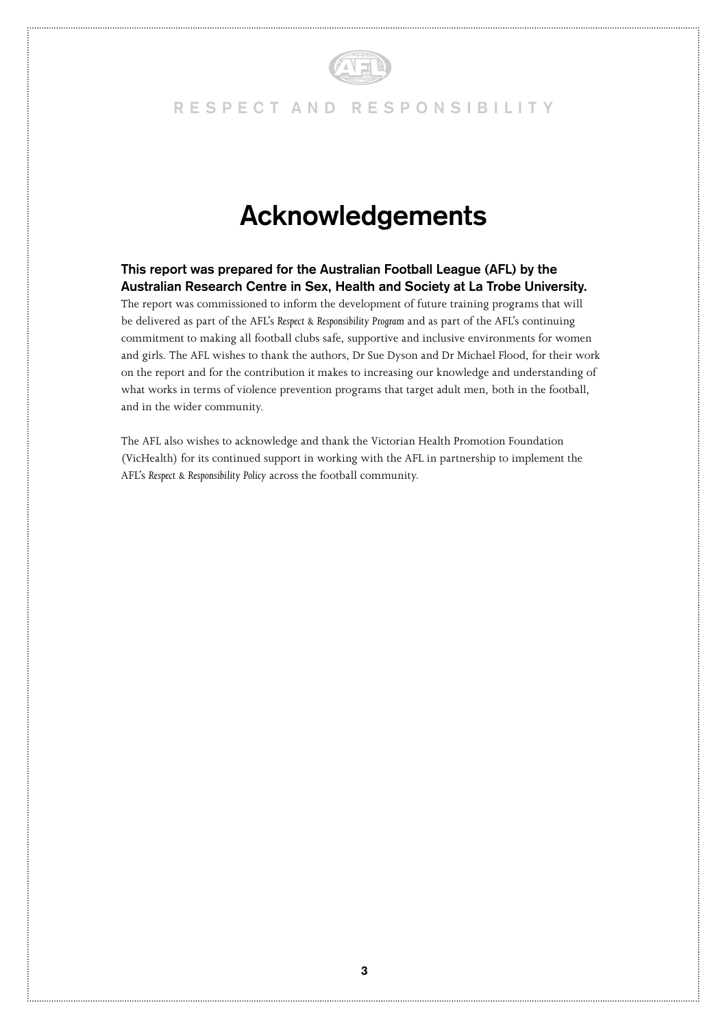# Acknowledgements

**This report was prepared for the Australian Football League (AFL) by the Australian Research Centre in Sex, Health and Society at La Trobe University.**

The report was commissioned to inform the development of future training programs that will be delivered as part of the AFL's *Respect & Responsibility Program* and as part of the AFL's continuing commitment to making all football clubs safe, supportive and inclusive environments for women and girls. The AFL wishes to thank the authors, Dr Sue Dyson and Dr Michael Flood, for their work on the report and for the contribution it makes to increasing our knowledge and understanding of what works in terms of violence prevention programs that target adult men, both in the football, and in the wider community.

The AFL also wishes to acknowledge and thank the Victorian Health Promotion Foundation (VicHealth) for its continued support in working with the AFL in partnership to implement the AFL's *Respect & Responsibility Policy* across the football community.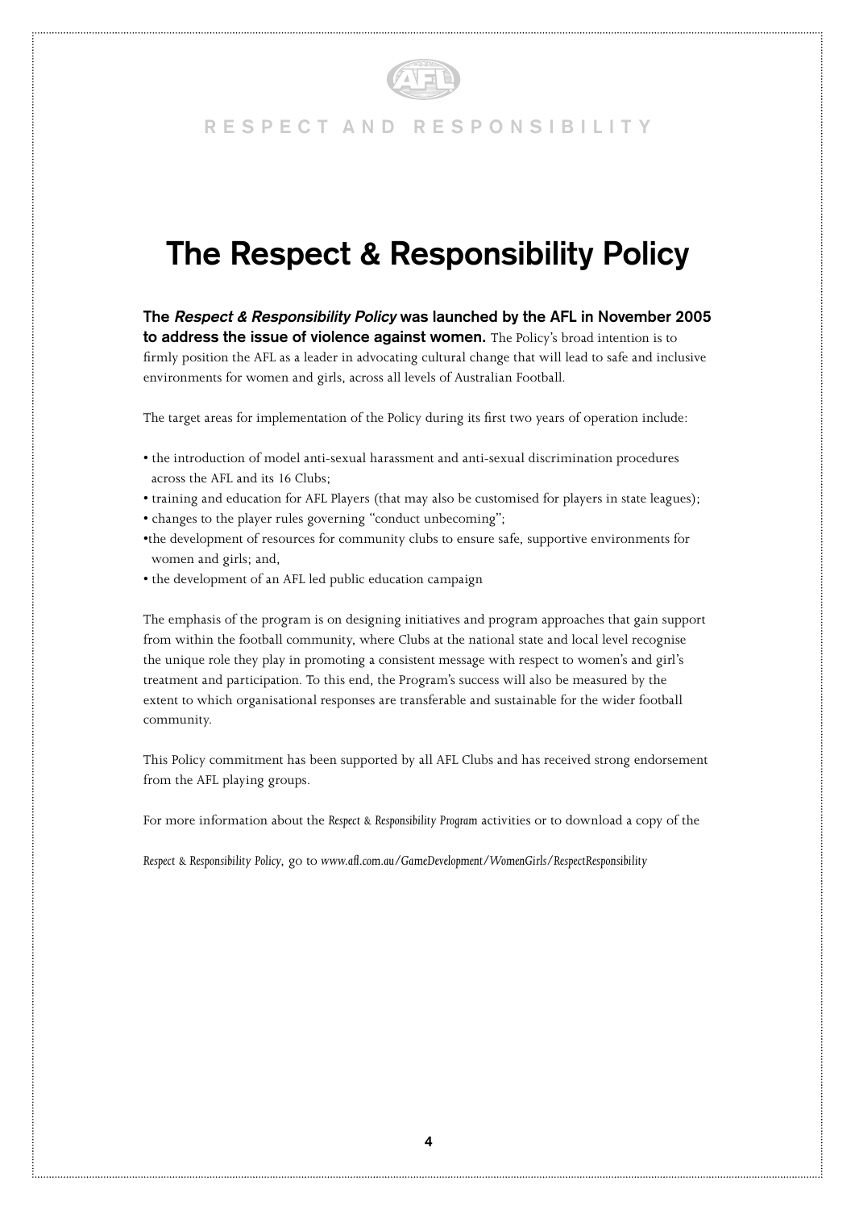# The Respect & Responsibility Policy

**The *Respect & Responsibility Policy* was launched by the AFL in November 2005 to address the issue of violence against women.** The Policy's broad intention is to firmly position the AFL as a leader in advocating cultural change that will lead to safe and inclusive environments for women and girls, across all levels of Australian Football.

The target areas for implementation of the Policy during its first two years of operation include:

- the introduction of model anti-sexual harassment and anti-sexual discrimination procedures across the AFL and its 16 Clubs;
- training and education for AFL Players (that may also be customised for players in state leagues);
- changes to the player rules governing "conduct unbecoming";
- the development of resources for community clubs to ensure safe, supportive environments for women and girls; and,
- the development of an AFL led public education campaign

The emphasis of the program is on designing initiatives and program approaches that gain support from within the football community, where Clubs at the national state and local level recognise the unique role they play in promoting a consistent message with respect to women's and girl's treatment and participation. To this end, the Program's success will also be measured by the extent to which organisational responses are transferable and sustainable for the wider football community.

This Policy commitment has been supported by all AFL Clubs and has received strong endorsement from the AFL playing groups.

For more information about the *Respect & Responsibility Program* activities or to download a copy of the

*Respect & Responsibility Policy*, go to *www.afl.com.au/GameDevelopment/WomenGirls/RespectResponsibility*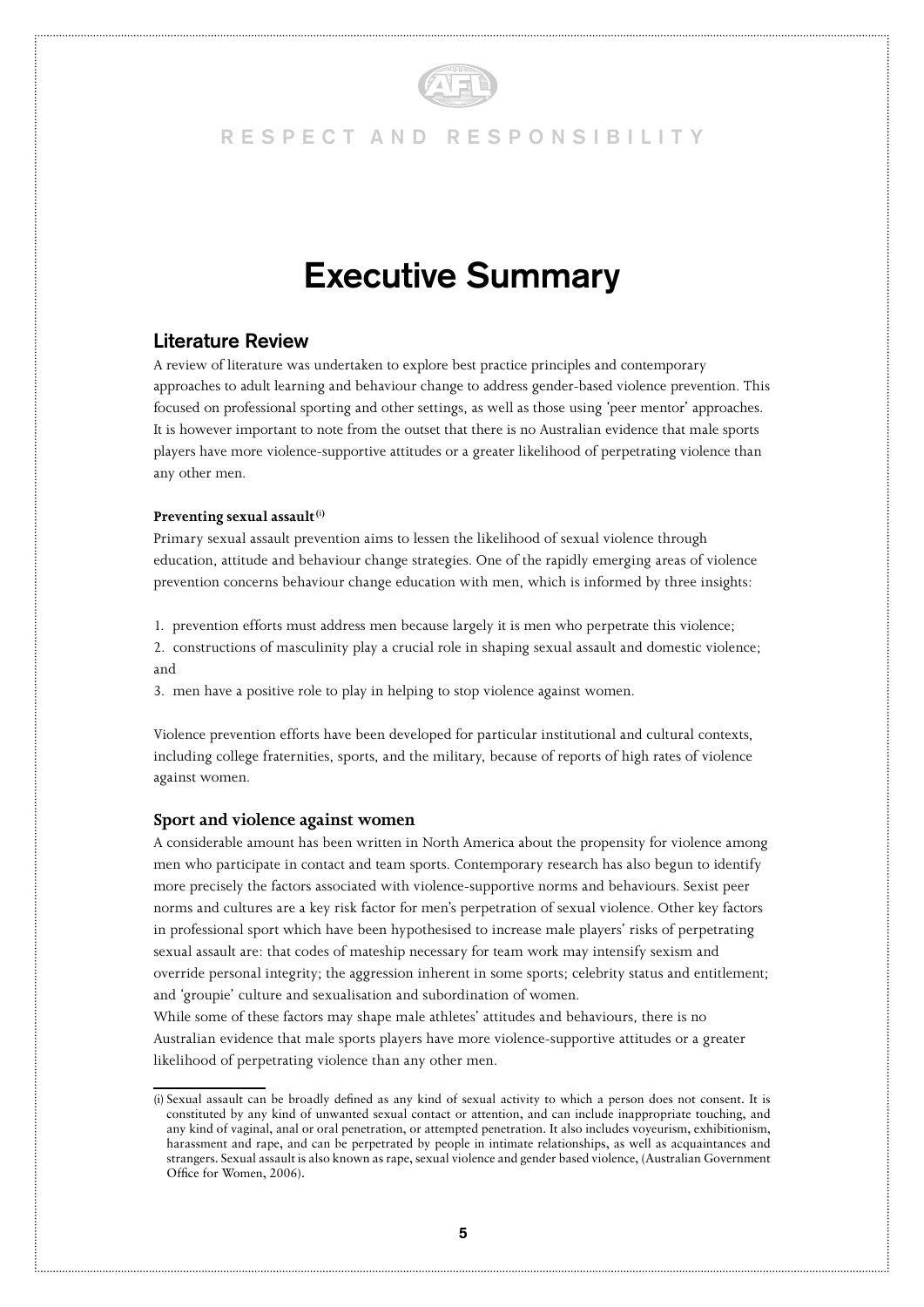# Executive Summary

## Literature Review

A review of literature was undertaken to explore best practice principles and contemporary approaches to adult learning and behaviour change to address gender-based violence prevention. This focused on professional sporting and other settings, as well as those using 'peer mentor' approaches. It is however important to note from the outset that there is no Australian evidence that male sports players have more violence-supportive attitudes or a greater likelihood of perpetrating violence than any other men.

**Preventing sexual assault** [(i)]

Primary sexual assault prevention aims to lessen the likelihood of sexual violence through education, attitude and behaviour change strategies. One of the rapidly emerging areas of violence prevention concerns behaviour change education with men, which is informed by three insights:

1. prevention efforts must address men because largely it is men who perpetrate this violence;
2. constructions of masculinity play a crucial role in shaping sexual assault and domestic violence; and
3. men have a positive role to play in helping to stop violence against women.

Violence prevention efforts have been developed for particular institutional and cultural contexts, including college fraternities, sports, and the military, because of reports of high rates of violence against women.

### Sport and violence against women

A considerable amount has been written in North America about the propensity for violence among men who participate in contact and team sports. Contemporary research has also begun to identify more precisely the factors associated with violence-supportive norms and behaviours. Sexist peer norms and cultures are a key risk factor for men's perpetration of sexual violence. Other key factors in professional sport which have been hypothesised to increase male players' risks of perpetrating sexual assault are: that codes of mateship necessary for team work may intensify sexism and override personal integrity; the aggression inherent in some sports; celebrity status and entitlement; and 'groupie' culture and sexualisation and subordination of women.

While some of these factors may shape male athletes' attitudes and behaviours, there is no Australian evidence that male sports players have more violence-supportive attitudes or a greater likelihood of perpetrating violence than any other men.

---

(i) Sexual assault can be broadly defined as any kind of sexual activity to which a person does not consent. It is constituted by any kind of unwanted sexual contact or attention, and can include inappropriate touching, and any kind of vaginal, anal or oral penetration, or attempted penetration. It also includes voyeurism, exhibitionism, harassment and rape, and can be perpetrated by people in intimate relationships, as well as acquaintances and strangers. Sexual assault is also known as rape, sexual violence and gender based violence, (Australian Government Office for Women, 2006).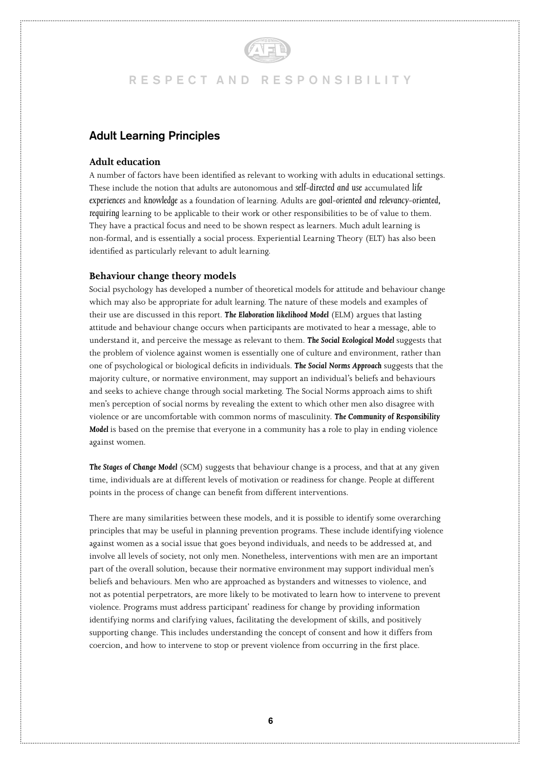## Adult Learning Principles

### Adult education

A number of factors have been identified as relevant to working with adults in educational settings. These include the notion that adults are autonomous and *self-directed and use* accumulated *life experiences* and *knowledge* as a foundation of learning. Adults are *goal-oriented and relevancy-oriented, requiring* learning to be applicable to their work or other responsibilities to be of value to them. They have a practical focus and need to be shown respect as learners. Much adult learning is non-formal, and is essentially a social process. Experiential Learning Theory (ELT) has also been identified as particularly relevant to adult learning.

### Behaviour change theory models

Social psychology has developed a number of theoretical models for attitude and behaviour change which may also be appropriate for adult learning. The nature of these models and examples of their use are discussed in this report. ***The Elaboration likelihood Model*** (ELM) argues that lasting attitude and behaviour change occurs when participants are motivated to hear a message, able to understand it, and perceive the message as relevant to them. ***The Social Ecological Model*** suggests that the problem of violence against women is essentially one of culture and environment, rather than one of psychological or biological deficits in individuals. ***The Social Norms Approach*** suggests that the majority culture, or normative environment, may support an individual's beliefs and behaviours and seeks to achieve change through social marketing. The Social Norms approach aims to shift men's perception of social norms by revealing the extent to which other men also disagree with violence or are uncomfortable with common norms of masculinity. ***The Community of Responsibility Model*** is based on the premise that everyone in a community has a role to play in ending violence against women.

***The Stages of Change Model*** (SCM) suggests that behaviour change is a process, and that at any given time, individuals are at different levels of motivation or readiness for change. People at different points in the process of change can benefit from different interventions.

There are many similarities between these models, and it is possible to identify some overarching principles that may be useful in planning prevention programs. These include identifying violence against women as a social issue that goes beyond individuals, and needs to be addressed at, and involve all levels of society, not only men. Nonetheless, interventions with men are an important part of the overall solution, because their normative environment may support individual men's beliefs and behaviours. Men who are approached as bystanders and witnesses to violence, and not as potential perpetrators, are more likely to be motivated to learn how to intervene to prevent violence. Programs must address participant' readiness for change by providing information identifying norms and clarifying values, facilitating the development of skills, and positively supporting change. This includes understanding the concept of consent and how it differs from coercion, and how to intervene to stop or prevent violence from occurring in the first place.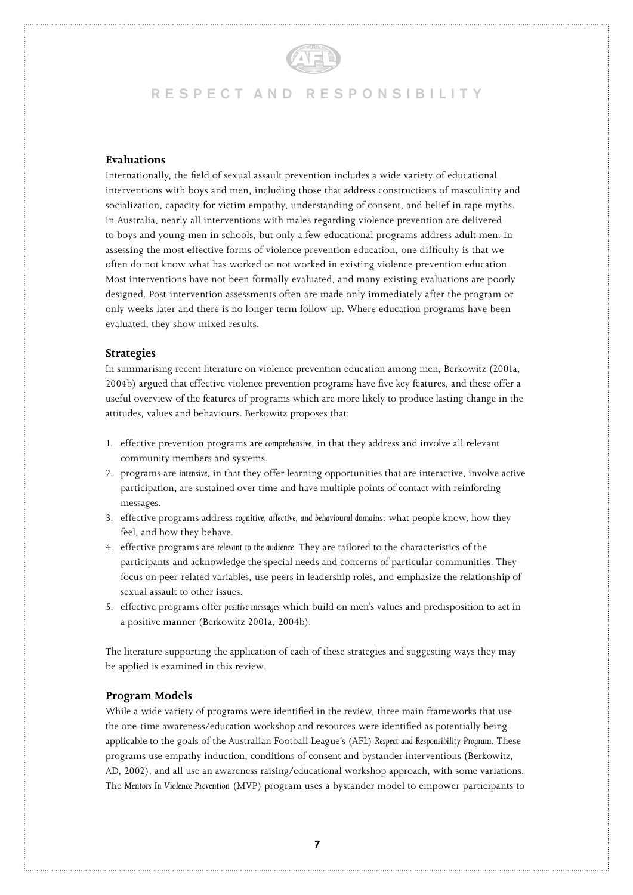## Evaluations

Internationally, the field of sexual assault prevention includes a wide variety of educational interventions with boys and men, including those that address constructions of masculinity and socialization, capacity for victim empathy, understanding of consent, and belief in rape myths. In Australia, nearly all interventions with males regarding violence prevention are delivered to boys and young men in schools, but only a few educational programs address adult men. In assessing the most effective forms of violence prevention education, one difficulty is that we often do not know what has worked or not worked in existing violence prevention education. Most interventions have not been formally evaluated, and many existing evaluations are poorly designed. Post-intervention assessments often are made only immediately after the program or only weeks later and there is no longer-term follow-up. Where education programs have been evaluated, they show mixed results.

## Strategies

In summarising recent literature on violence prevention education among men, Berkowitz (2001a, 2004b) argued that effective violence prevention programs have five key features, and these offer a useful overview of the features of programs which are more likely to produce lasting change in the attitudes, values and behaviours. Berkowitz proposes that:

1. effective prevention programs are *comprehensive*, in that they address and involve all relevant community members and systems.
2. programs are *intensive*, in that they offer learning opportunities that are interactive, involve active participation, are sustained over time and have multiple points of contact with reinforcing messages.
3. effective programs address *cognitive, affective, and behavioural domains*: what people know, how they feel, and how they behave.
4. effective programs are *relevant to the audience*. They are tailored to the characteristics of the participants and acknowledge the special needs and concerns of particular communities. They focus on peer-related variables, use peers in leadership roles, and emphasize the relationship of sexual assault to other issues.
5. effective programs offer *positive messages* which build on men's values and predisposition to act in a positive manner (Berkowitz 2001a, 2004b).

The literature supporting the application of each of these strategies and suggesting ways they may be applied is examined in this review.

## Program Models

While a wide variety of programs were identified in the review, three main frameworks that use the one-time awareness/education workshop and resources were identified as potentially being applicable to the goals of the Australian Football League's (AFL) *Respect and Responsibility Program*. These programs use empathy induction, conditions of consent and bystander interventions (Berkowitz, AD, 2002), and all use an awareness raising/educational workshop approach, with some variations. The *Mentors In Violence Prevention* (MVP) program uses a bystander model to empower participants to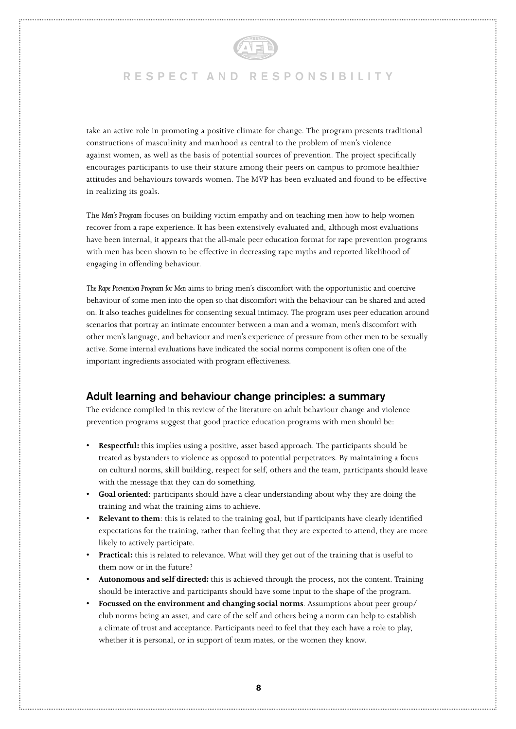take an active role in promoting a positive climate for change. The program presents traditional constructions of masculinity and manhood as central to the problem of men's violence against women, as well as the basis of potential sources of prevention. The project specifically encourages participants to use their stature among their peers on campus to promote healthier attitudes and behaviours towards women. The MVP has been evaluated and found to be effective in realizing its goals.

The *Men's Program* focuses on building victim empathy and on teaching men how to help women recover from a rape experience. It has been extensively evaluated and, although most evaluations have been internal, it appears that the all-male peer education format for rape prevention programs with men has been shown to be effective in decreasing rape myths and reported likelihood of engaging in offending behaviour.

*The Rape Prevention Program for Men* aims to bring men's discomfort with the opportunistic and coercive behaviour of some men into the open so that discomfort with the behaviour can be shared and acted on. It also teaches guidelines for consenting sexual intimacy. The program uses peer education around scenarios that portray an intimate encounter between a man and a woman, men's discomfort with other men's language, and behaviour and men's experience of pressure from other men to be sexually active. Some internal evaluations have indicated the social norms component is often one of the important ingredients associated with program effectiveness.

## Adult learning and behaviour change principles: a summary

The evidence compiled in this review of the literature on adult behaviour change and violence prevention programs suggest that good practice education programs with men should be:

- **Respectful:** this implies using a positive, asset based approach. The participants should be treated as bystanders to violence as opposed to potential perpetrators. By maintaining a focus on cultural norms, skill building, respect for self, others and the team, participants should leave with the message that they can do something.
- **Goal oriented**: participants should have a clear understanding about why they are doing the training and what the training aims to achieve.
- **Relevant to them**: this is related to the training goal, but if participants have clearly identified expectations for the training, rather than feeling that they are expected to attend, they are more likely to actively participate.
- **Practical:** this is related to relevance. What will they get out of the training that is useful to them now or in the future?
- **Autonomous and self directed:** this is achieved through the process, not the content. Training should be interactive and participants should have some input to the shape of the program.
- **Focussed on the environment and changing social norms**. Assumptions about peer group/club norms being an asset, and care of the self and others being a norm can help to establish a climate of trust and acceptance. Participants need to feel that they each have a role to play, whether it is personal, or in support of team mates, or the women they know.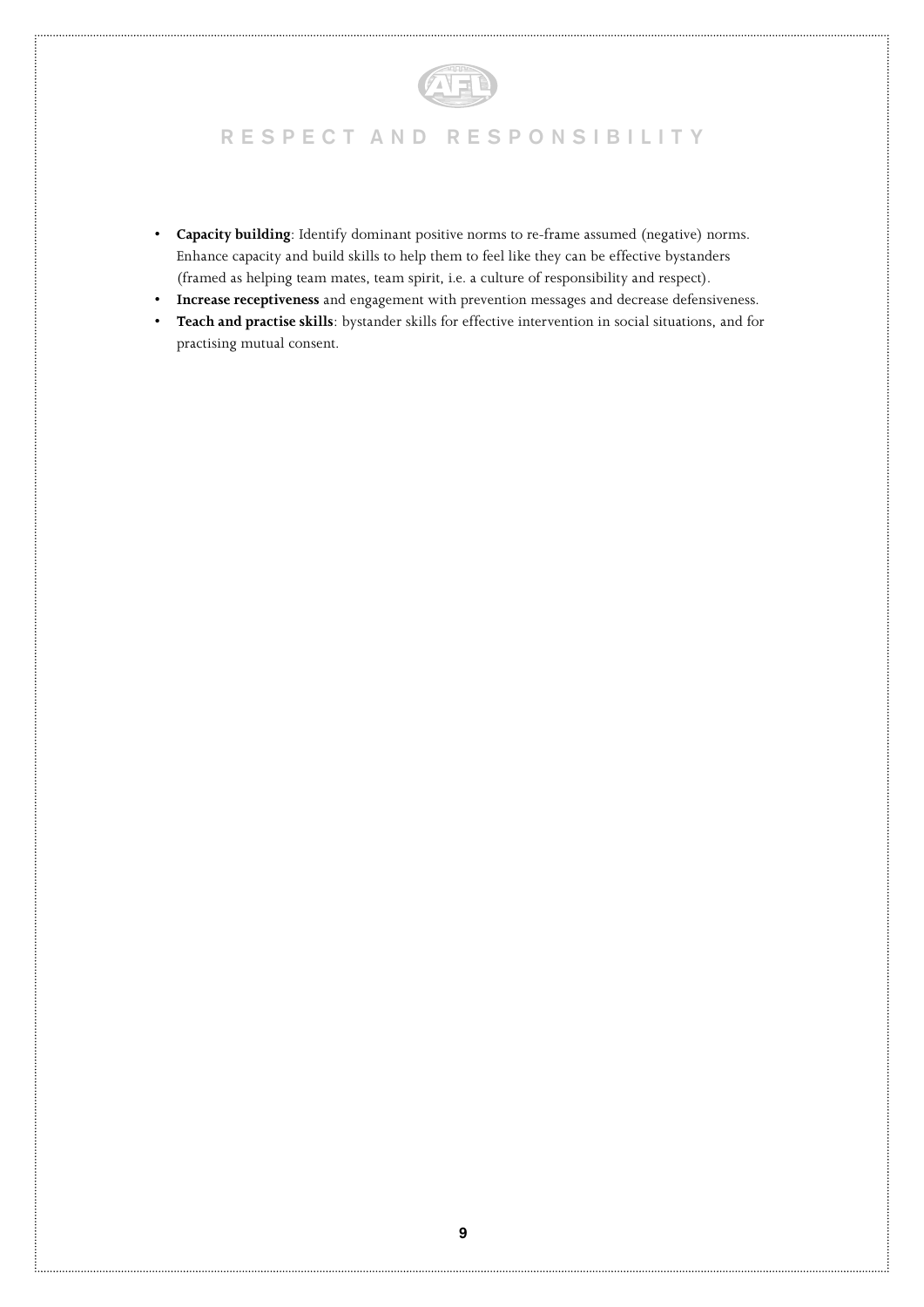- **Capacity building**: Identify dominant positive norms to re-frame assumed (negative) norms. Enhance capacity and build skills to help them to feel like they can be effective bystanders (framed as helping team mates, team spirit, i.e. a culture of responsibility and respect).
- **Increase receptiveness** and engagement with prevention messages and decrease defensiveness.
- **Teach and practise skills**: bystander skills for effective intervention in social situations, and for practising mutual consent.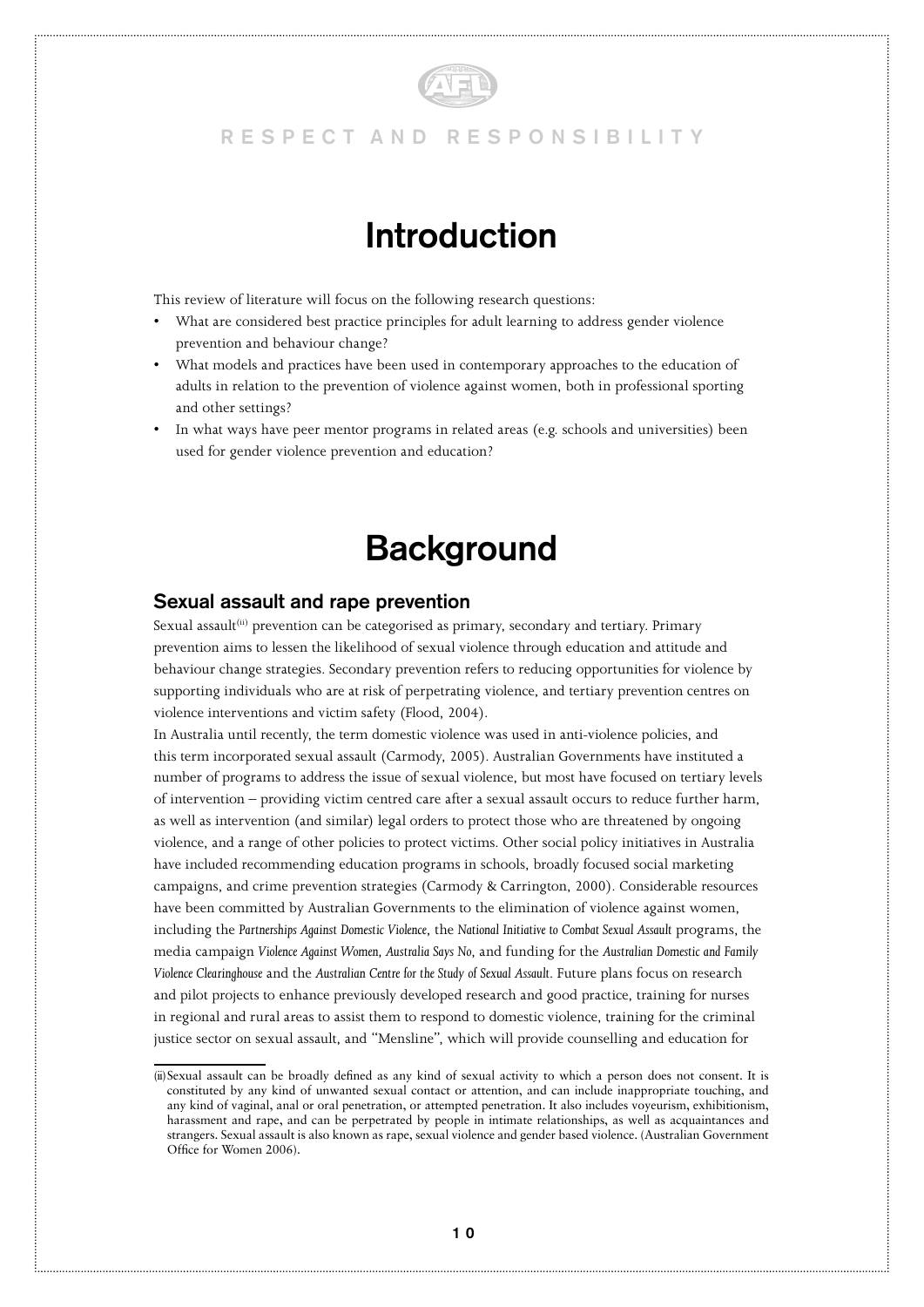# Introduction

This review of literature will focus on the following research questions:

- What are considered best practice principles for adult learning to address gender violence prevention and behaviour change?
- What models and practices have been used in contemporary approaches to the education of adults in relation to the prevention of violence against women, both in professional sporting and other settings?
- In what ways have peer mentor programs in related areas (e.g. schools and universities) been used for gender violence prevention and education?

# Background

## Sexual assault and rape prevention

Sexual assault[ii] prevention can be categorised as primary, secondary and tertiary. Primary prevention aims to lessen the likelihood of sexual violence through education and attitude and behaviour change strategies. Secondary prevention refers to reducing opportunities for violence by supporting individuals who are at risk of perpetrating violence, and tertiary prevention centres on violence interventions and victim safety (Flood, 2004).

In Australia until recently, the term domestic violence was used in anti-violence policies, and this term incorporated sexual assault (Carmody, 2005). Australian Governments have instituted a number of programs to address the issue of sexual violence, but most have focused on tertiary levels of intervention – providing victim centred care after a sexual assault occurs to reduce further harm, as well as intervention (and similar) legal orders to protect those who are threatened by ongoing violence, and a range of other policies to protect victims. Other social policy initiatives in Australia have included recommending education programs in schools, broadly focused social marketing campaigns, and crime prevention strategies (Carmody & Carrington, 2000). Considerable resources have been committed by Australian Governments to the elimination of violence against women, including the *Partnerships Against Domestic Violence*, the *National Initiative to Combat Sexual Assault* programs, the media campaign *Violence Against Women, Australia Says No*, and funding for the *Australian Domestic and Family Violence Clearinghouse* and the *Australian Centre for the Study of Sexual Assault*. Future plans focus on research and pilot projects to enhance previously developed research and good practice, training for nurses in regional and rural areas to assist them to respond to domestic violence, training for the criminal justice sector on sexual assault, and "Mensline", which will provide counselling and education for

[ii] Sexual assault can be broadly defined as any kind of sexual activity to which a person does not consent. It is constituted by any kind of unwanted sexual contact or attention, and can include inappropriate touching, and any kind of vaginal, anal or oral penetration, or attempted penetration. It also includes voyeurism, exhibitionism, harassment and rape, and can be perpetrated by people in intimate relationships, as well as acquaintances and strangers. Sexual assault is also known as rape, sexual violence and gender based violence. (Australian Government Office for Women 2006).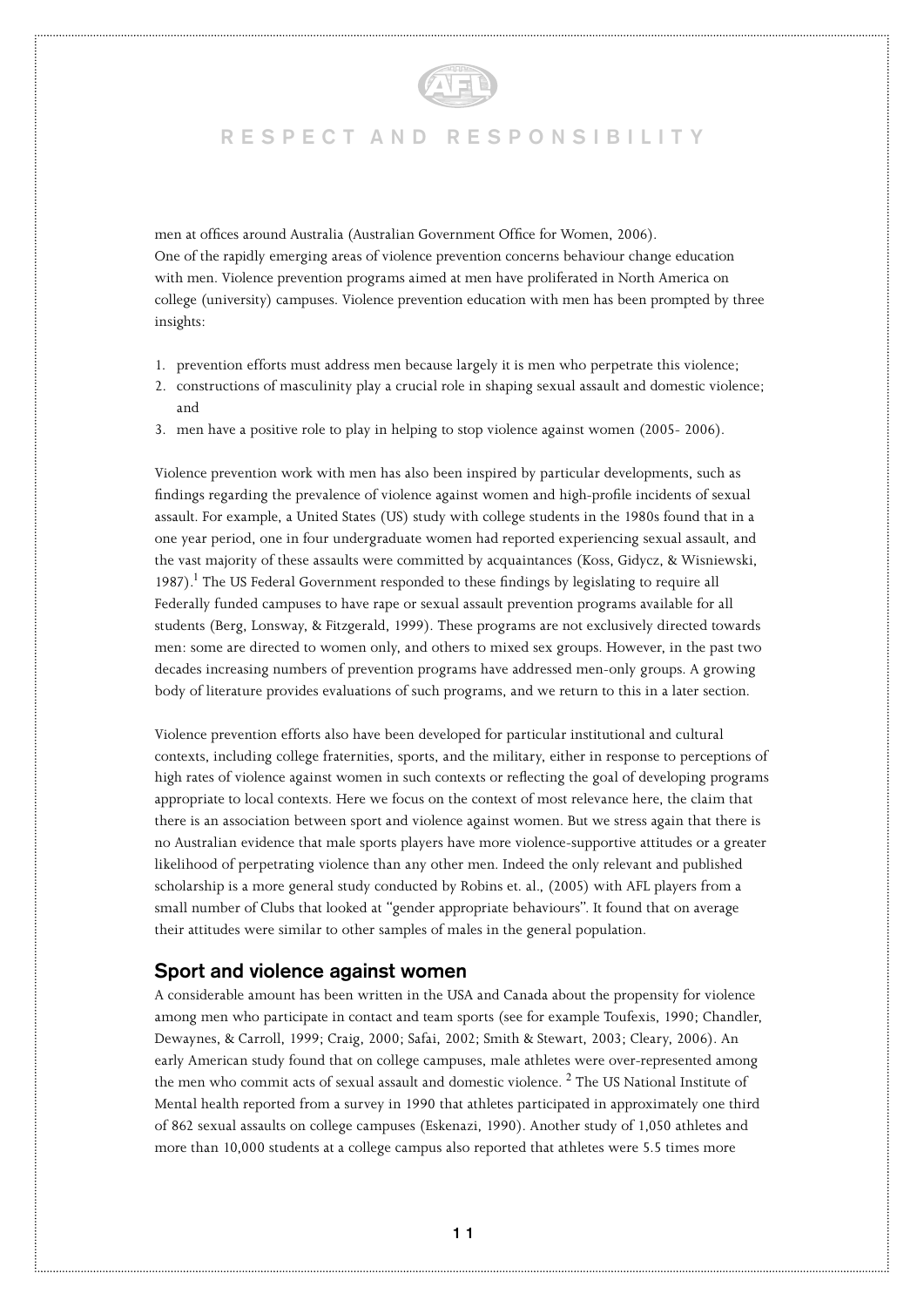men at offices around Australia (Australian Government Office for Women, 2006).
One of the rapidly emerging areas of violence prevention concerns behaviour change education with men. Violence prevention programs aimed at men have proliferated in North America on college (university) campuses. Violence prevention education with men has been prompted by three insights:

1. prevention efforts must address men because largely it is men who perpetrate this violence;
2. constructions of masculinity play a crucial role in shaping sexual assault and domestic violence; and
3. men have a positive role to play in helping to stop violence against women (2005- 2006).

Violence prevention work with men has also been inspired by particular developments, such as findings regarding the prevalence of violence against women and high-profile incidents of sexual assault. For example, a United States (US) study with college students in the 1980s found that in a one year period, one in four undergraduate women had reported experiencing sexual assault, and the vast majority of these assaults were committed by acquaintances (Koss, Gidycz, & Wisniewski, 1987).[1] The US Federal Government responded to these findings by legislating to require all Federally funded campuses to have rape or sexual assault prevention programs available for all students (Berg, Lonsway, & Fitzgerald, 1999). These programs are not exclusively directed towards men: some are directed to women only, and others to mixed sex groups. However, in the past two decades increasing numbers of prevention programs have addressed men-only groups. A growing body of literature provides evaluations of such programs, and we return to this in a later section.

Violence prevention efforts also have been developed for particular institutional and cultural contexts, including college fraternities, sports, and the military, either in response to perceptions of high rates of violence against women in such contexts or reflecting the goal of developing programs appropriate to local contexts. Here we focus on the context of most relevance here, the claim that there is an association between sport and violence against women. But we stress again that there is no Australian evidence that male sports players have more violence-supportive attitudes or a greater likelihood of perpetrating violence than any other men. Indeed the only relevant and published scholarship is a more general study conducted by Robins et. al., (2005) with AFL players from a small number of Clubs that looked at "gender appropriate behaviours". It found that on average their attitudes were similar to other samples of males in the general population.

## Sport and violence against women

A considerable amount has been written in the USA and Canada about the propensity for violence among men who participate in contact and team sports (see for example Toufexis, 1990; Chandler, Dewaynes, & Carroll, 1999; Craig, 2000; Safai, 2002; Smith & Stewart, 2003; Cleary, 2006). An early American study found that on college campuses, male athletes were over-represented among the men who commit acts of sexual assault and domestic violence. [2] The US National Institute of Mental health reported from a survey in 1990 that athletes participated in approximately one third of 862 sexual assaults on college campuses (Eskenazi, 1990). Another study of 1,050 athletes and more than 10,000 students at a college campus also reported that athletes were 5.5 times more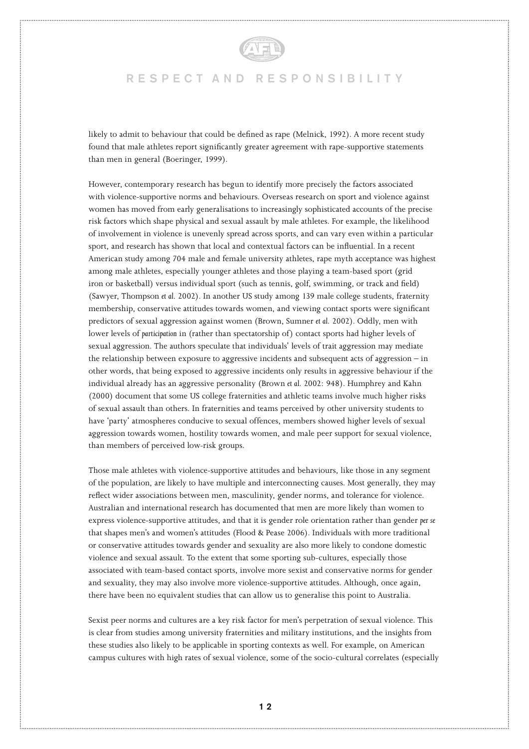likely to admit to behaviour that could be defined as rape (Melnick, 1992). A more recent study found that male athletes report significantly greater agreement with rape-supportive statements than men in general (Boeringer, 1999).

However, contemporary research has begun to identify more precisely the factors associated with violence-supportive norms and behaviours. Overseas research on sport and violence against women has moved from early generalisations to increasingly sophisticated accounts of the precise risk factors which shape physical and sexual assault by male athletes. For example, the likelihood of involvement in violence is unevenly spread across sports, and can vary even within a particular sport, and research has shown that local and contextual factors can be influential. In a recent American study among 704 male and female university athletes, rape myth acceptance was highest among male athletes, especially younger athletes and those playing a team-based sport (grid iron or basketball) versus individual sport (such as tennis, golf, swimming, or track and field) (Sawyer, Thompson *et al.* 2002). In another US study among 139 male college students, fraternity membership, conservative attitudes towards women, and viewing contact sports were significant predictors of sexual aggression against women (Brown, Sumner *et al.* 2002). Oddly, men with lower levels of *participation* in (rather than spectatorship of) contact sports had higher levels of sexual aggression. The authors speculate that individuals' levels of trait aggression may mediate the relationship between exposure to aggressive incidents and subsequent acts of aggression – in other words, that being exposed to aggressive incidents only results in aggressive behaviour if the individual already has an aggressive personality (Brown *et al.* 2002: 948). Humphrey and Kahn (2000) document that some US college fraternities and athletic teams involve much higher risks of sexual assault than others. In fraternities and teams perceived by other university students to have 'party' atmospheres conducive to sexual offences, members showed higher levels of sexual aggression towards women, hostility towards women, and male peer support for sexual violence, than members of perceived low-risk groups.

Those male athletes with violence-supportive attitudes and behaviours, like those in any segment of the population, are likely to have multiple and interconnecting causes. Most generally, they may reflect wider associations between men, masculinity, gender norms, and tolerance for violence. Australian and international research has documented that men are more likely than women to express violence-supportive attitudes, and that it is gender role orientation rather than gender *per se* that shapes men's and women's attitudes (Flood & Pease 2006). Individuals with more traditional or conservative attitudes towards gender and sexuality are also more likely to condone domestic violence and sexual assault. To the extent that some sporting sub-cultures, especially those associated with team-based contact sports, involve more sexist and conservative norms for gender and sexuality, they may also involve more violence-supportive attitudes. Although, once again, there have been no equivalent studies that can allow us to generalise this point to Australia.

Sexist peer norms and cultures are a key risk factor for men's perpetration of sexual violence. This is clear from studies among university fraternities and military institutions, and the insights from these studies also likely to be applicable in sporting contexts as well. For example, on American campus cultures with high rates of sexual violence, some of the socio-cultural correlates (especially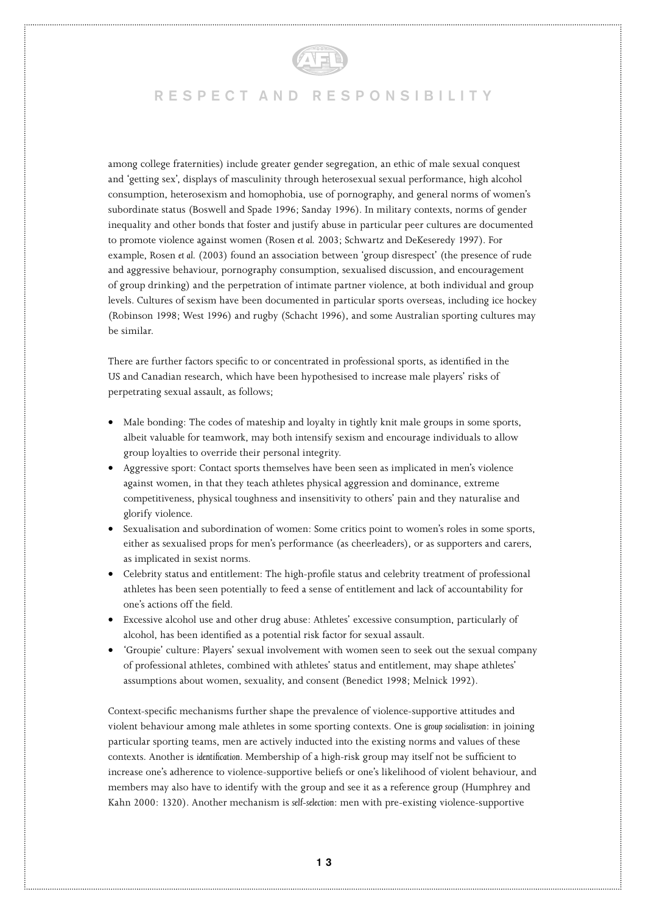among college fraternities) include greater gender segregation, an ethic of male sexual conquest and 'getting sex', displays of masculinity through heterosexual sexual performance, high alcohol consumption, heterosexism and homophobia, use of pornography, and general norms of women's subordinate status (Boswell and Spade 1996; Sanday 1996). In military contexts, norms of gender inequality and other bonds that foster and justify abuse in particular peer cultures are documented to promote violence against women (Rosen *et al.* 2003; Schwartz and DeKeseredy 1997). For example, Rosen *et al.* (2003) found an association between 'group disrespect' (the presence of rude and aggressive behaviour, pornography consumption, sexualised discussion, and encouragement of group drinking) and the perpetration of intimate partner violence, at both individual and group levels. Cultures of sexism have been documented in particular sports overseas, including ice hockey (Robinson 1998; West 1996) and rugby (Schacht 1996), and some Australian sporting cultures may be similar.

There are further factors specific to or concentrated in professional sports, as identified in the US and Canadian research, which have been hypothesised to increase male players' risks of perpetrating sexual assault, as follows;

- Male bonding: The codes of mateship and loyalty in tightly knit male groups in some sports, albeit valuable for teamwork, may both intensify sexism and encourage individuals to allow group loyalties to override their personal integrity.
- Aggressive sport: Contact sports themselves have been seen as implicated in men's violence against women, in that they teach athletes physical aggression and dominance, extreme competitiveness, physical toughness and insensitivity to others' pain and they naturalise and glorify violence.
- Sexualisation and subordination of women: Some critics point to women's roles in some sports, either as sexualised props for men's performance (as cheerleaders), or as supporters and carers, as implicated in sexist norms.
- Celebrity status and entitlement: The high-profile status and celebrity treatment of professional athletes has been seen potentially to feed a sense of entitlement and lack of accountability for one's actions off the field.
- Excessive alcohol use and other drug abuse: Athletes' excessive consumption, particularly of alcohol, has been identified as a potential risk factor for sexual assault.
- 'Groupie' culture: Players' sexual involvement with women seen to seek out the sexual company of professional athletes, combined with athletes' status and entitlement, may shape athletes' assumptions about women, sexuality, and consent (Benedict 1998; Melnick 1992).

Context-specific mechanisms further shape the prevalence of violence-supportive attitudes and violent behaviour among male athletes in some sporting contexts. One is *group socialisation*: in joining particular sporting teams, men are actively inducted into the existing norms and values of these contexts. Another is *identification*. Membership of a high-risk group may itself not be sufficient to increase one's adherence to violence-supportive beliefs or one's likelihood of violent behaviour, and members may also have to identify with the group and see it as a reference group (Humphrey and Kahn 2000: 1320). Another mechanism is *self-selection*: men with pre-existing violence-supportive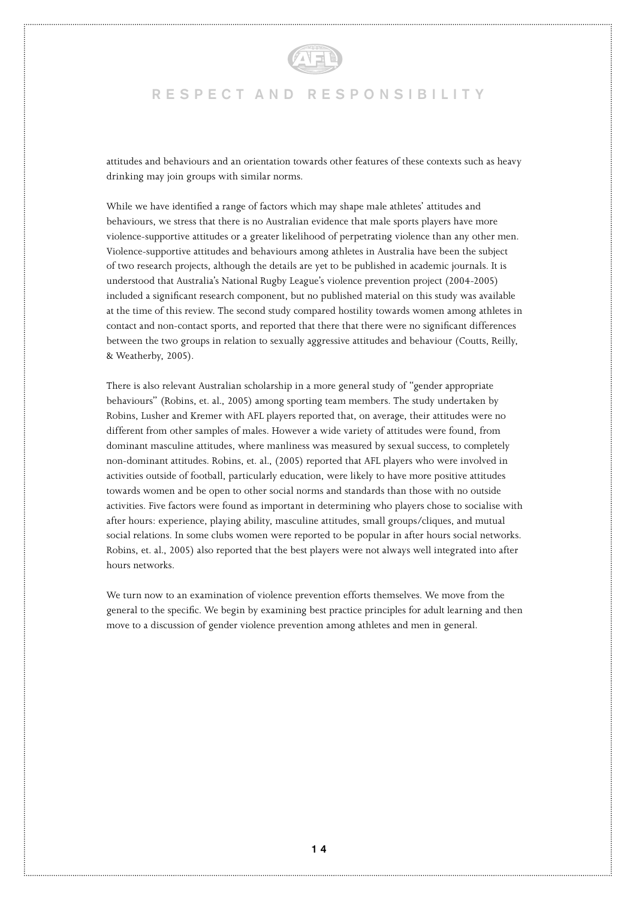attitudes and behaviours and an orientation towards other features of these contexts such as heavy drinking may join groups with similar norms.

While we have identified a range of factors which may shape male athletes' attitudes and behaviours, we stress that there is no Australian evidence that male sports players have more violence-supportive attitudes or a greater likelihood of perpetrating violence than any other men. Violence-supportive attitudes and behaviours among athletes in Australia have been the subject of two research projects, although the details are yet to be published in academic journals. It is understood that Australia's National Rugby League's violence prevention project (2004-2005) included a significant research component, but no published material on this study was available at the time of this review. The second study compared hostility towards women among athletes in contact and non-contact sports, and reported that there that there were no significant differences between the two groups in relation to sexually aggressive attitudes and behaviour (Coutts, Reilly, & Weatherby, 2005).

There is also relevant Australian scholarship in a more general study of "gender appropriate behaviours" (Robins, et. al., 2005) among sporting team members. The study undertaken by Robins, Lusher and Kremer with AFL players reported that, on average, their attitudes were no different from other samples of males. However a wide variety of attitudes were found, from dominant masculine attitudes, where manliness was measured by sexual success, to completely non-dominant attitudes. Robins, et. al., (2005) reported that AFL players who were involved in activities outside of football, particularly education, were likely to have more positive attitudes towards women and be open to other social norms and standards than those with no outside activities. Five factors were found as important in determining who players chose to socialise with after hours: experience, playing ability, masculine attitudes, small groups/cliques, and mutual social relations. In some clubs women were reported to be popular in after hours social networks. Robins, et. al., 2005) also reported that the best players were not always well integrated into after hours networks.

We turn now to an examination of violence prevention efforts themselves. We move from the general to the specific. We begin by examining best practice principles for adult learning and then move to a discussion of gender violence prevention among athletes and men in general.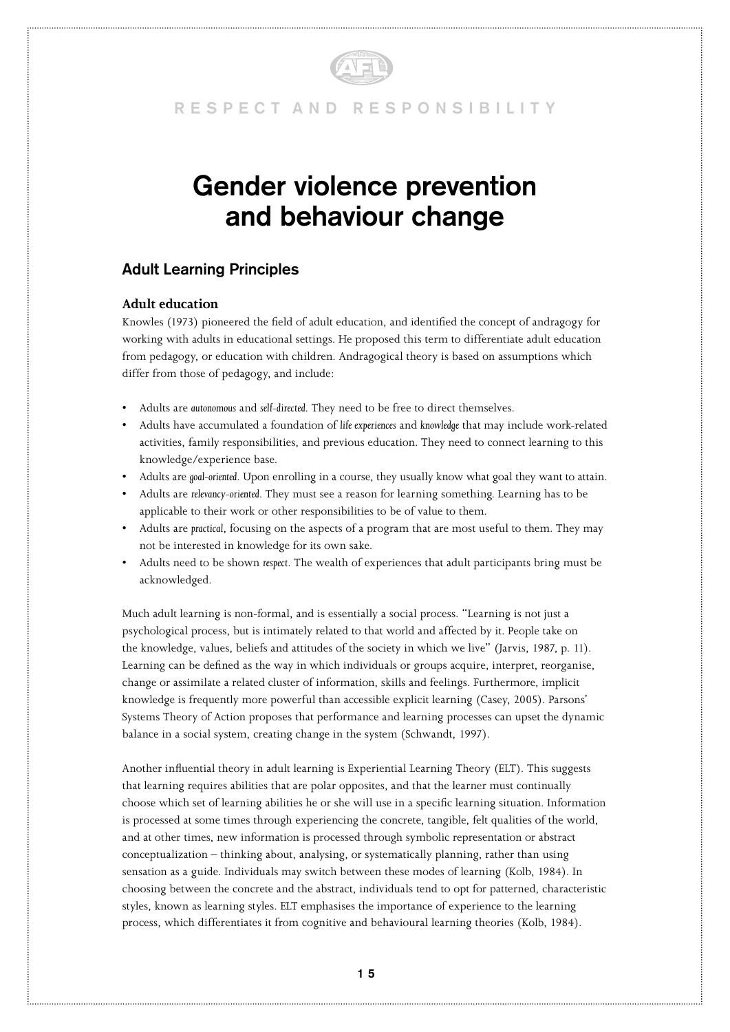# Gender violence prevention and behaviour change

## Adult Learning Principles

### Adult education

Knowles (1973) pioneered the field of adult education, and identified the concept of andragogy for working with adults in educational settings. He proposed this term to differentiate adult education from pedagogy, or education with children. Andragogical theory is based on assumptions which differ from those of pedagogy, and include:

- Adults are *autonomous* and *self-directed*. They need to be free to direct themselves.
- Adults have accumulated a foundation of *life experiences* and *knowledge* that may include work-related activities, family responsibilities, and previous education. They need to connect learning to this knowledge/experience base.
- Adults are *goal-oriented*. Upon enrolling in a course, they usually know what goal they want to attain.
- Adults are *relevancy-oriented*. They must see a reason for learning something. Learning has to be applicable to their work or other responsibilities to be of value to them.
- Adults are *practical*, focusing on the aspects of a program that are most useful to them. They may not be interested in knowledge for its own sake.
- Adults need to be shown *respect*. The wealth of experiences that adult participants bring must be acknowledged.

Much adult learning is non-formal, and is essentially a social process. "Learning is not just a psychological process, but is intimately related to that world and affected by it. People take on the knowledge, values, beliefs and attitudes of the society in which we live" (Jarvis, 1987, p. 11). Learning can be defined as the way in which individuals or groups acquire, interpret, reorganise, change or assimilate a related cluster of information, skills and feelings. Furthermore, implicit knowledge is frequently more powerful than accessible explicit learning (Casey, 2005). Parsons' Systems Theory of Action proposes that performance and learning processes can upset the dynamic balance in a social system, creating change in the system (Schwandt, 1997).

Another influential theory in adult learning is Experiential Learning Theory (ELT). This suggests that learning requires abilities that are polar opposites, and that the learner must continually choose which set of learning abilities he or she will use in a specific learning situation. Information is processed at some times through experiencing the concrete, tangible, felt qualities of the world, and at other times, new information is processed through symbolic representation or abstract conceptualization – thinking about, analysing, or systematically planning, rather than using sensation as a guide. Individuals may switch between these modes of learning (Kolb, 1984). In choosing between the concrete and the abstract, individuals tend to opt for patterned, characteristic styles, known as learning styles. ELT emphasises the importance of experience to the learning process, which differentiates it from cognitive and behavioural learning theories (Kolb, 1984).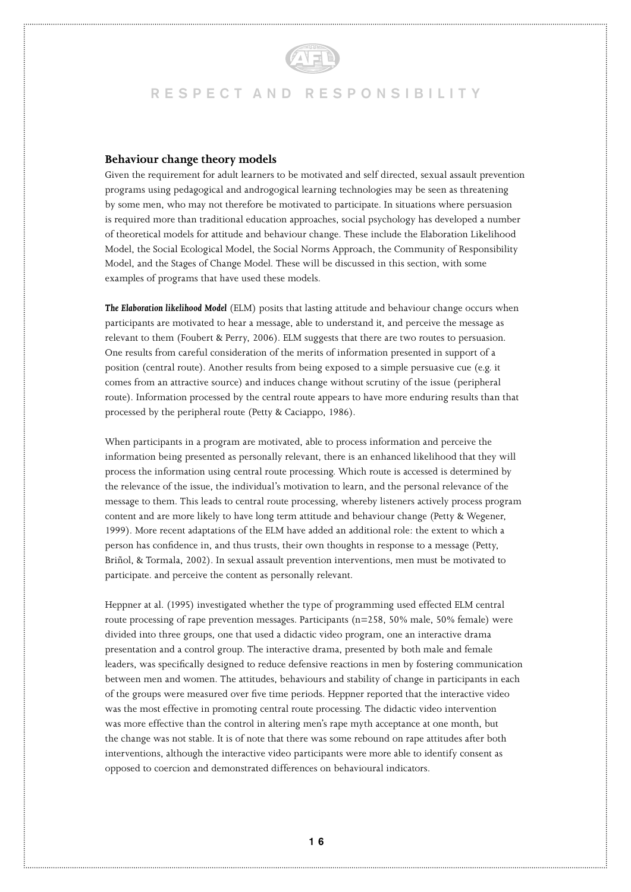## Behaviour change theory models

Given the requirement for adult learners to be motivated and self directed, sexual assault prevention programs using pedagogical and androgogical learning technologies may be seen as threatening by some men, who may not therefore be motivated to participate. In situations where persuasion is required more than traditional education approaches, social psychology has developed a number of theoretical models for attitude and behaviour change. These include the Elaboration Likelihood Model, the Social Ecological Model, the Social Norms Approach, the Community of Responsibility Model, and the Stages of Change Model. These will be discussed in this section, with some examples of programs that have used these models.

***The Elaboration likelihood Model*** (ELM) posits that lasting attitude and behaviour change occurs when participants are motivated to hear a message, able to understand it, and perceive the message as relevant to them (Foubert & Perry, 2006). ELM suggests that there are two routes to persuasion. One results from careful consideration of the merits of information presented in support of a position (central route). Another results from being exposed to a simple persuasive cue (e.g. it comes from an attractive source) and induces change without scrutiny of the issue (peripheral route). Information processed by the central route appears to have more enduring results than that processed by the peripheral route (Petty & Caciappo, 1986).

When participants in a program are motivated, able to process information and perceive the information being presented as personally relevant, there is an enhanced likelihood that they will process the information using central route processing. Which route is accessed is determined by the relevance of the issue, the individual's motivation to learn, and the personal relevance of the message to them. This leads to central route processing, whereby listeners actively process program content and are more likely to have long term attitude and behaviour change (Petty & Wegener, 1999). More recent adaptations of the ELM have added an additional role: the extent to which a person has confidence in, and thus trusts, their own thoughts in response to a message (Petty, Briñol, & Tormala, 2002). In sexual assault prevention interventions, men must be motivated to participate. and perceive the content as personally relevant.

Heppner at al. (1995) investigated whether the type of programming used effected ELM central route processing of rape prevention messages. Participants (n=258, 50% male, 50% female) were divided into three groups, one that used a didactic video program, one an interactive drama presentation and a control group. The interactive drama, presented by both male and female leaders, was specifically designed to reduce defensive reactions in men by fostering communication between men and women. The attitudes, behaviours and stability of change in participants in each of the groups were measured over five time periods. Heppner reported that the interactive video was the most effective in promoting central route processing. The didactic video intervention was more effective than the control in altering men's rape myth acceptance at one month, but the change was not stable. It is of note that there was some rebound on rape attitudes after both interventions, although the interactive video participants were more able to identify consent as opposed to coercion and demonstrated differences on behavioural indicators.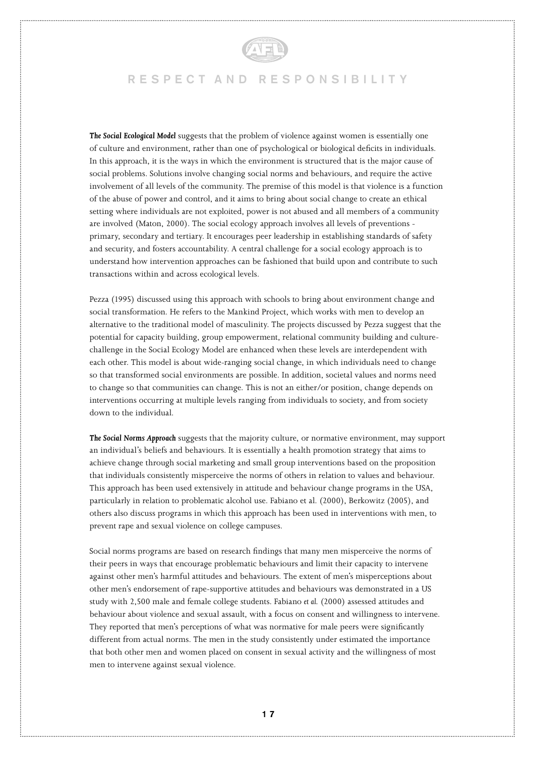***The Social Ecological Model*** suggests that the problem of violence against women is essentially one of culture and environment, rather than one of psychological or biological deficits in individuals. In this approach, it is the ways in which the environment is structured that is the major cause of social problems. Solutions involve changing social norms and behaviours, and require the active involvement of all levels of the community. The premise of this model is that violence is a function of the abuse of power and control, and it aims to bring about social change to create an ethical setting where individuals are not exploited, power is not abused and all members of a community are involved (Maton, 2000). The social ecology approach involves all levels of preventions - primary, secondary and tertiary. It encourages peer leadership in establishing standards of safety and security, and fosters accountability. A central challenge for a social ecology approach is to understand how intervention approaches can be fashioned that build upon and contribute to such transactions within and across ecological levels.

Pezza (1995) discussed using this approach with schools to bring about environment change and social transformation. He refers to the Mankind Project, which works with men to develop an alternative to the traditional model of masculinity. The projects discussed by Pezza suggest that the potential for capacity building, group empowerment, relational community building and culture-challenge in the Social Ecology Model are enhanced when these levels are interdependent with each other. This model is about wide-ranging social change, in which individuals need to change so that transformed social environments are possible. In addition, societal values and norms need to change so that communities can change. This is not an either/or position, change depends on interventions occurring at multiple levels ranging from individuals to society, and from society down to the individual.

***The Social Norms Approach*** suggests that the majority culture, or normative environment, may support an individual's beliefs and behaviours. It is essentially a health promotion strategy that aims to achieve change through social marketing and small group interventions based on the proposition that individuals consistently misperceive the norms of others in relation to values and behaviour. This approach has been used extensively in attitude and behaviour change programs in the USA, particularly in relation to problematic alcohol use. Fabiano et al. (2000), Berkowitz (2005), and others also discuss programs in which this approach has been used in interventions with men, to prevent rape and sexual violence on college campuses.

Social norms programs are based on research findings that many men misperceive the norms of their peers in ways that encourage problematic behaviours and limit their capacity to intervene against other men's harmful attitudes and behaviours. The extent of men's misperceptions about other men's endorsement of rape-supportive attitudes and behaviours was demonstrated in a US study with 2,500 male and female college students. Fabiano *et al.* (2000) assessed attitudes and behaviour about violence and sexual assault, with a focus on consent and willingness to intervene. They reported that men's perceptions of what was normative for male peers were significantly different from actual norms. The men in the study consistently under estimated the importance that both other men and women placed on consent in sexual activity and the willingness of most men to intervene against sexual violence.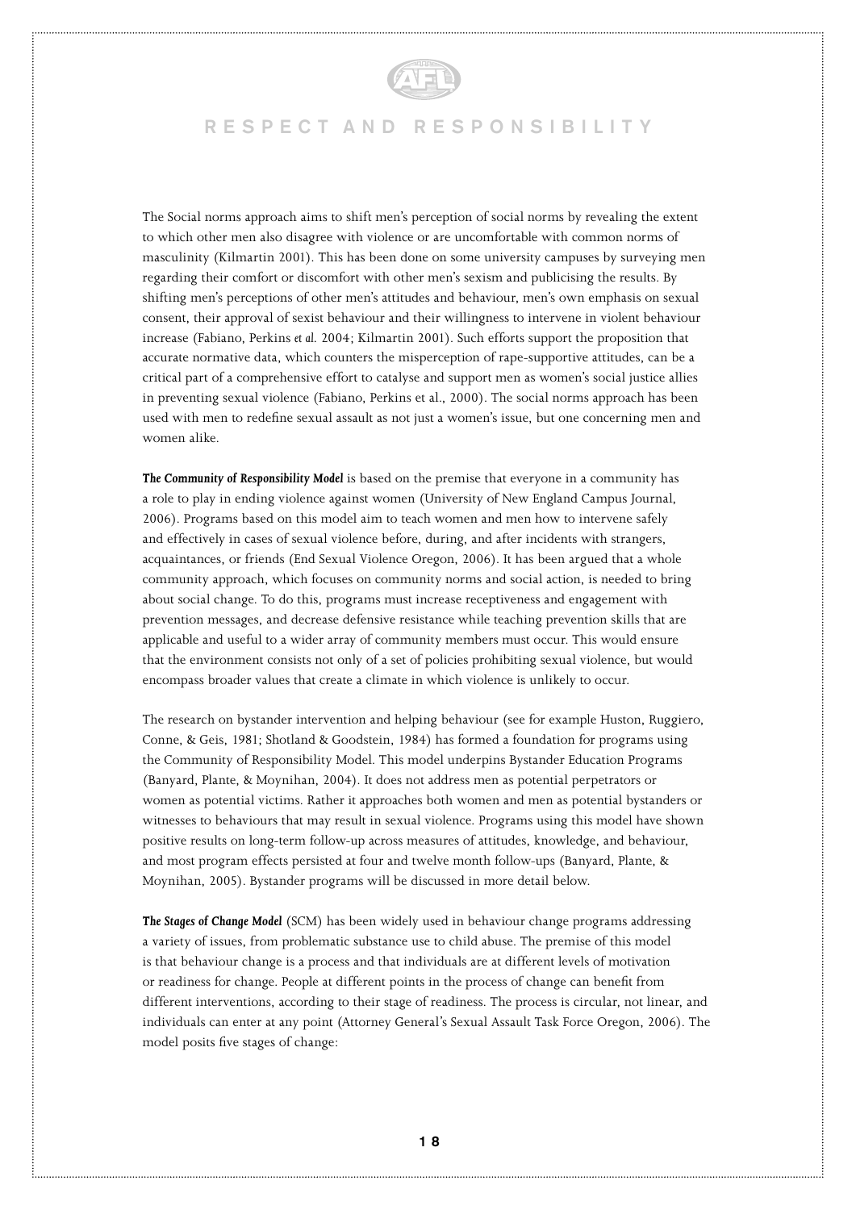The Social norms approach aims to shift men's perception of social norms by revealing the extent to which other men also disagree with violence or are uncomfortable with common norms of masculinity (Kilmartin 2001). This has been done on some university campuses by surveying men regarding their comfort or discomfort with other men's sexism and publicising the results. By shifting men's perceptions of other men's attitudes and behaviour, men's own emphasis on sexual consent, their approval of sexist behaviour and their willingness to intervene in violent behaviour increase (Fabiano, Perkins *et al.* 2004; Kilmartin 2001). Such efforts support the proposition that accurate normative data, which counters the misperception of rape-supportive attitudes, can be a critical part of a comprehensive effort to catalyse and support men as women's social justice allies in preventing sexual violence (Fabiano, Perkins et al., 2000). The social norms approach has been used with men to redefine sexual assault as not just a women's issue, but one concerning men and women alike.

***The Community of Responsibility Model*** is based on the premise that everyone in a community has a role to play in ending violence against women (University of New England Campus Journal, 2006). Programs based on this model aim to teach women and men how to intervene safely and effectively in cases of sexual violence before, during, and after incidents with strangers, acquaintances, or friends (End Sexual Violence Oregon, 2006). It has been argued that a whole community approach, which focuses on community norms and social action, is needed to bring about social change. To do this, programs must increase receptiveness and engagement with prevention messages, and decrease defensive resistance while teaching prevention skills that are applicable and useful to a wider array of community members must occur. This would ensure that the environment consists not only of a set of policies prohibiting sexual violence, but would encompass broader values that create a climate in which violence is unlikely to occur.

The research on bystander intervention and helping behaviour (see for example Huston, Ruggiero, Conne, & Geis, 1981; Shotland & Goodstein, 1984) has formed a foundation for programs using the Community of Responsibility Model. This model underpins Bystander Education Programs (Banyard, Plante, & Moynihan, 2004). It does not address men as potential perpetrators or women as potential victims. Rather it approaches both women and men as potential bystanders or witnesses to behaviours that may result in sexual violence. Programs using this model have shown positive results on long-term follow-up across measures of attitudes, knowledge, and behaviour, and most program effects persisted at four and twelve month follow-ups (Banyard, Plante, & Moynihan, 2005). Bystander programs will be discussed in more detail below.

***The Stages of Change Model*** (SCM) has been widely used in behaviour change programs addressing a variety of issues, from problematic substance use to child abuse. The premise of this model is that behaviour change is a process and that individuals are at different levels of motivation or readiness for change. People at different points in the process of change can benefit from different interventions, according to their stage of readiness. The process is circular, not linear, and individuals can enter at any point (Attorney General's Sexual Assault Task Force Oregon, 2006). The model posits five stages of change: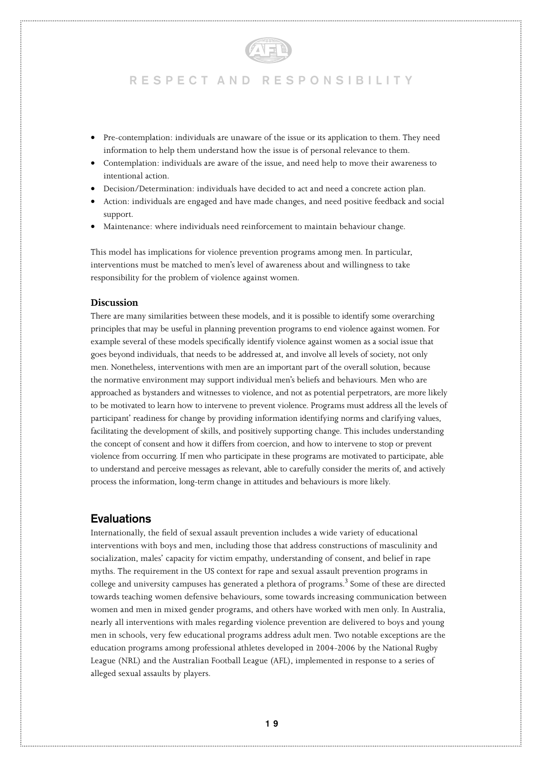- Pre-contemplation: individuals are unaware of the issue or its application to them. They need information to help them understand how the issue is of personal relevance to them.
- Contemplation: individuals are aware of the issue, and need help to move their awareness to intentional action.
- Decision/Determination: individuals have decided to act and need a concrete action plan.
- Action: individuals are engaged and have made changes, and need positive feedback and social support.
- Maintenance: where individuals need reinforcement to maintain behaviour change.

This model has implications for violence prevention programs among men. In particular, interventions must be matched to men's level of awareness about and willingness to take responsibility for the problem of violence against women.

### Discussion

There are many similarities between these models, and it is possible to identify some overarching principles that may be useful in planning prevention programs to end violence against women. For example several of these models specifically identify violence against women as a social issue that goes beyond individuals, that needs to be addressed at, and involve all levels of society, not only men. Nonetheless, interventions with men are an important part of the overall solution, because the normative environment may support individual men's beliefs and behaviours. Men who are approached as bystanders and witnesses to violence, and not as potential perpetrators, are more likely to be motivated to learn how to intervene to prevent violence. Programs must address all the levels of participant' readiness for change by providing information identifying norms and clarifying values, facilitating the development of skills, and positively supporting change. This includes understanding the concept of consent and how it differs from coercion, and how to intervene to stop or prevent violence from occurring. If men who participate in these programs are motivated to participate, able to understand and perceive messages as relevant, able to carefully consider the merits of, and actively process the information, long-term change in attitudes and behaviours is more likely.

## Evaluations

Internationally, the field of sexual assault prevention includes a wide variety of educational interventions with boys and men, including those that address constructions of masculinity and socialization, males' capacity for victim empathy, understanding of consent, and belief in rape myths. The requirement in the US context for rape and sexual assault prevention programs in college and university campuses has generated a plethora of programs.[3] Some of these are directed towards teaching women defensive behaviours, some towards increasing communication between women and men in mixed gender programs, and others have worked with men only. In Australia, nearly all interventions with males regarding violence prevention are delivered to boys and young men in schools, very few educational programs address adult men. Two notable exceptions are the education programs among professional athletes developed in 2004-2006 by the National Rugby League (NRL) and the Australian Football League (AFL), implemented in response to a series of alleged sexual assaults by players.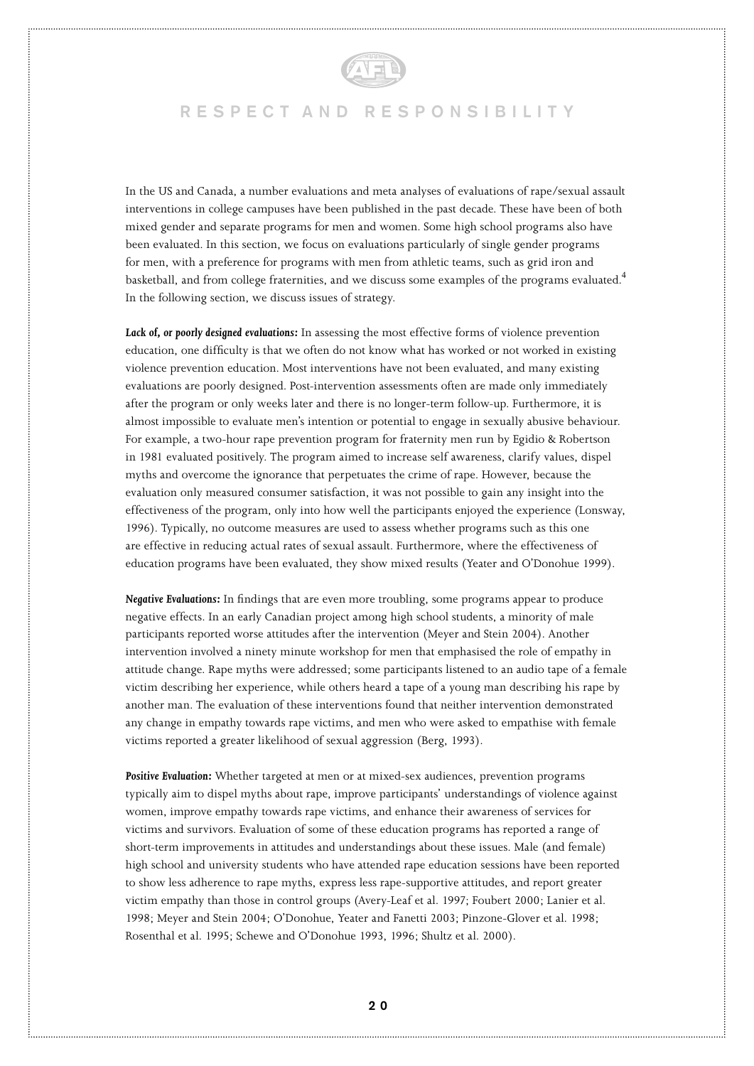In the US and Canada, a number evaluations and meta analyses of evaluations of rape/sexual assault interventions in college campuses have been published in the past decade. These have been of both mixed gender and separate programs for men and women. Some high school programs also have been evaluated. In this section, we focus on evaluations particularly of single gender programs for men, with a preference for programs with men from athletic teams, such as grid iron and basketball, and from college fraternities, and we discuss some examples of the programs evaluated.[4] In the following section, we discuss issues of strategy.

***Lack of, or poorly designed evaluations:*** In assessing the most effective forms of violence prevention education, one difficulty is that we often do not know what has worked or not worked in existing violence prevention education. Most interventions have not been evaluated, and many existing evaluations are poorly designed. Post-intervention assessments often are made only immediately after the program or only weeks later and there is no longer-term follow-up. Furthermore, it is almost impossible to evaluate men's intention or potential to engage in sexually abusive behaviour. For example, a two-hour rape prevention program for fraternity men run by Egidio & Robertson in 1981 evaluated positively. The program aimed to increase self awareness, clarify values, dispel myths and overcome the ignorance that perpetuates the crime of rape. However, because the evaluation only measured consumer satisfaction, it was not possible to gain any insight into the effectiveness of the program, only into how well the participants enjoyed the experience (Lonsway, 1996). Typically, no outcome measures are used to assess whether programs such as this one are effective in reducing actual rates of sexual assault. Furthermore, where the effectiveness of education programs have been evaluated, they show mixed results (Yeater and O'Donohue 1999).

***Negative Evaluations:*** In findings that are even more troubling, some programs appear to produce negative effects. In an early Canadian project among high school students, a minority of male participants reported worse attitudes after the intervention (Meyer and Stein 2004). Another intervention involved a ninety minute workshop for men that emphasised the role of empathy in attitude change. Rape myths were addressed; some participants listened to an audio tape of a female victim describing her experience, while others heard a tape of a young man describing his rape by another man. The evaluation of these interventions found that neither intervention demonstrated any change in empathy towards rape victims, and men who were asked to empathise with female victims reported a greater likelihood of sexual aggression (Berg, 1993).

***Positive Evaluation:*** Whether targeted at men or at mixed-sex audiences, prevention programs typically aim to dispel myths about rape, improve participants' understandings of violence against women, improve empathy towards rape victims, and enhance their awareness of services for victims and survivors. Evaluation of some of these education programs has reported a range of short-term improvements in attitudes and understandings about these issues. Male (and female) high school and university students who have attended rape education sessions have been reported to show less adherence to rape myths, express less rape-supportive attitudes, and report greater victim empathy than those in control groups (Avery-Leaf et al. 1997; Foubert 2000; Lanier et al. 1998; Meyer and Stein 2004; O'Donohue, Yeater and Fanetti 2003; Pinzone-Glover et al. 1998; Rosenthal et al. 1995; Schewe and O'Donohue 1993, 1996; Shultz et al. 2000).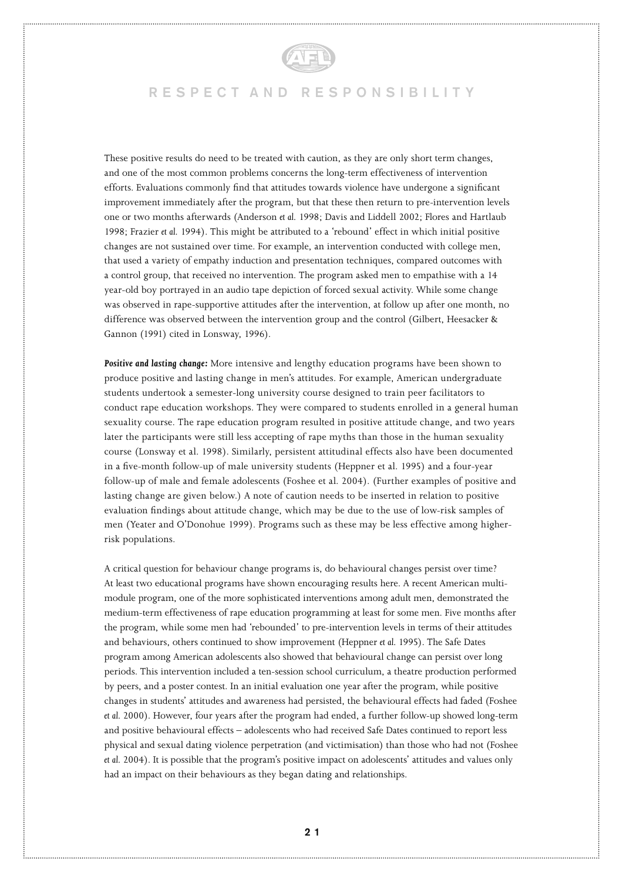These positive results do need to be treated with caution, as they are only short term changes, and one of the most common problems concerns the long-term effectiveness of intervention efforts. Evaluations commonly find that attitudes towards violence have undergone a significant improvement immediately after the program, but that these then return to pre-intervention levels one or two months afterwards (Anderson *et al.* 1998; Davis and Liddell 2002; Flores and Hartlaub 1998; Frazier *et al.* 1994). This might be attributed to a 'rebound' effect in which initial positive changes are not sustained over time. For example, an intervention conducted with college men, that used a variety of empathy induction and presentation techniques, compared outcomes with a control group, that received no intervention. The program asked men to empathise with a 14 year-old boy portrayed in an audio tape depiction of forced sexual activity. While some change was observed in rape-supportive attitudes after the intervention, at follow up after one month, no difference was observed between the intervention group and the control (Gilbert, Heesacker & Gannon (1991) cited in Lonsway, 1996).

***Positive and lasting change:*** More intensive and lengthy education programs have been shown to produce positive and lasting change in men's attitudes. For example, American undergraduate students undertook a semester-long university course designed to train peer facilitators to conduct rape education workshops. They were compared to students enrolled in a general human sexuality course. The rape education program resulted in positive attitude change, and two years later the participants were still less accepting of rape myths than those in the human sexuality course (Lonsway et al. 1998). Similarly, persistent attitudinal effects also have been documented in a five-month follow-up of male university students (Heppner et al. 1995) and a four-year follow-up of male and female adolescents (Foshee et al. 2004). (Further examples of positive and lasting change are given below.) A note of caution needs to be inserted in relation to positive evaluation findings about attitude change, which may be due to the use of low-risk samples of men (Yeater and O'Donohue 1999). Programs such as these may be less effective among higher-risk populations.

A critical question for behaviour change programs is, do behavioural changes persist over time? At least two educational programs have shown encouraging results here. A recent American multi-module program, one of the more sophisticated interventions among adult men, demonstrated the medium-term effectiveness of rape education programming at least for some men. Five months after the program, while some men had 'rebounded' to pre-intervention levels in terms of their attitudes and behaviours, others continued to show improvement (Heppner *et al.* 1995). The Safe Dates program among American adolescents also showed that behavioural change can persist over long periods. This intervention included a ten-session school curriculum, a theatre production performed by peers, and a poster contest. In an initial evaluation one year after the program, while positive changes in students' attitudes and awareness had persisted, the behavioural effects had faded (Foshee *et al.* 2000). However, four years after the program had ended, a further follow-up showed long-term and positive behavioural effects – adolescents who had received Safe Dates continued to report less physical and sexual dating violence perpetration (and victimisation) than those who had not (Foshee *et al.* 2004). It is possible that the program's positive impact on adolescents' attitudes and values only had an impact on their behaviours as they began dating and relationships.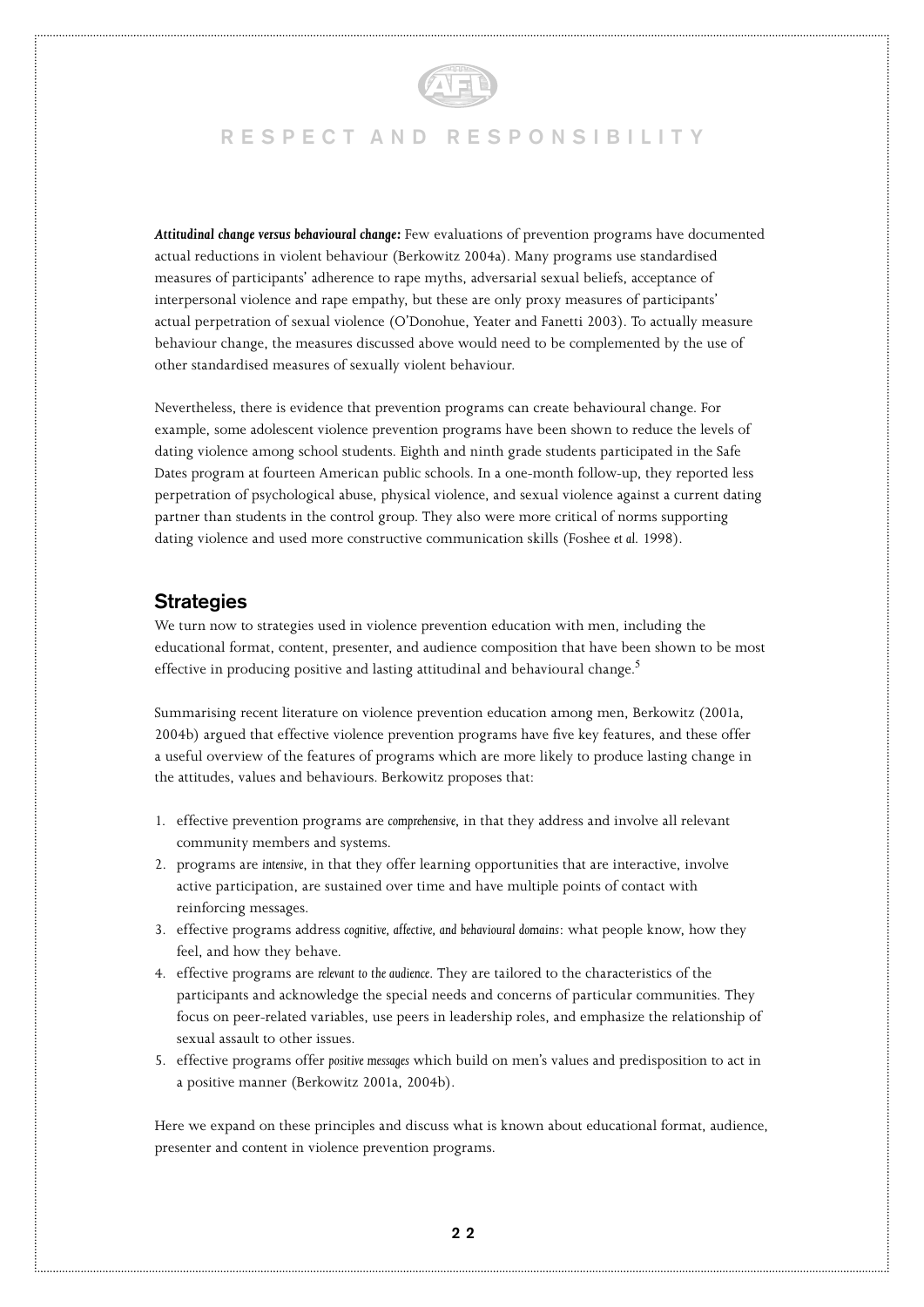***Attitudinal change versus behavioural change:*** Few evaluations of prevention programs have documented actual reductions in violent behaviour (Berkowitz 2004a). Many programs use standardised measures of participants' adherence to rape myths, adversarial sexual beliefs, acceptance of interpersonal violence and rape empathy, but these are only proxy measures of participants' actual perpetration of sexual violence (O'Donohue, Yeater and Fanetti 2003). To actually measure behaviour change, the measures discussed above would need to be complemented by the use of other standardised measures of sexually violent behaviour.

Nevertheless, there is evidence that prevention programs can create behavioural change. For example, some adolescent violence prevention programs have been shown to reduce the levels of dating violence among school students. Eighth and ninth grade students participated in the Safe Dates program at fourteen American public schools. In a one-month follow-up, they reported less perpetration of psychological abuse, physical violence, and sexual violence against a current dating partner than students in the control group. They also were more critical of norms supporting dating violence and used more constructive communication skills (Foshee *et al.* 1998).

## Strategies

We turn now to strategies used in violence prevention education with men, including the educational format, content, presenter, and audience composition that have been shown to be most effective in producing positive and lasting attitudinal and behavioural change.[5]

Summarising recent literature on violence prevention education among men, Berkowitz (2001a, 2004b) argued that effective violence prevention programs have five key features, and these offer a useful overview of the features of programs which are more likely to produce lasting change in the attitudes, values and behaviours. Berkowitz proposes that:

1. effective prevention programs are *comprehensive*, in that they address and involve all relevant community members and systems.
2. programs are *intensive*, in that they offer learning opportunities that are interactive, involve active participation, are sustained over time and have multiple points of contact with reinforcing messages.
3. effective programs address *cognitive, affective, and behavioural domains*: what people know, how they feel, and how they behave.
4. effective programs are *relevant to the audience*. They are tailored to the characteristics of the participants and acknowledge the special needs and concerns of particular communities. They focus on peer-related variables, use peers in leadership roles, and emphasize the relationship of sexual assault to other issues.
5. effective programs offer *positive messages* which build on men's values and predisposition to act in a positive manner (Berkowitz 2001a, 2004b).

Here we expand on these principles and discuss what is known about educational format, audience, presenter and content in violence prevention programs.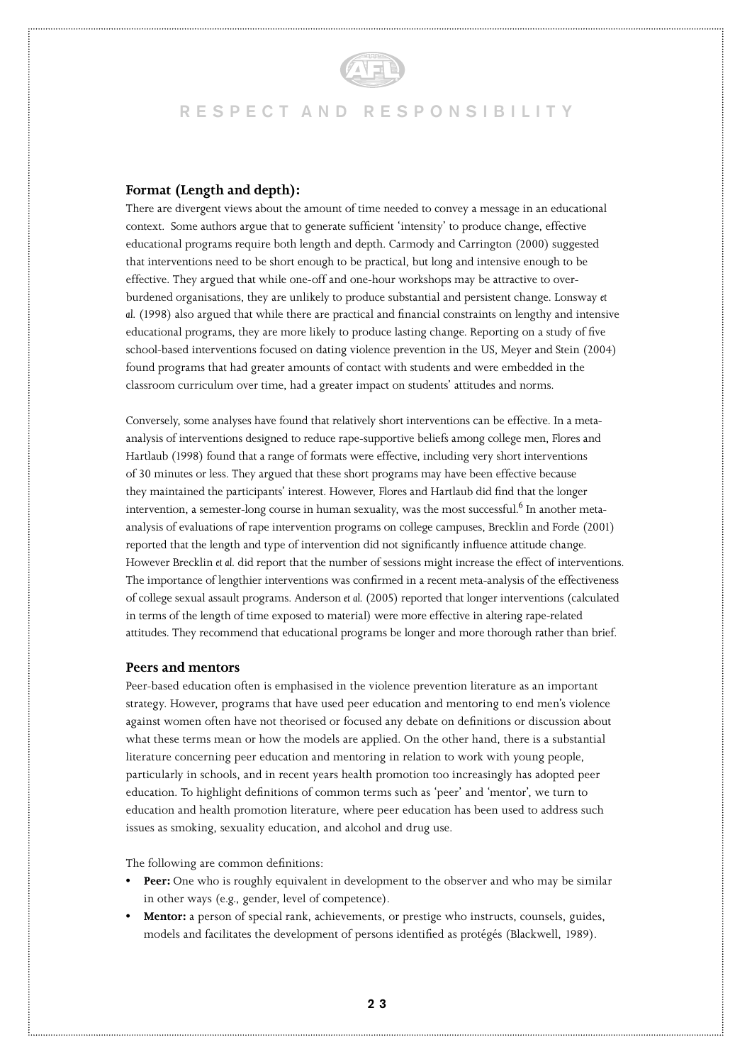### Format (Length and depth):

There are divergent views about the amount of time needed to convey a message in an educational context. Some authors argue that to generate sufficient 'intensity' to produce change, effective educational programs require both length and depth. Carmody and Carrington (2000) suggested that interventions need to be short enough to be practical, but long and intensive enough to be effective. They argued that while one-off and one-hour workshops may be attractive to over-burdened organisations, they are unlikely to produce substantial and persistent change. Lonsway *et al.* (1998) also argued that while there are practical and financial constraints on lengthy and intensive educational programs, they are more likely to produce lasting change. Reporting on a study of five school-based interventions focused on dating violence prevention in the US, Meyer and Stein (2004) found programs that had greater amounts of contact with students and were embedded in the classroom curriculum over time, had a greater impact on students' attitudes and norms.

Conversely, some analyses have found that relatively short interventions can be effective. In a meta-analysis of interventions designed to reduce rape-supportive beliefs among college men, Flores and Hartlaub (1998) found that a range of formats were effective, including very short interventions of 30 minutes or less. They argued that these short programs may have been effective because they maintained the participants' interest. However, Flores and Hartlaub did find that the longer intervention, a semester-long course in human sexuality, was the most successful.[6] In another meta-analysis of evaluations of rape intervention programs on college campuses, Brecklin and Forde (2001) reported that the length and type of intervention did not significantly influence attitude change. However Brecklin *et al.* did report that the number of sessions might increase the effect of interventions. The importance of lengthier interventions was confirmed in a recent meta-analysis of the effectiveness of college sexual assault programs. Anderson *et al.* (2005) reported that longer interventions (calculated in terms of the length of time exposed to material) were more effective in altering rape-related attitudes. They recommend that educational programs be longer and more thorough rather than brief.

### Peers and mentors

Peer-based education often is emphasised in the violence prevention literature as an important strategy. However, programs that have used peer education and mentoring to end men's violence against women often have not theorised or focused any debate on definitions or discussion about what these terms mean or how the models are applied. On the other hand, there is a substantial literature concerning peer education and mentoring in relation to work with young people, particularly in schools, and in recent years health promotion too increasingly has adopted peer education. To highlight definitions of common terms such as 'peer' and 'mentor', we turn to education and health promotion literature, where peer education has been used to address such issues as smoking, sexuality education, and alcohol and drug use.

The following are common definitions:

- **Peer:** One who is roughly equivalent in development to the observer and who may be similar in other ways (e.g., gender, level of competence).
- **Mentor:** a person of special rank, achievements, or prestige who instructs, counsels, guides, models and facilitates the development of persons identified as protégés (Blackwell, 1989).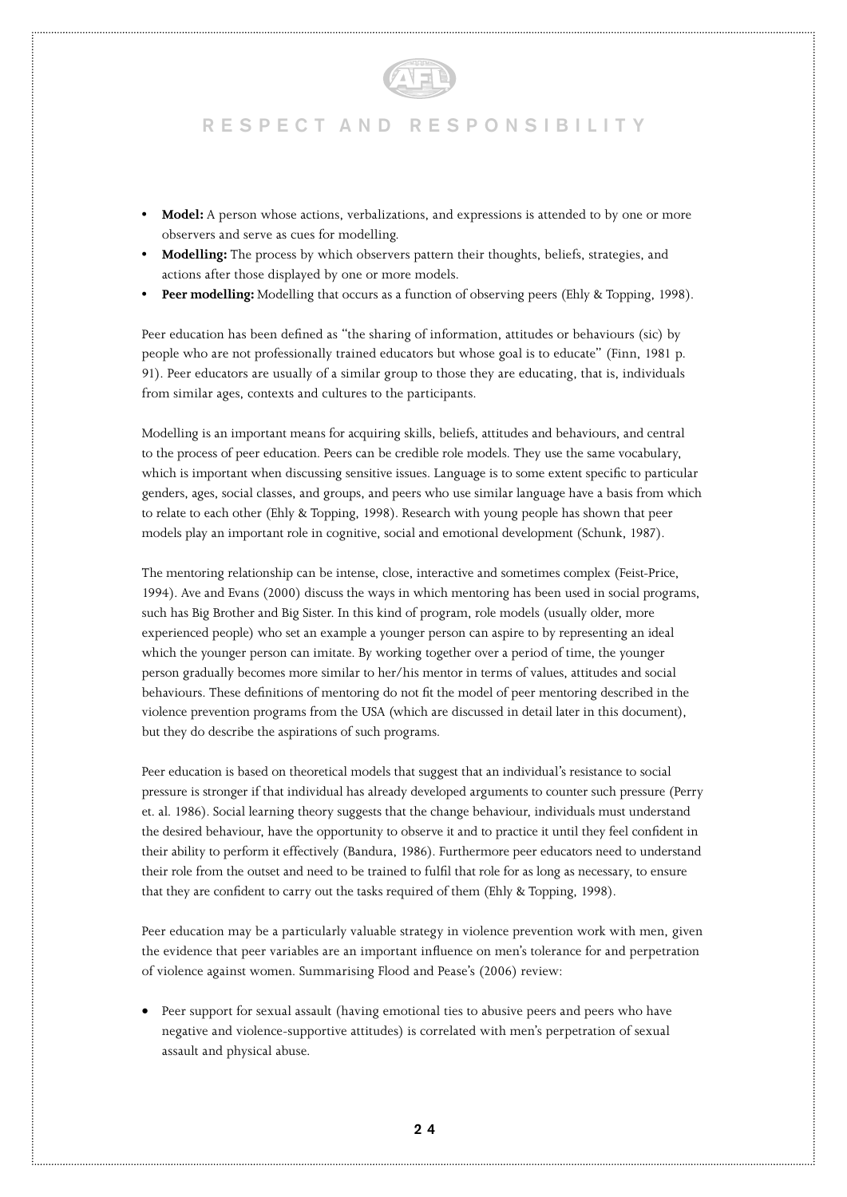- **Model:** A person whose actions, verbalizations, and expressions is attended to by one or more observers and serve as cues for modelling.
- **Modelling:** The process by which observers pattern their thoughts, beliefs, strategies, and actions after those displayed by one or more models.
- **Peer modelling:** Modelling that occurs as a function of observing peers (Ehly & Topping, 1998).

Peer education has been defined as "the sharing of information, attitudes or behaviours (sic) by people who are not professionally trained educators but whose goal is to educate" (Finn, 1981 p. 91). Peer educators are usually of a similar group to those they are educating, that is, individuals from similar ages, contexts and cultures to the participants.

Modelling is an important means for acquiring skills, beliefs, attitudes and behaviours, and central to the process of peer education. Peers can be credible role models. They use the same vocabulary, which is important when discussing sensitive issues. Language is to some extent specific to particular genders, ages, social classes, and groups, and peers who use similar language have a basis from which to relate to each other (Ehly & Topping, 1998). Research with young people has shown that peer models play an important role in cognitive, social and emotional development (Schunk, 1987).

The mentoring relationship can be intense, close, interactive and sometimes complex (Feist-Price, 1994). Ave and Evans (2000) discuss the ways in which mentoring has been used in social programs, such has Big Brother and Big Sister. In this kind of program, role models (usually older, more experienced people) who set an example a younger person can aspire to by representing an ideal which the younger person can imitate. By working together over a period of time, the younger person gradually becomes more similar to her/his mentor in terms of values, attitudes and social behaviours. These definitions of mentoring do not fit the model of peer mentoring described in the violence prevention programs from the USA (which are discussed in detail later in this document), but they do describe the aspirations of such programs.

Peer education is based on theoretical models that suggest that an individual's resistance to social pressure is stronger if that individual has already developed arguments to counter such pressure (Perry et. al. 1986). Social learning theory suggests that the change behaviour, individuals must understand the desired behaviour, have the opportunity to observe it and to practice it until they feel confident in their ability to perform it effectively (Bandura, 1986). Furthermore peer educators need to understand their role from the outset and need to be trained to fulfil that role for as long as necessary, to ensure that they are confident to carry out the tasks required of them (Ehly & Topping, 1998).

Peer education may be a particularly valuable strategy in violence prevention work with men, given the evidence that peer variables are an important influence on men's tolerance for and perpetration of violence against women. Summarising Flood and Pease's (2006) review:

- Peer support for sexual assault (having emotional ties to abusive peers and peers who have negative and violence-supportive attitudes) is correlated with men's perpetration of sexual assault and physical abuse.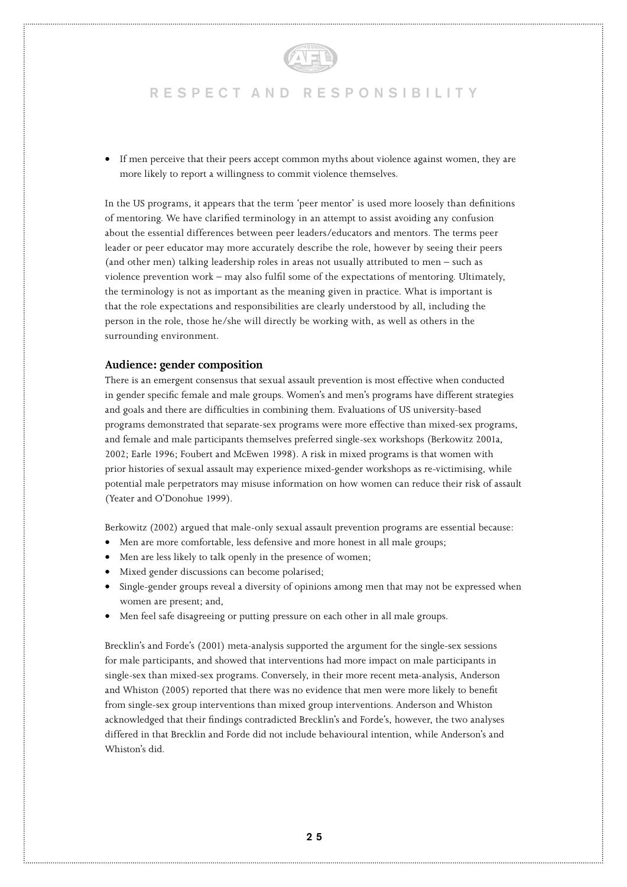- If men perceive that their peers accept common myths about violence against women, they are more likely to report a willingness to commit violence themselves.

In the US programs, it appears that the term 'peer mentor' is used more loosely than definitions of mentoring. We have clarified terminology in an attempt to assist avoiding any confusion about the essential differences between peer leaders/educators and mentors. The terms peer leader or peer educator may more accurately describe the role, however by seeing their peers (and other men) talking leadership roles in areas not usually attributed to men – such as violence prevention work – may also fulfil some of the expectations of mentoring. Ultimately, the terminology is not as important as the meaning given in practice. What is important is that the role expectations and responsibilities are clearly understood by all, including the person in the role, those he/she will directly be working with, as well as others in the surrounding environment.

### Audience: gender composition

There is an emergent consensus that sexual assault prevention is most effective when conducted in gender specific female and male groups. Women's and men's programs have different strategies and goals and there are difficulties in combining them. Evaluations of US university-based programs demonstrated that separate-sex programs were more effective than mixed-sex programs, and female and male participants themselves preferred single-sex workshops (Berkowitz 2001a, 2002; Earle 1996; Foubert and McEwen 1998). A risk in mixed programs is that women with prior histories of sexual assault may experience mixed-gender workshops as re-victimising, while potential male perpetrators may misuse information on how women can reduce their risk of assault (Yeater and O'Donohue 1999).

Berkowitz (2002) argued that male-only sexual assault prevention programs are essential because:

- Men are more comfortable, less defensive and more honest in all male groups;
- Men are less likely to talk openly in the presence of women;
- Mixed gender discussions can become polarised;
- Single-gender groups reveal a diversity of opinions among men that may not be expressed when women are present; and,
- Men feel safe disagreeing or putting pressure on each other in all male groups.

Brecklin's and Forde's (2001) meta-analysis supported the argument for the single-sex sessions for male participants, and showed that interventions had more impact on male participants in single-sex than mixed-sex programs. Conversely, in their more recent meta-analysis, Anderson and Whiston (2005) reported that there was no evidence that men were more likely to benefit from single-sex group interventions than mixed group interventions. Anderson and Whiston acknowledged that their findings contradicted Brecklin's and Forde's, however, the two analyses differed in that Brecklin and Forde did not include behavioural intention, while Anderson's and Whiston's did.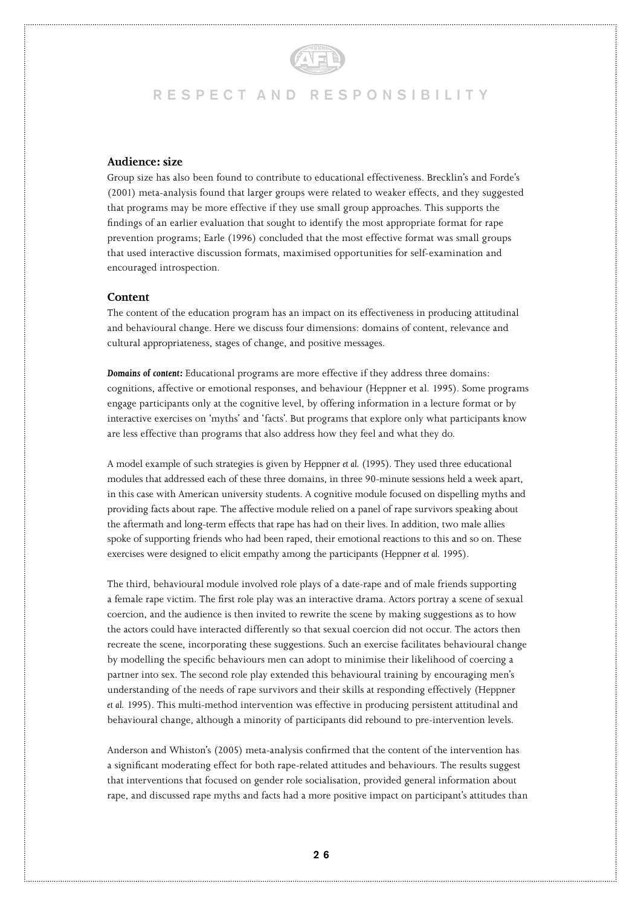### Audience: size

Group size has also been found to contribute to educational effectiveness. Brecklin's and Forde's (2001) meta-analysis found that larger groups were related to weaker effects, and they suggested that programs may be more effective if they use small group approaches. This supports the findings of an earlier evaluation that sought to identify the most appropriate format for rape prevention programs; Earle (1996) concluded that the most effective format was small groups that used interactive discussion formats, maximised opportunities for self-examination and encouraged introspection.

### Content

The content of the education program has an impact on its effectiveness in producing attitudinal and behavioural change. Here we discuss four dimensions: domains of content, relevance and cultural appropriateness, stages of change, and positive messages.

***Domains of content:*** Educational programs are more effective if they address three domains: cognitions, affective or emotional responses, and behaviour (Heppner et al. 1995). Some programs engage participants only at the cognitive level, by offering information in a lecture format or by interactive exercises on 'myths' and 'facts'. But programs that explore only what participants know are less effective than programs that also address how they feel and what they do.

A model example of such strategies is given by Heppner *et al.* (1995). They used three educational modules that addressed each of these three domains, in three 90-minute sessions held a week apart, in this case with American university students. A cognitive module focused on dispelling myths and providing facts about rape. The affective module relied on a panel of rape survivors speaking about the aftermath and long-term effects that rape has had on their lives. In addition, two male allies spoke of supporting friends who had been raped, their emotional reactions to this and so on. These exercises were designed to elicit empathy among the participants (Heppner *et al.* 1995).

The third, behavioural module involved role plays of a date-rape and of male friends supporting a female rape victim. The first role play was an interactive drama. Actors portray a scene of sexual coercion, and the audience is then invited to rewrite the scene by making suggestions as to how the actors could have interacted differently so that sexual coercion did not occur. The actors then recreate the scene, incorporating these suggestions. Such an exercise facilitates behavioural change by modelling the specific behaviours men can adopt to minimise their likelihood of coercing a partner into sex. The second role play extended this behavioural training by encouraging men's understanding of the needs of rape survivors and their skills at responding effectively (Heppner *et al.* 1995). This multi-method intervention was effective in producing persistent attitudinal and behavioural change, although a minority of participants did rebound to pre-intervention levels.

Anderson and Whiston's (2005) meta-analysis confirmed that the content of the intervention has a significant moderating effect for both rape-related attitudes and behaviours. The results suggest that interventions that focused on gender role socialisation, provided general information about rape, and discussed rape myths and facts had a more positive impact on participant's attitudes than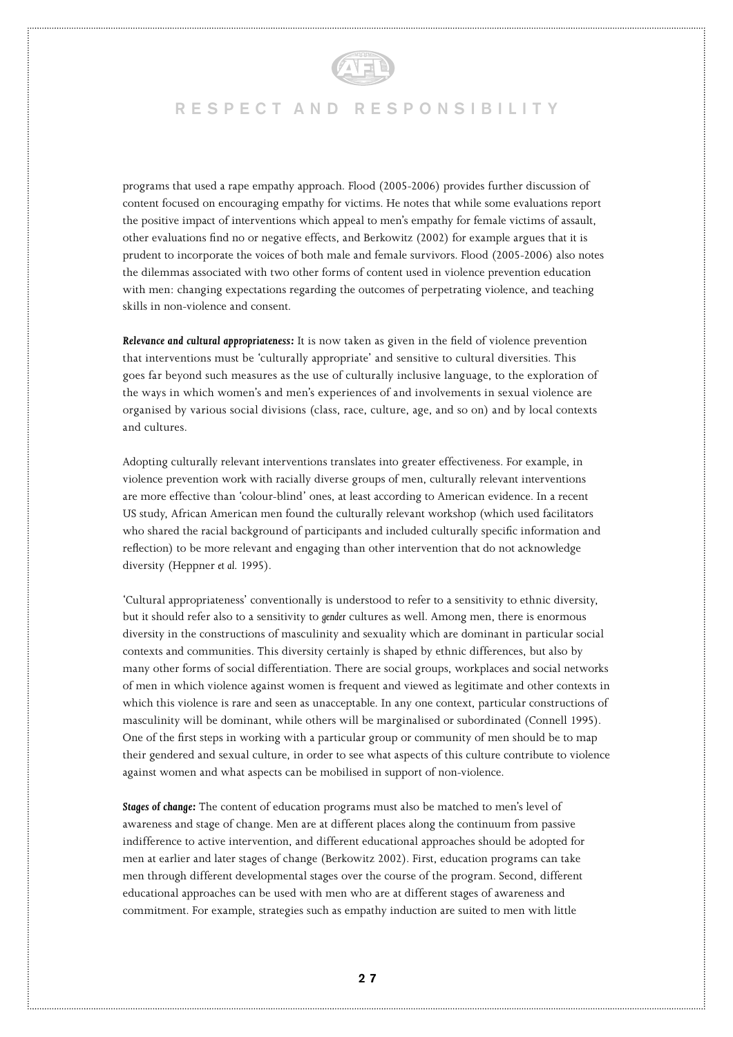programs that used a rape empathy approach. Flood (2005-2006) provides further discussion of content focused on encouraging empathy for victims. He notes that while some evaluations report the positive impact of interventions which appeal to men's empathy for female victims of assault, other evaluations find no or negative effects, and Berkowitz (2002) for example argues that it is prudent to incorporate the voices of both male and female survivors. Flood (2005-2006) also notes the dilemmas associated with two other forms of content used in violence prevention education with men: changing expectations regarding the outcomes of perpetrating violence, and teaching skills in non-violence and consent.

***Relevance and cultural appropriateness:*** It is now taken as given in the field of violence prevention that interventions must be 'culturally appropriate' and sensitive to cultural diversities. This goes far beyond such measures as the use of culturally inclusive language, to the exploration of the ways in which women's and men's experiences of and involvements in sexual violence are organised by various social divisions (class, race, culture, age, and so on) and by local contexts and cultures.

Adopting culturally relevant interventions translates into greater effectiveness. For example, in violence prevention work with racially diverse groups of men, culturally relevant interventions are more effective than 'colour-blind' ones, at least according to American evidence. In a recent US study, African American men found the culturally relevant workshop (which used facilitators who shared the racial background of participants and included culturally specific information and reflection) to be more relevant and engaging than other intervention that do not acknowledge diversity (Heppner *et al.* 1995).

'Cultural appropriateness' conventionally is understood to refer to a sensitivity to ethnic diversity, but it should refer also to a sensitivity to *gender* cultures as well. Among men, there is enormous diversity in the constructions of masculinity and sexuality which are dominant in particular social contexts and communities. This diversity certainly is shaped by ethnic differences, but also by many other forms of social differentiation. There are social groups, workplaces and social networks of men in which violence against women is frequent and viewed as legitimate and other contexts in which this violence is rare and seen as unacceptable. In any one context, particular constructions of masculinity will be dominant, while others will be marginalised or subordinated (Connell 1995). One of the first steps in working with a particular group or community of men should be to map their gendered and sexual culture, in order to see what aspects of this culture contribute to violence against women and what aspects can be mobilised in support of non-violence.

***Stages of change:*** The content of education programs must also be matched to men's level of awareness and stage of change. Men are at different places along the continuum from passive indifference to active intervention, and different educational approaches should be adopted for men at earlier and later stages of change (Berkowitz 2002). First, education programs can take men through different developmental stages over the course of the program. Second, different educational approaches can be used with men who are at different stages of awareness and commitment. For example, strategies such as empathy induction are suited to men with little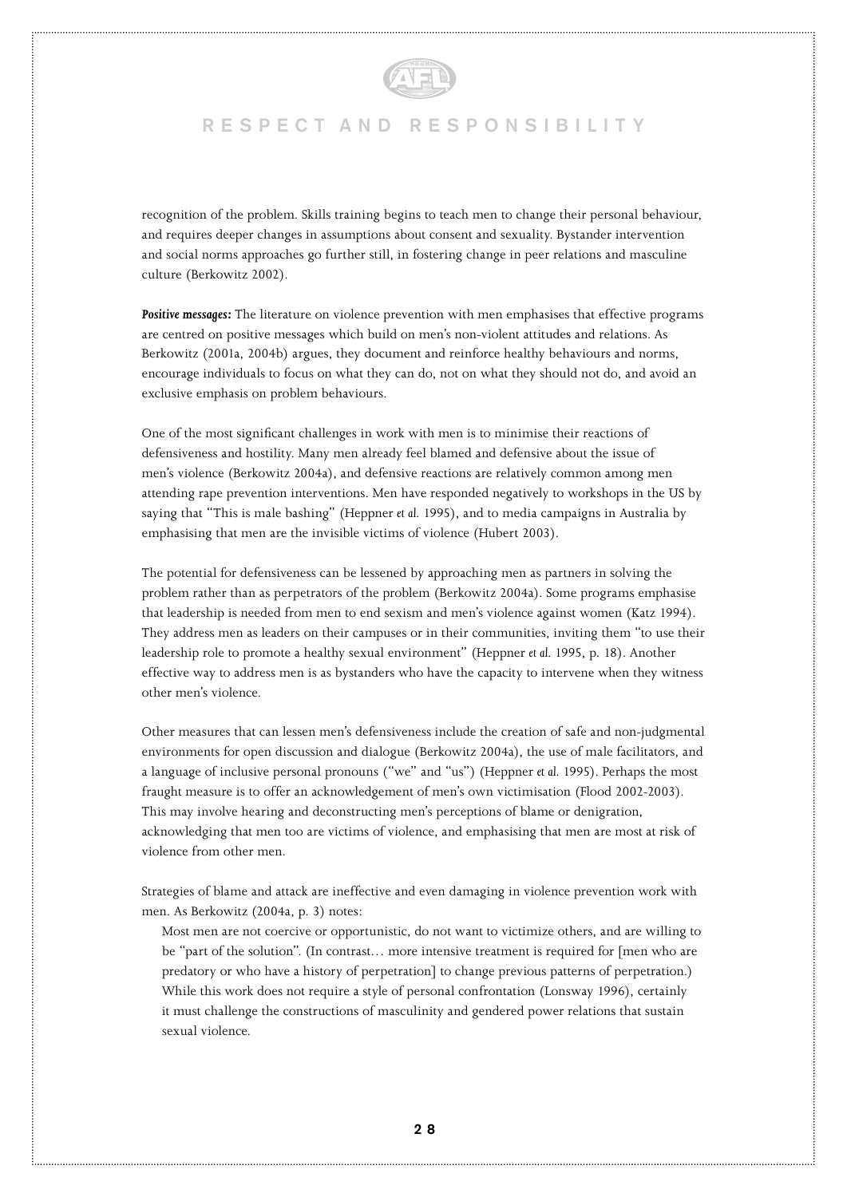recognition of the problem. Skills training begins to teach men to change their personal behaviour, and requires deeper changes in assumptions about consent and sexuality. Bystander intervention and social norms approaches go further still, in fostering change in peer relations and masculine culture (Berkowitz 2002).

***Positive messages:*** The literature on violence prevention with men emphasises that effective programs are centred on positive messages which build on men's non-violent attitudes and relations. As Berkowitz (2001a, 2004b) argues, they document and reinforce healthy behaviours and norms, encourage individuals to focus on what they can do, not on what they should not do, and avoid an exclusive emphasis on problem behaviours.

One of the most significant challenges in work with men is to minimise their reactions of defensiveness and hostility. Many men already feel blamed and defensive about the issue of men's violence (Berkowitz 2004a), and defensive reactions are relatively common among men attending rape prevention interventions. Men have responded negatively to workshops in the US by saying that "This is male bashing" (Heppner *et al.* 1995), and to media campaigns in Australia by emphasising that men are the invisible victims of violence (Hubert 2003).

The potential for defensiveness can be lessened by approaching men as partners in solving the problem rather than as perpetrators of the problem (Berkowitz 2004a). Some programs emphasise that leadership is needed from men to end sexism and men's violence against women (Katz 1994). They address men as leaders on their campuses or in their communities, inviting them "to use their leadership role to promote a healthy sexual environment" (Heppner *et al.* 1995, p. 18). Another effective way to address men is as bystanders who have the capacity to intervene when they witness other men's violence.

Other measures that can lessen men's defensiveness include the creation of safe and non-judgmental environments for open discussion and dialogue (Berkowitz 2004a), the use of male facilitators, and a language of inclusive personal pronouns ("we" and "us") (Heppner *et al.* 1995). Perhaps the most fraught measure is to offer an acknowledgement of men's own victimisation (Flood 2002-2003). This may involve hearing and deconstructing men's perceptions of blame or denigration, acknowledging that men too are victims of violence, and emphasising that men are most at risk of violence from other men.

Strategies of blame and attack are ineffective and even damaging in violence prevention work with men. As Berkowitz (2004a, p. 3) notes:

> Most men are not coercive or opportunistic, do not want to victimize others, and are willing to be "part of the solution". (In contrast… more intensive treatment is required for [men who are predatory or who have a history of perpetration] to change previous patterns of perpetration.) While this work does not require a style of personal confrontation (Lonsway 1996), certainly it must challenge the constructions of masculinity and gendered power relations that sustain sexual violence.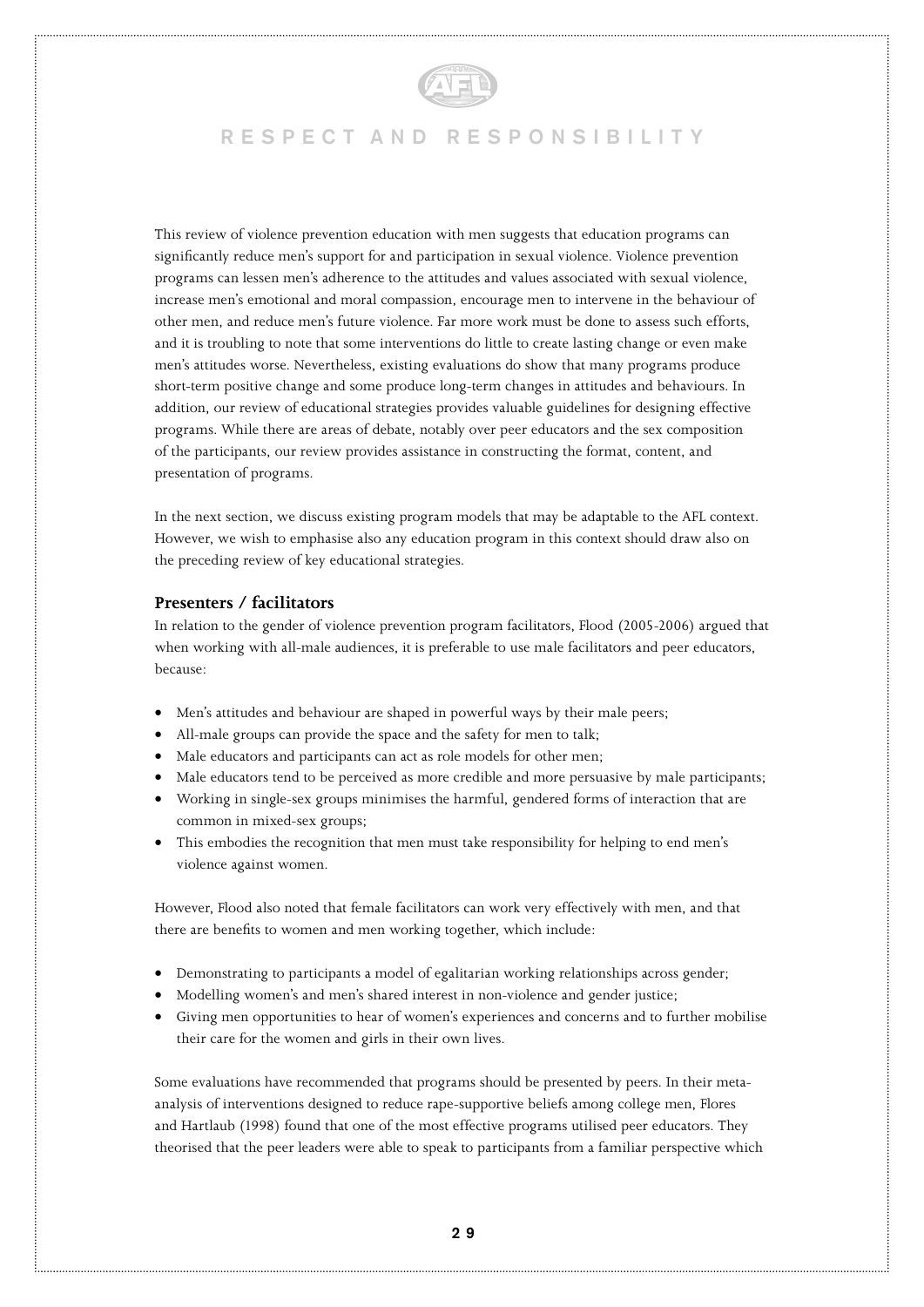This review of violence prevention education with men suggests that education programs can significantly reduce men's support for and participation in sexual violence. Violence prevention programs can lessen men's adherence to the attitudes and values associated with sexual violence, increase men's emotional and moral compassion, encourage men to intervene in the behaviour of other men, and reduce men's future violence. Far more work must be done to assess such efforts, and it is troubling to note that some interventions do little to create lasting change or even make men's attitudes worse. Nevertheless, existing evaluations do show that many programs produce short-term positive change and some produce long-term changes in attitudes and behaviours. In addition, our review of educational strategies provides valuable guidelines for designing effective programs. While there are areas of debate, notably over peer educators and the sex composition of the participants, our review provides assistance in constructing the format, content, and presentation of programs.

In the next section, we discuss existing program models that may be adaptable to the AFL context. However, we wish to emphasise also any education program in this context should draw also on the preceding review of key educational strategies.

### Presenters / facilitators

In relation to the gender of violence prevention program facilitators, Flood (2005-2006) argued that when working with all-male audiences, it is preferable to use male facilitators and peer educators, because:

- Men's attitudes and behaviour are shaped in powerful ways by their male peers;
- All-male groups can provide the space and the safety for men to talk;
- Male educators and participants can act as role models for other men;
- Male educators tend to be perceived as more credible and more persuasive by male participants;
- Working in single-sex groups minimises the harmful, gendered forms of interaction that are common in mixed-sex groups;
- This embodies the recognition that men must take responsibility for helping to end men's violence against women.

However, Flood also noted that female facilitators can work very effectively with men, and that there are benefits to women and men working together, which include:

- Demonstrating to participants a model of egalitarian working relationships across gender;
- Modelling women's and men's shared interest in non-violence and gender justice;
- Giving men opportunities to hear of women's experiences and concerns and to further mobilise their care for the women and girls in their own lives.

Some evaluations have recommended that programs should be presented by peers. In their meta-analysis of interventions designed to reduce rape-supportive beliefs among college men, Flores and Hartlaub (1998) found that one of the most effective programs utilised peer educators. They theorised that the peer leaders were able to speak to participants from a familiar perspective which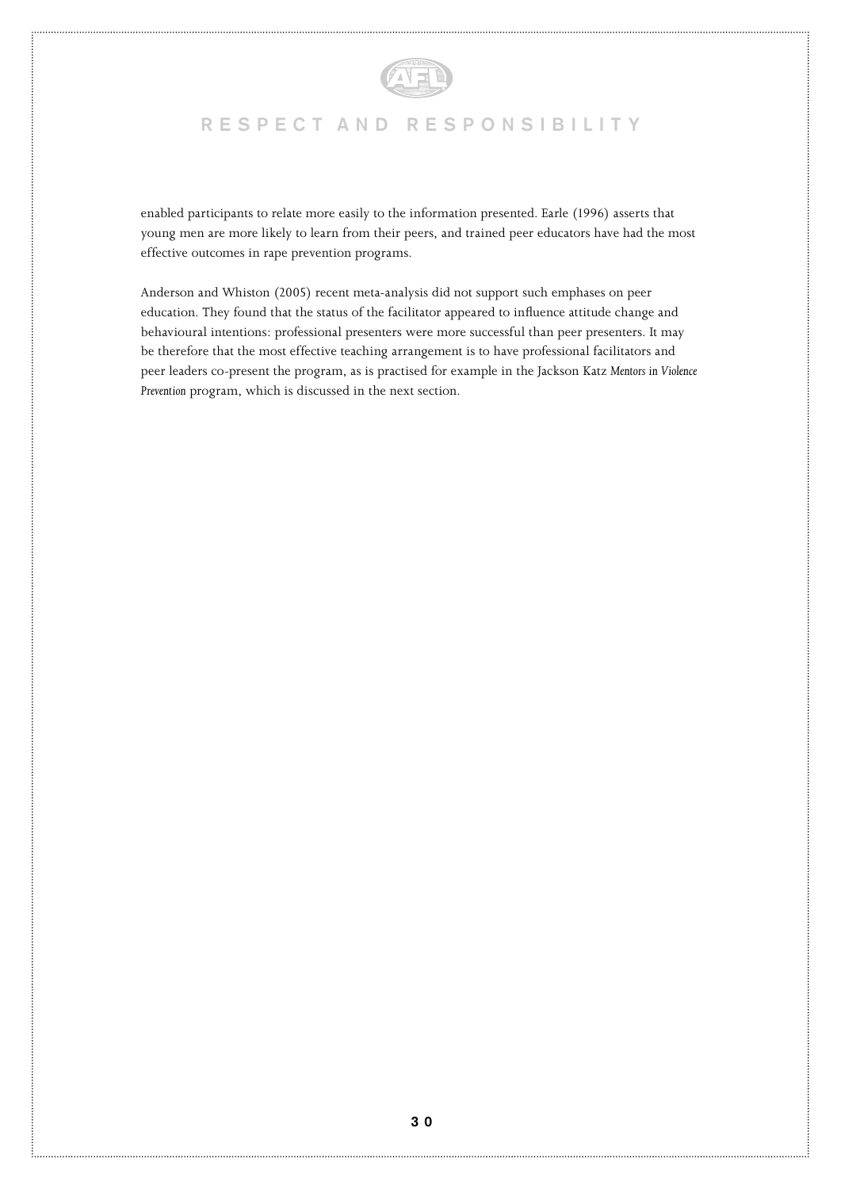enabled participants to relate more easily to the information presented. Earle (1996) asserts that young men are more likely to learn from their peers, and trained peer educators have had the most effective outcomes in rape prevention programs.

Anderson and Whiston (2005) recent meta-analysis did not support such emphases on peer education. They found that the status of the facilitator appeared to influence attitude change and behavioural intentions: professional presenters were more successful than peer presenters. It may be therefore that the most effective teaching arrangement is to have professional facilitators and peer leaders co-present the program, as is practised for example in the Jackson Katz *Mentors in Violence Prevention* program, which is discussed in the next section.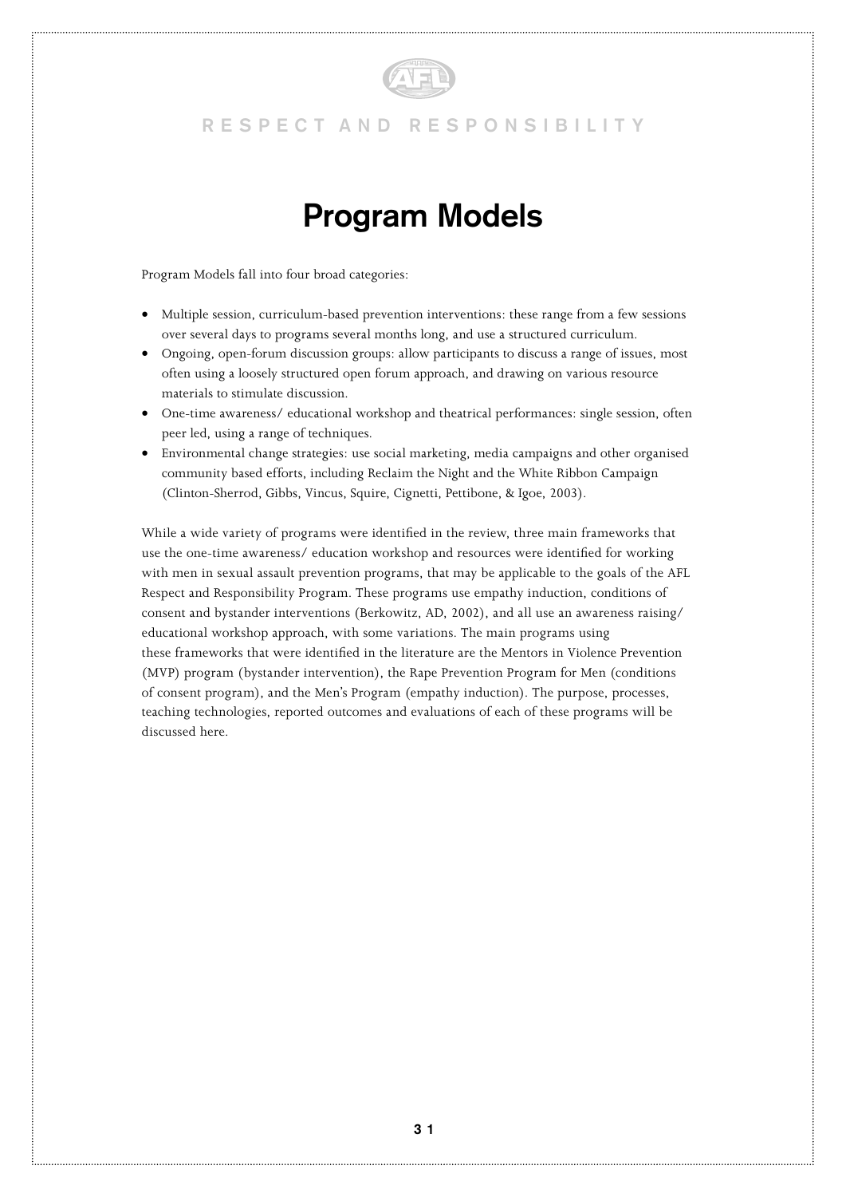# Program Models

Program Models fall into four broad categories:

- Multiple session, curriculum-based prevention interventions: these range from a few sessions over several days to programs several months long, and use a structured curriculum.
- Ongoing, open-forum discussion groups: allow participants to discuss a range of issues, most often using a loosely structured open forum approach, and drawing on various resource materials to stimulate discussion.
- One-time awareness/ educational workshop and theatrical performances: single session, often peer led, using a range of techniques.
- Environmental change strategies: use social marketing, media campaigns and other organised community based efforts, including Reclaim the Night and the White Ribbon Campaign (Clinton-Sherrod, Gibbs, Vincus, Squire, Cignetti, Pettibone, & Igoe, 2003).

While a wide variety of programs were identified in the review, three main frameworks that use the one-time awareness/ education workshop and resources were identified for working with men in sexual assault prevention programs, that may be applicable to the goals of the AFL Respect and Responsibility Program. These programs use empathy induction, conditions of consent and bystander interventions (Berkowitz, AD, 2002), and all use an awareness raising/ educational workshop approach, with some variations. The main programs using these frameworks that were identified in the literature are the Mentors in Violence Prevention (MVP) program (bystander intervention), the Rape Prevention Program for Men (conditions of consent program), and the Men's Program (empathy induction). The purpose, processes, teaching technologies, reported outcomes and evaluations of each of these programs will be discussed here.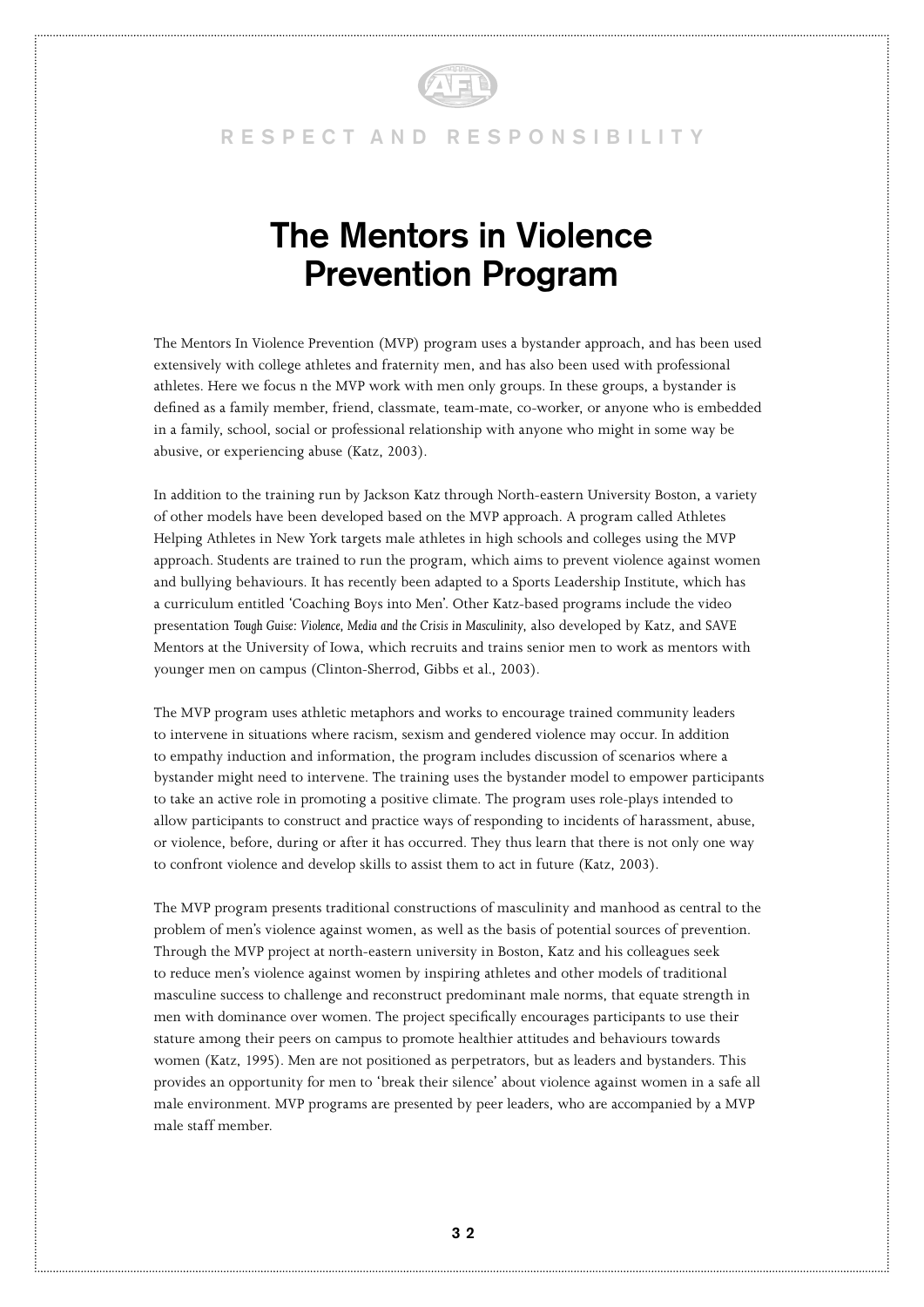# The Mentors in Violence Prevention Program

The Mentors In Violence Prevention (MVP) program uses a bystander approach, and has been used extensively with college athletes and fraternity men, and has also been used with professional athletes. Here we focus n the MVP work with men only groups. In these groups, a bystander is defined as a family member, friend, classmate, team-mate, co-worker, or anyone who is embedded in a family, school, social or professional relationship with anyone who might in some way be abusive, or experiencing abuse (Katz, 2003).

In addition to the training run by Jackson Katz through North-eastern University Boston, a variety of other models have been developed based on the MVP approach. A program called Athletes Helping Athletes in New York targets male athletes in high schools and colleges using the MVP approach. Students are trained to run the program, which aims to prevent violence against women and bullying behaviours. It has recently been adapted to a Sports Leadership Institute, which has a curriculum entitled 'Coaching Boys into Men'. Other Katz-based programs include the video presentation *Tough Guise: Violence, Media and the Crisis in Masculinity*, also developed by Katz, and SAVE Mentors at the University of Iowa, which recruits and trains senior men to work as mentors with younger men on campus (Clinton-Sherrod, Gibbs et al., 2003).

The MVP program uses athletic metaphors and works to encourage trained community leaders to intervene in situations where racism, sexism and gendered violence may occur. In addition to empathy induction and information, the program includes discussion of scenarios where a bystander might need to intervene. The training uses the bystander model to empower participants to take an active role in promoting a positive climate. The program uses role-plays intended to allow participants to construct and practice ways of responding to incidents of harassment, abuse, or violence, before, during or after it has occurred. They thus learn that there is not only one way to confront violence and develop skills to assist them to act in future (Katz, 2003).

The MVP program presents traditional constructions of masculinity and manhood as central to the problem of men's violence against women, as well as the basis of potential sources of prevention. Through the MVP project at north-eastern university in Boston, Katz and his colleagues seek to reduce men's violence against women by inspiring athletes and other models of traditional masculine success to challenge and reconstruct predominant male norms, that equate strength in men with dominance over women. The project specifically encourages participants to use their stature among their peers on campus to promote healthier attitudes and behaviours towards women (Katz, 1995). Men are not positioned as perpetrators, but as leaders and bystanders. This provides an opportunity for men to 'break their silence' about violence against women in a safe all male environment. MVP programs are presented by peer leaders, who are accompanied by a MVP male staff member.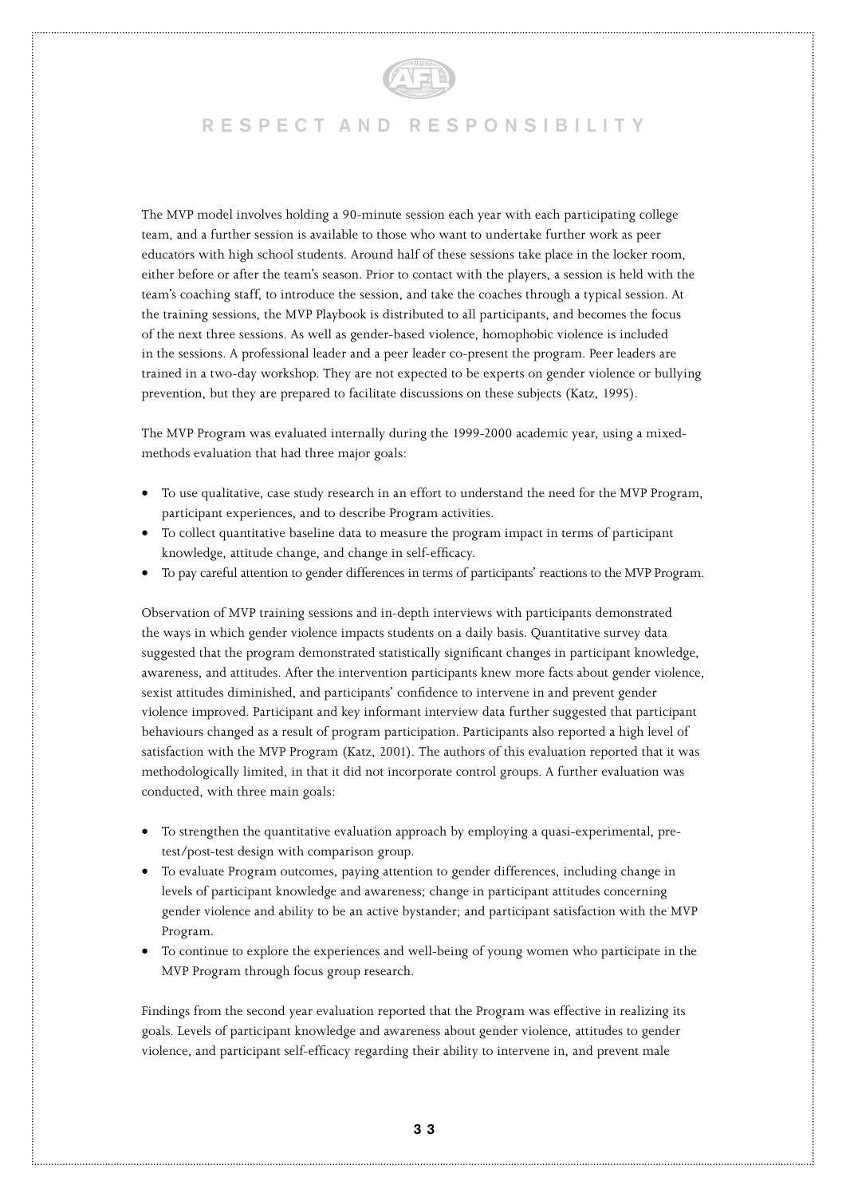The MVP model involves holding a 90-minute session each year with each participating college team, and a further session is available to those who want to undertake further work as peer educators with high school students. Around half of these sessions take place in the locker room, either before or after the team's season. Prior to contact with the players, a session is held with the team's coaching staff, to introduce the session, and take the coaches through a typical session. At the training sessions, the MVP Playbook is distributed to all participants, and becomes the focus of the next three sessions. As well as gender-based violence, homophobic violence is included in the sessions. A professional leader and a peer leader co-present the program. Peer leaders are trained in a two-day workshop. They are not expected to be experts on gender violence or bullying prevention, but they are prepared to facilitate discussions on these subjects (Katz, 1995).

The MVP Program was evaluated internally during the 1999-2000 academic year, using a mixed-methods evaluation that had three major goals:

- To use qualitative, case study research in an effort to understand the need for the MVP Program, participant experiences, and to describe Program activities.
- To collect quantitative baseline data to measure the program impact in terms of participant knowledge, attitude change, and change in self-efficacy.
- To pay careful attention to gender differences in terms of participants' reactions to the MVP Program.

Observation of MVP training sessions and in-depth interviews with participants demonstrated the ways in which gender violence impacts students on a daily basis. Quantitative survey data suggested that the program demonstrated statistically significant changes in participant knowledge, awareness, and attitudes. After the intervention participants knew more facts about gender violence, sexist attitudes diminished, and participants' confidence to intervene in and prevent gender violence improved. Participant and key informant interview data further suggested that participant behaviours changed as a result of program participation. Participants also reported a high level of satisfaction with the MVP Program (Katz, 2001). The authors of this evaluation reported that it was methodologically limited, in that it did not incorporate control groups. A further evaluation was conducted, with three main goals:

- To strengthen the quantitative evaluation approach by employing a quasi-experimental, pre-test/post-test design with comparison group.
- To evaluate Program outcomes, paying attention to gender differences, including change in levels of participant knowledge and awareness; change in participant attitudes concerning gender violence and ability to be an active bystander; and participant satisfaction with the MVP Program.
- To continue to explore the experiences and well-being of young women who participate in the MVP Program through focus group research.

Findings from the second year evaluation reported that the Program was effective in realizing its goals. Levels of participant knowledge and awareness about gender violence, attitudes to gender violence, and participant self-efficacy regarding their ability to intervene in, and prevent male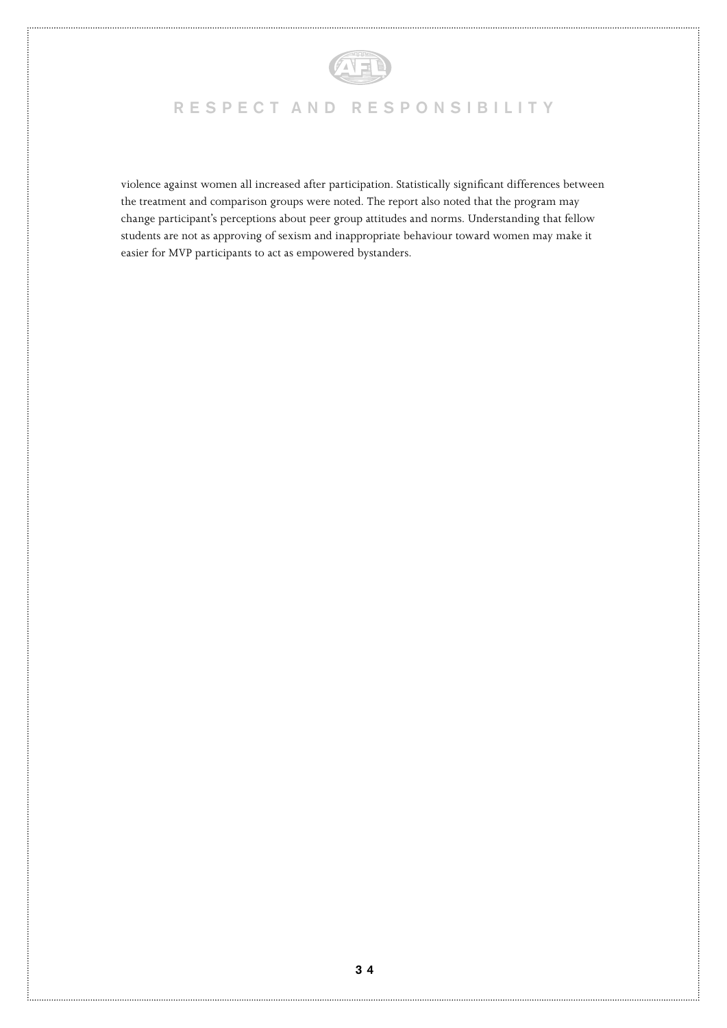violence against women all increased after participation. Statistically significant differences between the treatment and comparison groups were noted. The report also noted that the program may change participant's perceptions about peer group attitudes and norms. Understanding that fellow students are not as approving of sexism and inappropriate behaviour toward women may make it easier for MVP participants to act as empowered bystanders.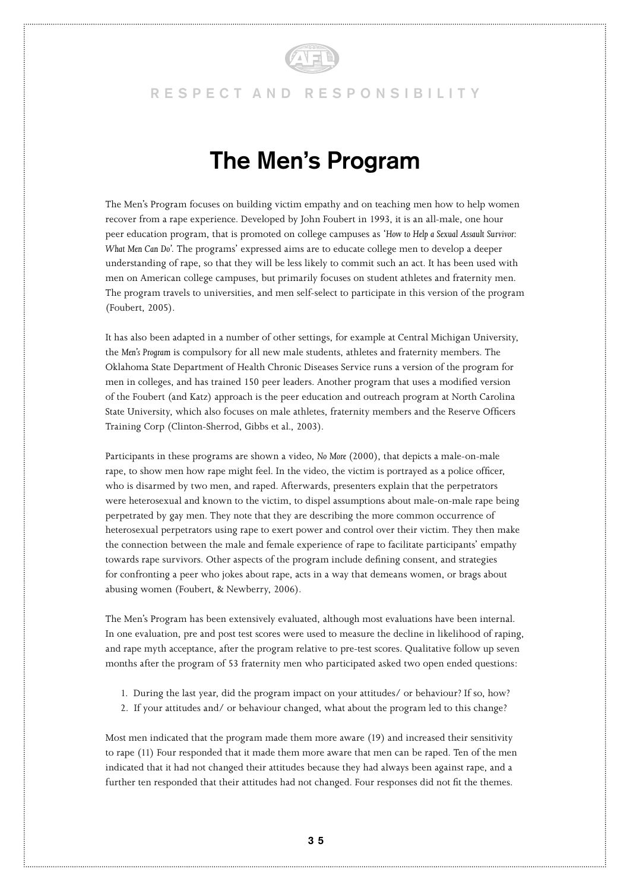# The Men's Program

The Men's Program focuses on building victim empathy and on teaching men how to help women recover from a rape experience. Developed by John Foubert in 1993, it is an all-male, one hour peer education program, that is promoted on college campuses as '*How to Help a Sexual Assault Survivor: What Men Can Do*'. The programs' expressed aims are to educate college men to develop a deeper understanding of rape, so that they will be less likely to commit such an act. It has been used with men on American college campuses, but primarily focuses on student athletes and fraternity men. The program travels to universities, and men self-select to participate in this version of the program (Foubert, 2005).

It has also been adapted in a number of other settings, for example at Central Michigan University, the *Men's Program* is compulsory for all new male students, athletes and fraternity members. The Oklahoma State Department of Health Chronic Diseases Service runs a version of the program for men in colleges, and has trained 150 peer leaders. Another program that uses a modified version of the Foubert (and Katz) approach is the peer education and outreach program at North Carolina State University, which also focuses on male athletes, fraternity members and the Reserve Officers Training Corp (Clinton-Sherrod, Gibbs et al., 2003).

Participants in these programs are shown a video, *No More* (2000), that depicts a male-on-male rape, to show men how rape might feel. In the video, the victim is portrayed as a police officer, who is disarmed by two men, and raped. Afterwards, presenters explain that the perpetrators were heterosexual and known to the victim, to dispel assumptions about male-on-male rape being perpetrated by gay men. They note that they are describing the more common occurrence of heterosexual perpetrators using rape to exert power and control over their victim. They then make the connection between the male and female experience of rape to facilitate participants' empathy towards rape survivors. Other aspects of the program include defining consent, and strategies for confronting a peer who jokes about rape, acts in a way that demeans women, or brags about abusing women (Foubert, & Newberry, 2006).

The Men's Program has been extensively evaluated, although most evaluations have been internal. In one evaluation, pre and post test scores were used to measure the decline in likelihood of raping, and rape myth acceptance, after the program relative to pre-test scores. Qualitative follow up seven months after the program of 53 fraternity men who participated asked two open ended questions:

1. During the last year, did the program impact on your attitudes/ or behaviour? If so, how?
2. If your attitudes and/ or behaviour changed, what about the program led to this change?

Most men indicated that the program made them more aware (19) and increased their sensitivity to rape (11) Four responded that it made them more aware that men can be raped. Ten of the men indicated that it had not changed their attitudes because they had always been against rape, and a further ten responded that their attitudes had not changed. Four responses did not fit the themes.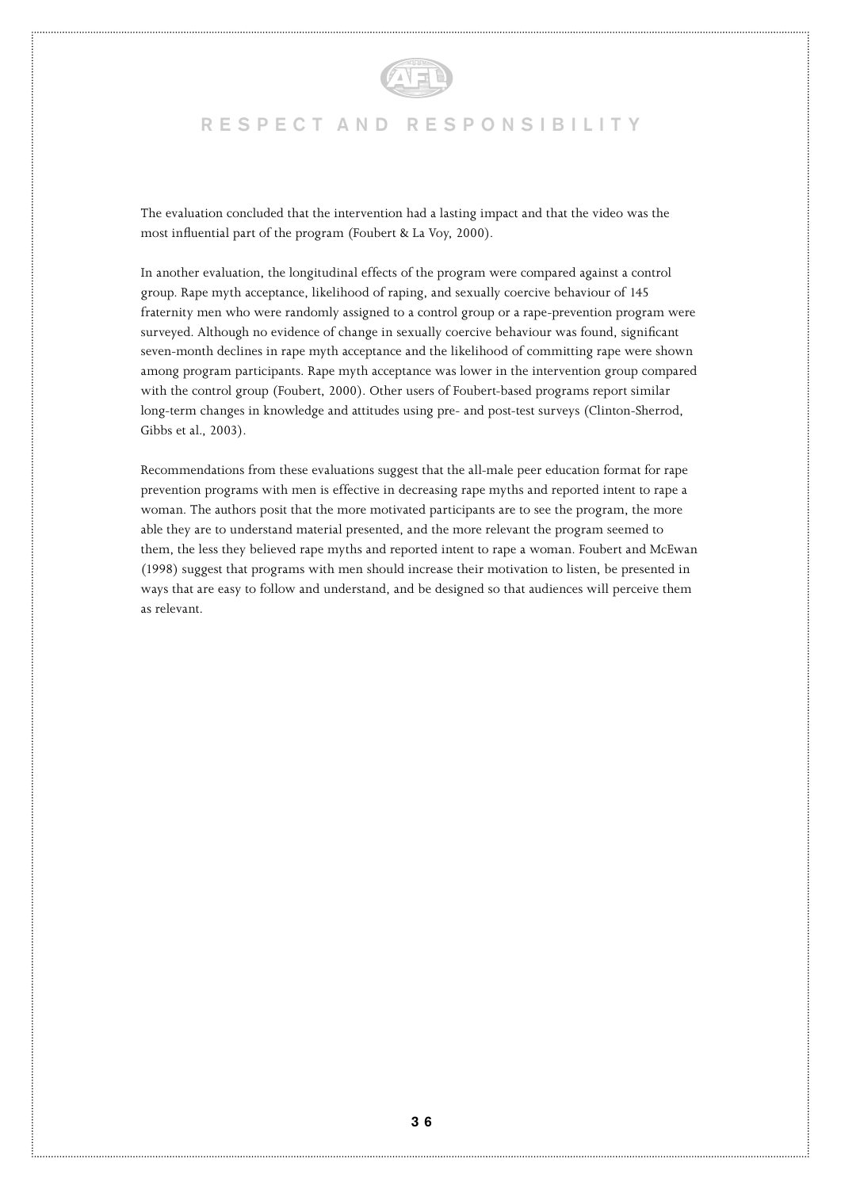The evaluation concluded that the intervention had a lasting impact and that the video was the most influential part of the program (Foubert & La Voy, 2000).

In another evaluation, the longitudinal effects of the program were compared against a control group. Rape myth acceptance, likelihood of raping, and sexually coercive behaviour of 145 fraternity men who were randomly assigned to a control group or a rape-prevention program were surveyed. Although no evidence of change in sexually coercive behaviour was found, significant seven-month declines in rape myth acceptance and the likelihood of committing rape were shown among program participants. Rape myth acceptance was lower in the intervention group compared with the control group (Foubert, 2000). Other users of Foubert-based programs report similar long-term changes in knowledge and attitudes using pre- and post-test surveys (Clinton-Sherrod, Gibbs et al., 2003).

Recommendations from these evaluations suggest that the all-male peer education format for rape prevention programs with men is effective in decreasing rape myths and reported intent to rape a woman. The authors posit that the more motivated participants are to see the program, the more able they are to understand material presented, and the more relevant the program seemed to them, the less they believed rape myths and reported intent to rape a woman. Foubert and McEwan (1998) suggest that programs with men should increase their motivation to listen, be presented in ways that are easy to follow and understand, and be designed so that audiences will perceive them as relevant.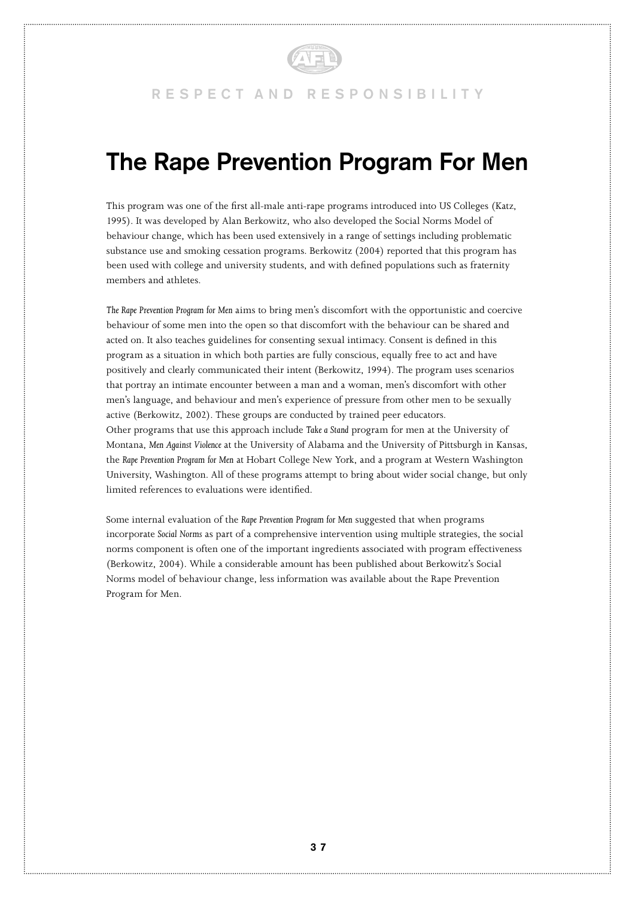# The Rape Prevention Program For Men

This program was one of the first all-male anti-rape programs introduced into US Colleges (Katz, 1995). It was developed by Alan Berkowitz, who also developed the Social Norms Model of behaviour change, which has been used extensively in a range of settings including problematic substance use and smoking cessation programs. Berkowitz (2004) reported that this program has been used with college and university students, and with defined populations such as fraternity members and athletes.

*The Rape Prevention Program for Men* aims to bring men's discomfort with the opportunistic and coercive behaviour of some men into the open so that discomfort with the behaviour can be shared and acted on. It also teaches guidelines for consenting sexual intimacy. Consent is defined in this program as a situation in which both parties are fully conscious, equally free to act and have positively and clearly communicated their intent (Berkowitz, 1994). The program uses scenarios that portray an intimate encounter between a man and a woman, men's discomfort with other men's language, and behaviour and men's experience of pressure from other men to be sexually active (Berkowitz, 2002). These groups are conducted by trained peer educators.
Other programs that use this approach include *Take a Stand* program for men at the University of Montana, *Men Against Violence* at the University of Alabama and the University of Pittsburgh in Kansas, the *Rape Prevention Program for Men* at Hobart College New York, and a program at Western Washington University, Washington. All of these programs attempt to bring about wider social change, but only limited references to evaluations were identified.

Some internal evaluation of the *Rape Prevention Program for Men* suggested that when programs incorporate *Social Norms* as part of a comprehensive intervention using multiple strategies, the social norms component is often one of the important ingredients associated with program effectiveness (Berkowitz, 2004). While a considerable amount has been published about Berkowitz's Social Norms model of behaviour change, less information was available about the Rape Prevention Program for Men.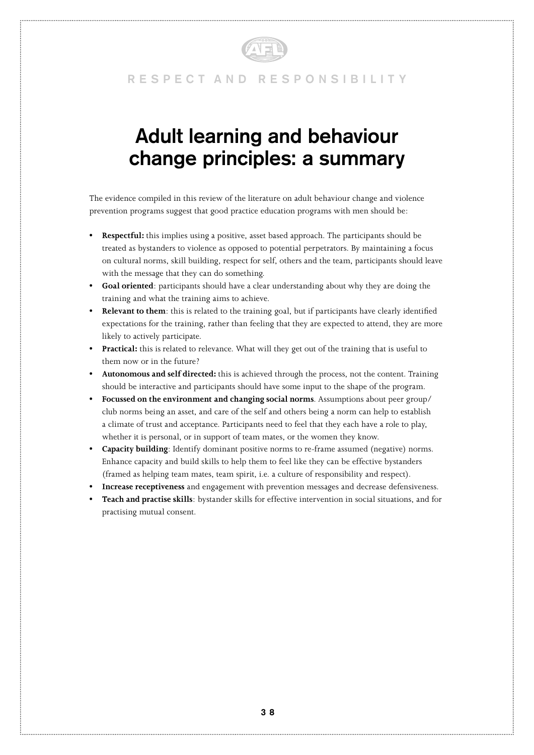# Adult learning and behaviour change principles: a summary

The evidence compiled in this review of the literature on adult behaviour change and violence prevention programs suggest that good practice education programs with men should be:

- **Respectful:** this implies using a positive, asset based approach. The participants should be treated as bystanders to violence as opposed to potential perpetrators. By maintaining a focus on cultural norms, skill building, respect for self, others and the team, participants should leave with the message that they can do something.
- **Goal oriented**: participants should have a clear understanding about why they are doing the training and what the training aims to achieve.
- **Relevant to them**: this is related to the training goal, but if participants have clearly identified expectations for the training, rather than feeling that they are expected to attend, they are more likely to actively participate.
- **Practical:** this is related to relevance. What will they get out of the training that is useful to them now or in the future?
- **Autonomous and self directed:** this is achieved through the process, not the content. Training should be interactive and participants should have some input to the shape of the program.
- **Focussed on the environment and changing social norms**. Assumptions about peer group/club norms being an asset, and care of the self and others being a norm can help to establish a climate of trust and acceptance. Participants need to feel that they each have a role to play, whether it is personal, or in support of team mates, or the women they know.
- **Capacity building**: Identify dominant positive norms to re-frame assumed (negative) norms. Enhance capacity and build skills to help them to feel like they can be effective bystanders (framed as helping team mates, team spirit, i.e. a culture of responsibility and respect).
- **Increase receptiveness** and engagement with prevention messages and decrease defensiveness.
- **Teach and practise skills**: bystander skills for effective intervention in social situations, and for practising mutual consent.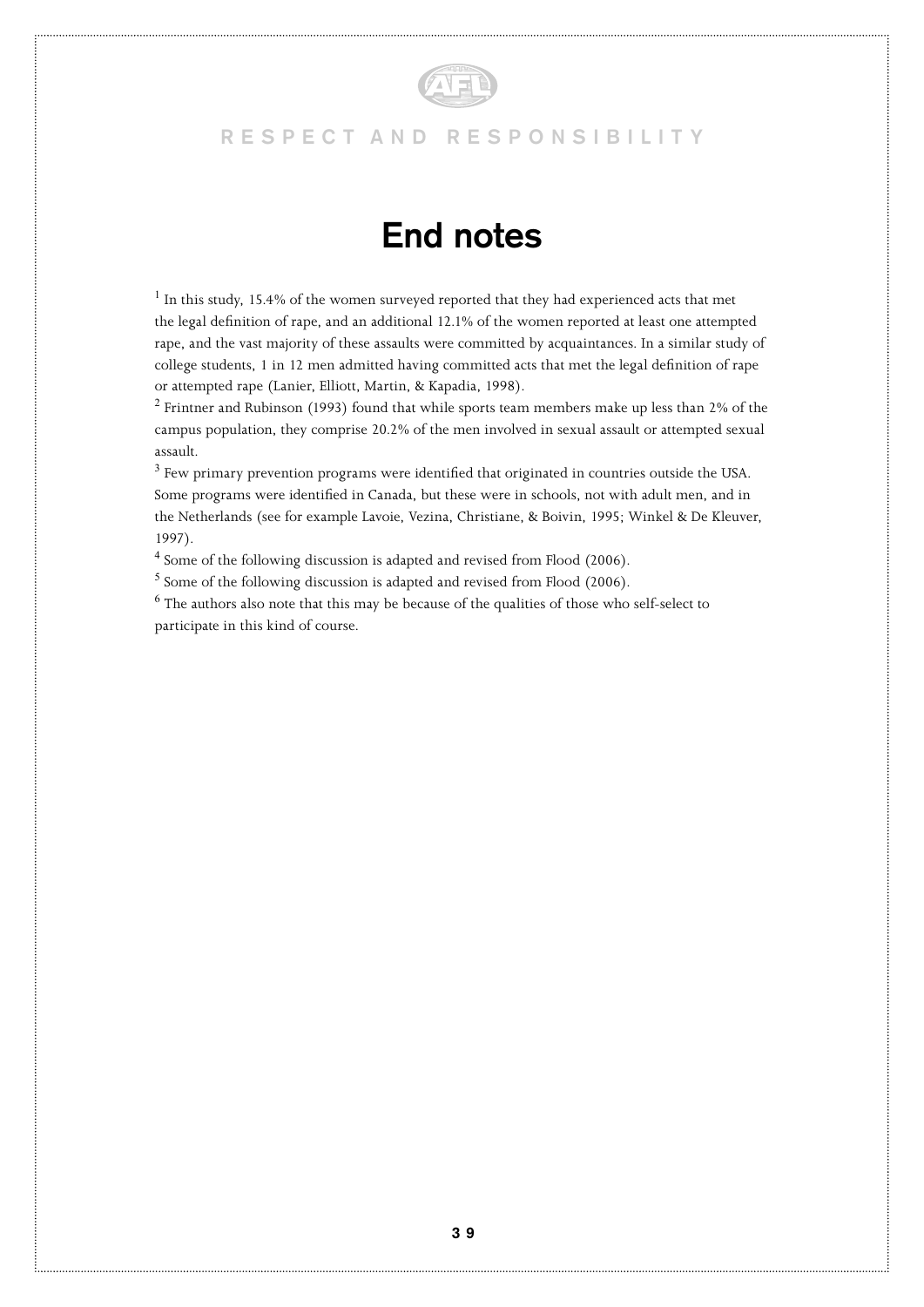# End notes

[1] In this study, 15.4% of the women surveyed reported that they had experienced acts that met the legal definition of rape, and an additional 12.1% of the women reported at least one attempted rape, and the vast majority of these assaults were committed by acquaintances. In a similar study of college students, 1 in 12 men admitted having committed acts that met the legal definition of rape or attempted rape (Lanier, Elliott, Martin, & Kapadia, 1998).

[2] Frintner and Rubinson (1993) found that while sports team members make up less than 2% of the campus population, they comprise 20.2% of the men involved in sexual assault or attempted sexual assault.

[3] Few primary prevention programs were identified that originated in countries outside the USA. Some programs were identified in Canada, but these were in schools, not with adult men, and in the Netherlands (see for example Lavoie, Vezina, Christiane, & Boivin, 1995; Winkel & De Kleuver, 1997).

[4] Some of the following discussion is adapted and revised from Flood (2006).

[5] Some of the following discussion is adapted and revised from Flood (2006).

[6] The authors also note that this may be because of the qualities of those who self-select to participate in this kind of course.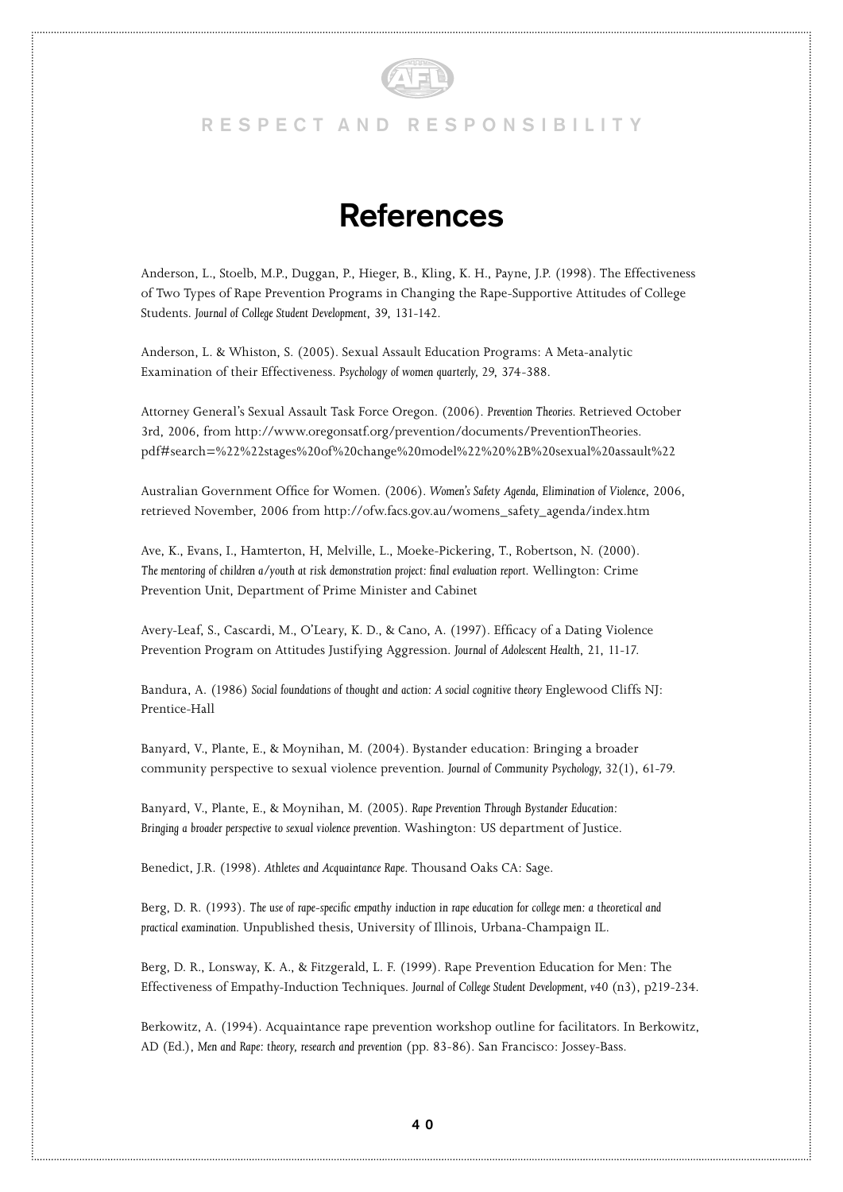# References

Anderson, L., Stoelb, M.P., Duggan, P., Hieger, B., Kling, K. H., Payne, J.P. (1998). The Effectiveness of Two Types of Rape Prevention Programs in Changing the Rape-Supportive Attitudes of College Students. *Journal of College Student Development*, 39, 131-142.

Anderson, L. & Whiston, S. (2005). Sexual Assault Education Programs: A Meta-analytic Examination of their Effectiveness. *Psychology of women quarterly*, 29, 374-388.

Attorney General's Sexual Assault Task Force Oregon. (2006). *Prevention Theories.* Retrieved October 3rd, 2006, from http://www.oregonsatf.org/prevention/documents/PreventionTheories.pdf#search=%22%22stages%20of%20change%20model%22%20%2B%20sexual%20assault%22

Australian Government Office for Women. (2006). *Women's Safety Agenda, Elimination of Violence*, 2006, retrieved November, 2006 from http://ofw.facs.gov.au/womens_safety_agenda/index.htm

Ave, K., Evans, I., Hamterton, H, Melville, L., Moeke-Pickering, T., Robertson, N. (2000). *The mentoring of children a/youth at risk demonstration project: final evaluation report.* Wellington: Crime Prevention Unit, Department of Prime Minister and Cabinet

Avery-Leaf, S., Cascardi, M., O'Leary, K. D., & Cano, A. (1997). Efficacy of a Dating Violence Prevention Program on Attitudes Justifying Aggression. *Journal of Adolescent Health*, 21, 11-17.

Bandura, A. (1986) *Social foundations of thought and action: A social cognitive theory* Englewood Cliffs NJ: Prentice-Hall

Banyard, V., Plante, E., & Moynihan, M. (2004). Bystander education: Bringing a broader community perspective to sexual violence prevention. *Journal of Community Psychology*, 32(1), 61-79.

Banyard, V., Plante, E., & Moynihan, M. (2005). *Rape Prevention Through Bystander Education: Bringing a broader perspective to sexual violence prevention.* Washington: US department of Justice.

Benedict, J.R. (1998). *Athletes and Acquaintance Rape.* Thousand Oaks CA: Sage.

Berg, D. R. (1993). *The use of rape-specific empathy induction in rape education for college men: a theoretical and practical examination.* Unpublished thesis, University of Illinois, Urbana-Champaign IL.

Berg, D. R., Lonsway, K. A., & Fitzgerald, L. F. (1999). Rape Prevention Education for Men: The Effectiveness of Empathy-Induction Techniques. *Journal of College Student Development, v*40 (n3), p219-234.

Berkowitz, A. (1994). Acquaintance rape prevention workshop outline for facilitators. In Berkowitz, AD (Ed.), *Men and Rape: theory, research and prevention* (pp. 83-86). San Francisco: Jossey-Bass.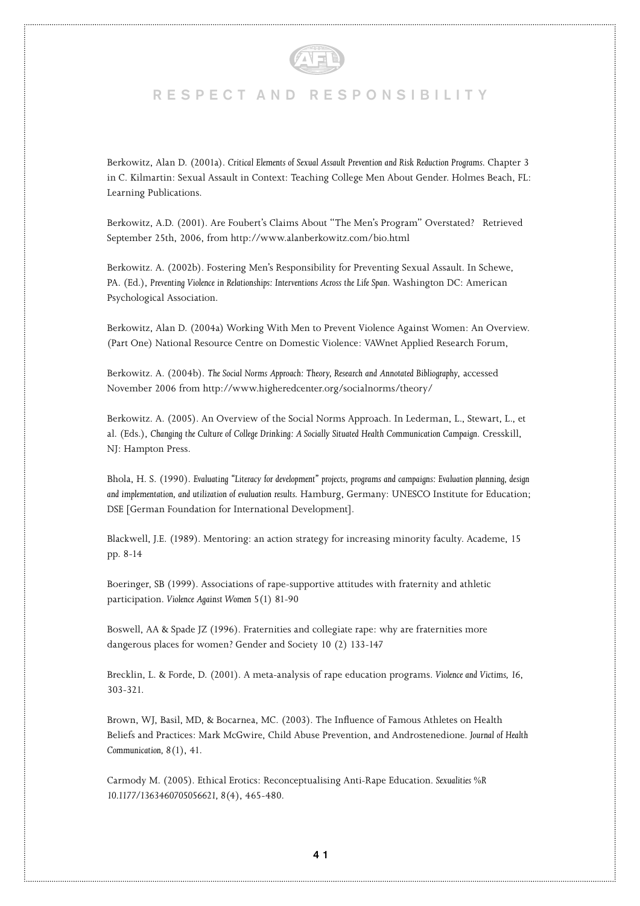Berkowitz, Alan D. (2001a). *Critical Elements of Sexual Assault Prevention and Risk Reduction Programs*. Chapter 3 in C. Kilmartin: Sexual Assault in Context: Teaching College Men About Gender. Holmes Beach, FL: Learning Publications.

Berkowitz, A.D. (2001). Are Foubert's Claims About "The Men's Program" Overstated? Retrieved September 25th, 2006, from http://www.alanberkowitz.com/bio.html

Berkowitz. A. (2002b). Fostering Men's Responsibility for Preventing Sexual Assault. In Schewe, PA. (Ed.), *Preventing Violence in Relationships: Interventions Across the Life Span*. Washington DC: American Psychological Association.

Berkowitz, Alan D. (2004a) Working With Men to Prevent Violence Against Women: An Overview. (Part One) National Resource Centre on Domestic Violence: VAWnet Applied Research Forum,

Berkowitz. A. (2004b). *The Social Norms Approach: Theory, Research and Annotated Bibliography*, accessed November 2006 from http://www.higheredcenter.org/socialnorms/theory/

Berkowitz. A. (2005). An Overview of the Social Norms Approach. In Lederman, L., Stewart, L., et al. (Eds.), *Changing the Culture of College Drinking: A Socially Situated Health Communication Campaign*. Cresskill, NJ: Hampton Press.

Bhola, H. S. (1990). *Evaluating "Literacy for development" projects, programs and campaigns: Evaluation planning, design and implementation, and utilization of evaluation results.* Hamburg, Germany: UNESCO Institute for Education; DSE [German Foundation for International Development].

Blackwell, J.E. (1989). Mentoring: an action strategy for increasing minority faculty. Academe, 15 pp. 8-14

Boeringer, SB (1999). Associations of rape-supportive attitudes with fraternity and athletic participation. *Violence Against Women* 5(1) 81-90

Boswell, AA & Spade JZ (1996). Fraternities and collegiate rape: why are fraternities more dangerous places for women? Gender and Society 10 (2) 133-147

Brecklin, L. & Forde, D. (2001). A meta-analysis of rape education programs. *Violence and Victims, 16*, 303-321.

Brown, WJ, Basil, MD, & Bocarnea, MC. (2003). The Influence of Famous Athletes on Health Beliefs and Practices: Mark McGwire, Child Abuse Prevention, and Androstenedione. *Journal of Health Communication, 8*(1), 41.

Carmody M. (2005). Ethical Erotics: Reconceptualising Anti-Rape Education. *Sexualities %R 10.1177/1363460705056621, 8*(4), 465-480.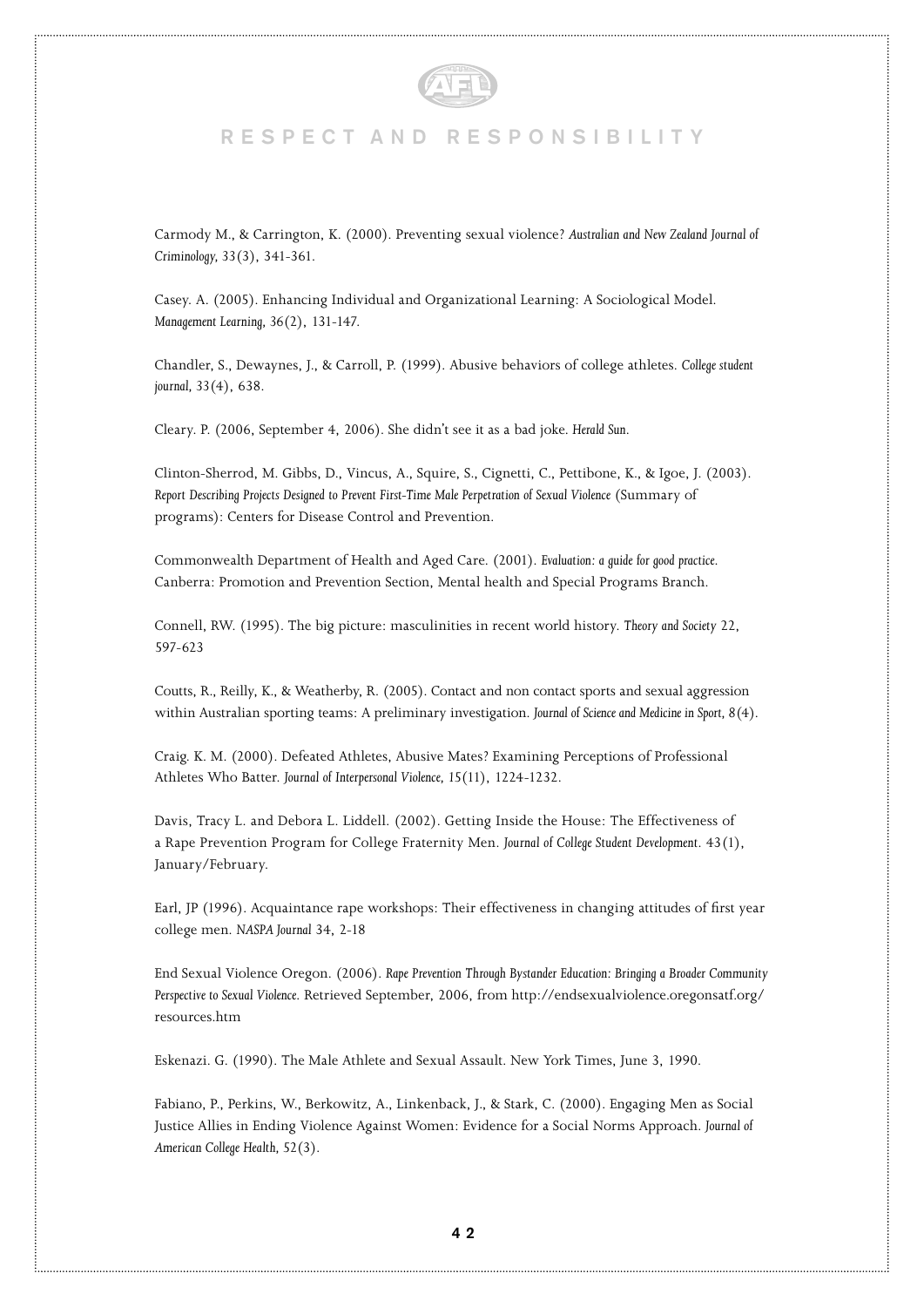Carmody M., & Carrington, K. (2000). Preventing sexual violence? *Australian and New Zealand Journal of Criminology*, 33(3), 341-361.

Casey. A. (2005). Enhancing Individual and Organizational Learning: A Sociological Model. *Management Learning*, 36(2), 131-147.

Chandler, S., Dewaynes, J., & Carroll, P. (1999). Abusive behaviors of college athletes. *College student journal*, 33(4), 638.

Cleary. P. (2006, September 4, 2006). She didn't see it as a bad joke. *Herald Sun*.

Clinton-Sherrod, M. Gibbs, D., Vincus, A., Squire, S., Cignetti, C., Pettibone, K., & Igoe, J. (2003). *Report Describing Projects Designed to Prevent First-Time Male Perpetration of Sexual Violence* (Summary of programs): Centers for Disease Control and Prevention.

Commonwealth Department of Health and Aged Care. (2001). *Evaluation: a guide for good practice*. Canberra: Promotion and Prevention Section, Mental health and Special Programs Branch.

Connell, RW. (1995). The big picture: masculinities in recent world history. *Theory and Society* 22, 597-623

Coutts, R., Reilly, K., & Weatherby, R. (2005). Contact and non contact sports and sexual aggression within Australian sporting teams: A preliminary investigation. *Journal of Science and Medicine in Sport*, 8(4).

Craig. K. M. (2000). Defeated Athletes, Abusive Mates? Examining Perceptions of Professional Athletes Who Batter. *Journal of Interpersonal Violence*, 15(11), 1224-1232.

Davis, Tracy L. and Debora L. Liddell. (2002). Getting Inside the House: The Effectiveness of a Rape Prevention Program for College Fraternity Men. *Journal of College Student Development*. 43(1), January/February.

Earl, JP (1996). Acquaintance rape workshops: Their effectiveness in changing attitudes of first year college men. *NASPA Journal* 34, 2-18

End Sexual Violence Oregon. (2006). *Rape Prevention Through Bystander Education: Bringing a Broader Community Perspective to Sexual Violence*. Retrieved September, 2006, from http://endsexualviolence.oregonsatf.org/resources.htm

Eskenazi. G. (1990). The Male Athlete and Sexual Assault. New York Times, June 3, 1990.

Fabiano, P., Perkins, W., Berkowitz, A., Linkenback, J., & Stark, C. (2000). Engaging Men as Social Justice Allies in Ending Violence Against Women: Evidence for a Social Norms Approach. *Journal of American College Health*, 52(3).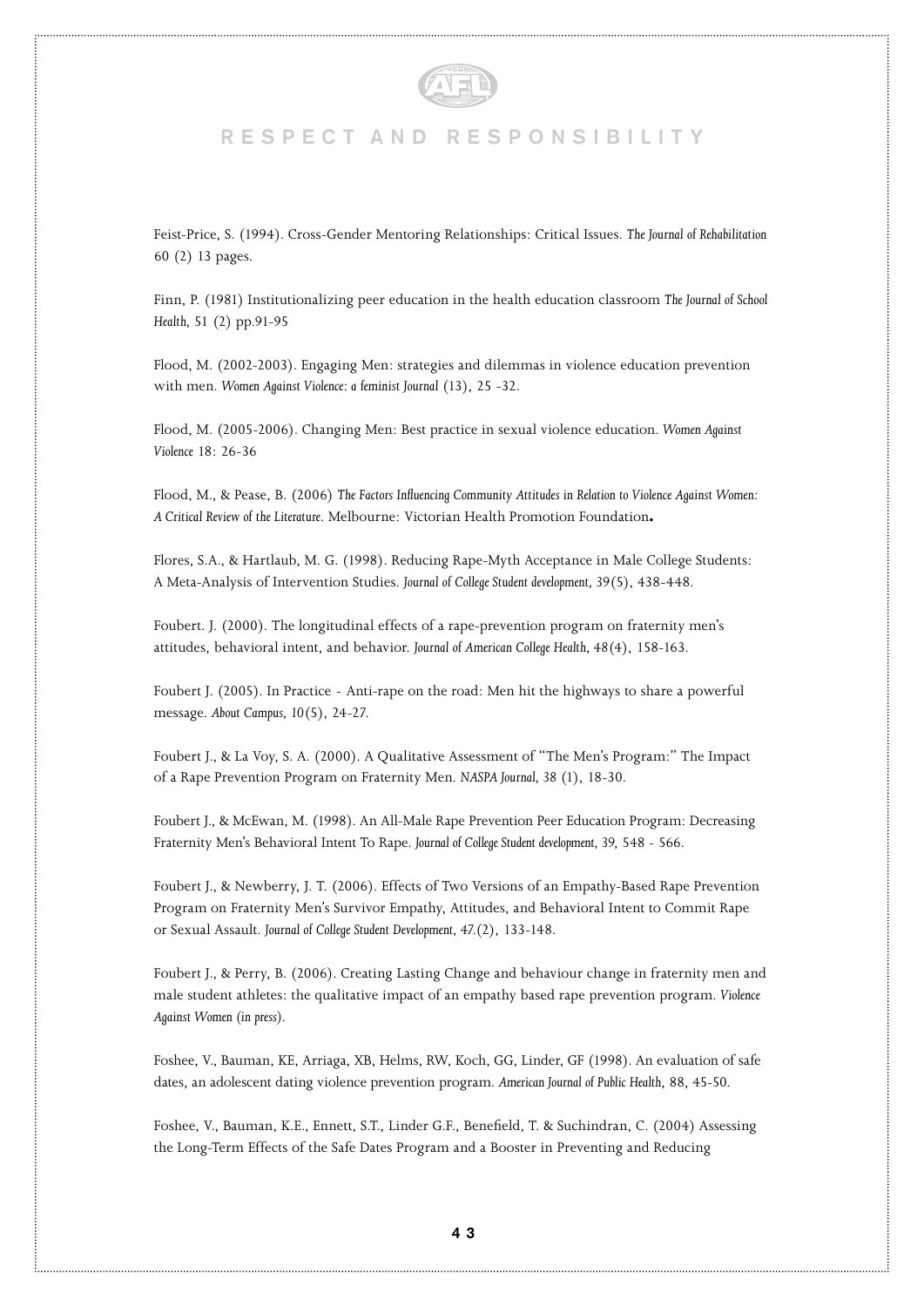Feist-Price, S. (1994). Cross-Gender Mentoring Relationships: Critical Issues. *The Journal of Rehabilitation* 60 (2) 13 pages.

Finn, P. (1981) Institutionalizing peer education in the health education classroom *The Journal of School Health*, 51 (2) pp.91-95

Flood, M. (2002-2003). Engaging Men: strategies and dilemmas in violence education prevention with men. *Women Against Violence: a feminist Journal* (13), 25 -32.

Flood, M. (2005-2006). Changing Men: Best practice in sexual violence education. *Women Against Violence* 18: 26-36

Flood, M., & Pease, B. (2006) *The Factors Influencing Community Attitudes in Relation to Violence Against Women: A Critical Review of the Literature*. Melbourne: Victorian Health Promotion Foundation**.**

Flores, S.A., & Hartlaub, M. G. (1998). Reducing Rape-Myth Acceptance in Male College Students: A Meta-Analysis of Intervention Studies. *Journal of College Student development*, 39(5), 438-448.

Foubert. J. (2000). The longitudinal effects of a rape-prevention program on fraternity men's attitudes, behavioral intent, and behavior. *Journal of American College Health*, 48(4), 158-163.

Foubert J. (2005). In Practice - Anti-rape on the road: Men hit the highways to share a powerful message. *About Campus*, 10(5), 24-27.

Foubert J., & La Voy, S. A. (2000). A Qualitative Assessment of "The Men's Program:" The Impact of a Rape Prevention Program on Fraternity Men. *NASPA Journal*, 38 (1), 18-30.

Foubert J., & McEwan, M. (1998). An All-Male Rape Prevention Peer Education Program: Decreasing Fraternity Men's Behavioral Intent To Rape. *Journal of College Student development*, 39, 548 - 566.

Foubert J., & Newberry, J. T. (2006). Effects of Two Versions of an Empathy-Based Rape Prevention Program on Fraternity Men's Survivor Empathy, Attitudes, and Behavioral Intent to Commit Rape or Sexual Assault. *Journal of College Student Development*, 47.(2), 133-148.

Foubert J., & Perry, B. (2006). Creating Lasting Change and behaviour change in fraternity men and male student athletes: the qualitative impact of an empathy based rape prevention program. *Violence Against Women (in press)*.

Foshee, V., Bauman, KE, Arriaga, XB, Helms, RW, Koch, GG, Linder, GF (1998). An evaluation of safe dates, an adolescent dating violence prevention program. *American Journal of Public Health*, 88, 45-50.

Foshee, V., Bauman, K.E., Ennett, S.T., Linder G.F., Benefield, T. & Suchindran, C. (2004) Assessing the Long-Term Effects of the Safe Dates Program and a Booster in Preventing and Reducing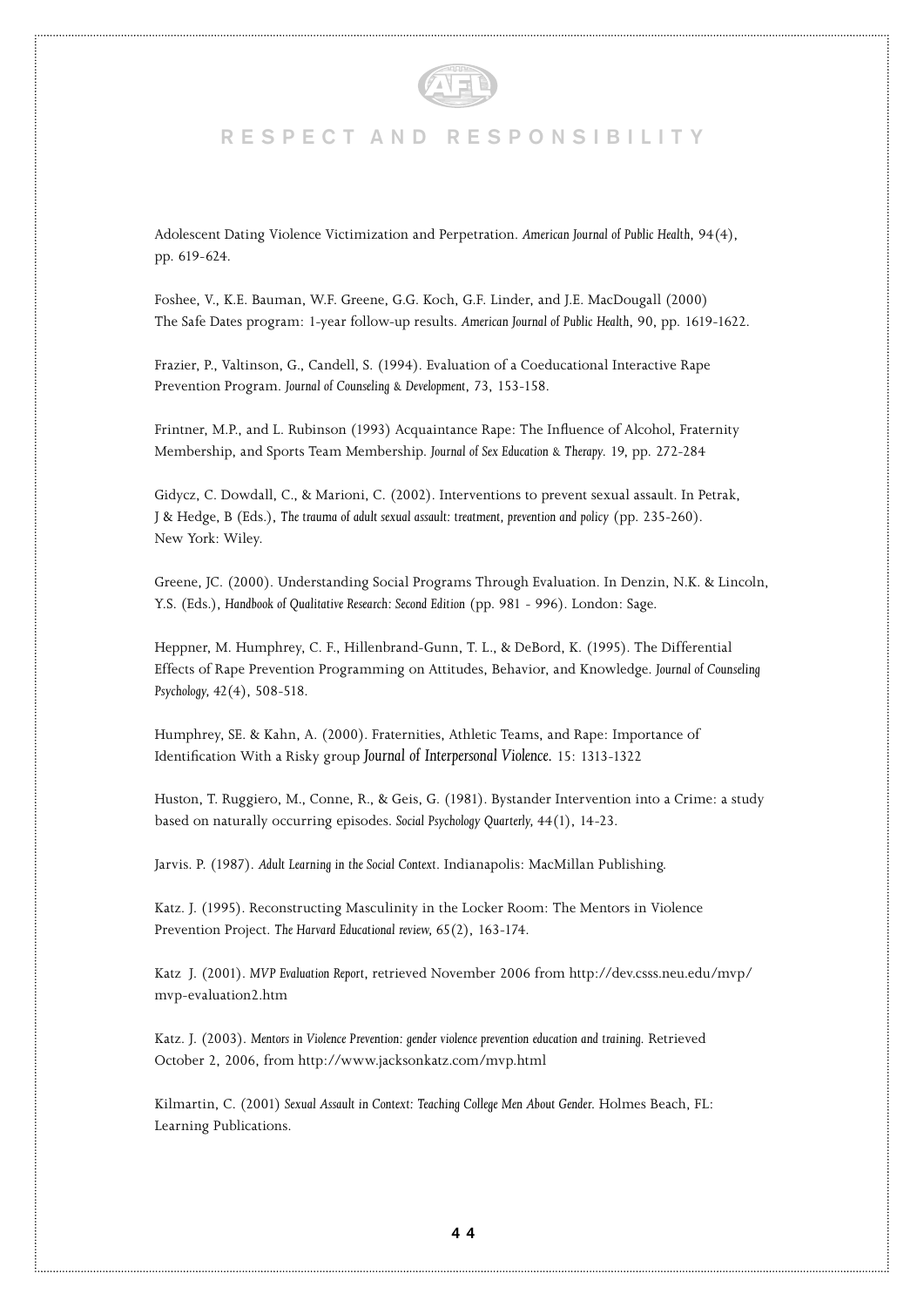Adolescent Dating Violence Victimization and Perpetration. *American Journal of Public Health*, 94(4), pp. 619-624.

Foshee, V., K.E. Bauman, W.F. Greene, G.G. Koch, G.F. Linder, and J.E. MacDougall (2000) The Safe Dates program: 1-year follow-up results. *American Journal of Public Health*, 90, pp. 1619-1622.

Frazier, P., Valtinson, G., Candell, S. (1994). Evaluation of a Coeducational Interactive Rape Prevention Program. *Journal of Counseling & Development*, 73, 153-158.

Frintner, M.P., and L. Rubinson (1993) Acquaintance Rape: The Influence of Alcohol, Fraternity Membership, and Sports Team Membership. *Journal of Sex Education & Therapy*. 19, pp. 272-284

Gidycz, C. Dowdall, C., & Marioni, C. (2002). Interventions to prevent sexual assault. In Petrak, J & Hedge, B (Eds.), *The trauma of adult sexual assault: treatment, prevention and policy* (pp. 235-260). New York: Wiley.

Greene, JC. (2000). Understanding Social Programs Through Evaluation. In Denzin, N.K. & Lincoln, Y.S. (Eds.), *Handbook of Qualitative Research: Second Edition* (pp. 981 - 996). London: Sage.

Heppner, M. Humphrey, C. F., Hillenbrand-Gunn, T. L., & DeBord, K. (1995). The Differential Effects of Rape Prevention Programming on Attitudes, Behavior, and Knowledge. *Journal of Counseling Psychology*, 42(4), 508-518.

Humphrey, SE. & Kahn, A. (2000). Fraternities, Athletic Teams, and Rape: Importance of Identification With a Risky group *Journal of Interpersonal Violence*. 15: 1313-1322

Huston, T. Ruggiero, M., Conne, R., & Geis, G. (1981). Bystander Intervention into a Crime: a study based on naturally occurring episodes. *Social Psychology Quarterly*, 44(1), 14-23.

Jarvis. P. (1987). *Adult Learning in the Social Context*. Indianapolis: MacMillan Publishing.

Katz. J. (1995). Reconstructing Masculinity in the Locker Room: The Mentors in Violence Prevention Project. *The Harvard Educational review*, 65(2), 163-174.

Katz J. (2001). *MVP Evaluation Report*, retrieved November 2006 from http://dev.csss.neu.edu/mvp/mvp-evaluation2.htm

Katz. J. (2003). *Mentors in Violence Prevention: gender violence prevention education and training*. Retrieved October 2, 2006, from http://www.jacksonkatz.com/mvp.html

Kilmartin, C. (2001) *Sexual Assault in Context: Teaching College Men About Gender*. Holmes Beach, FL: Learning Publications.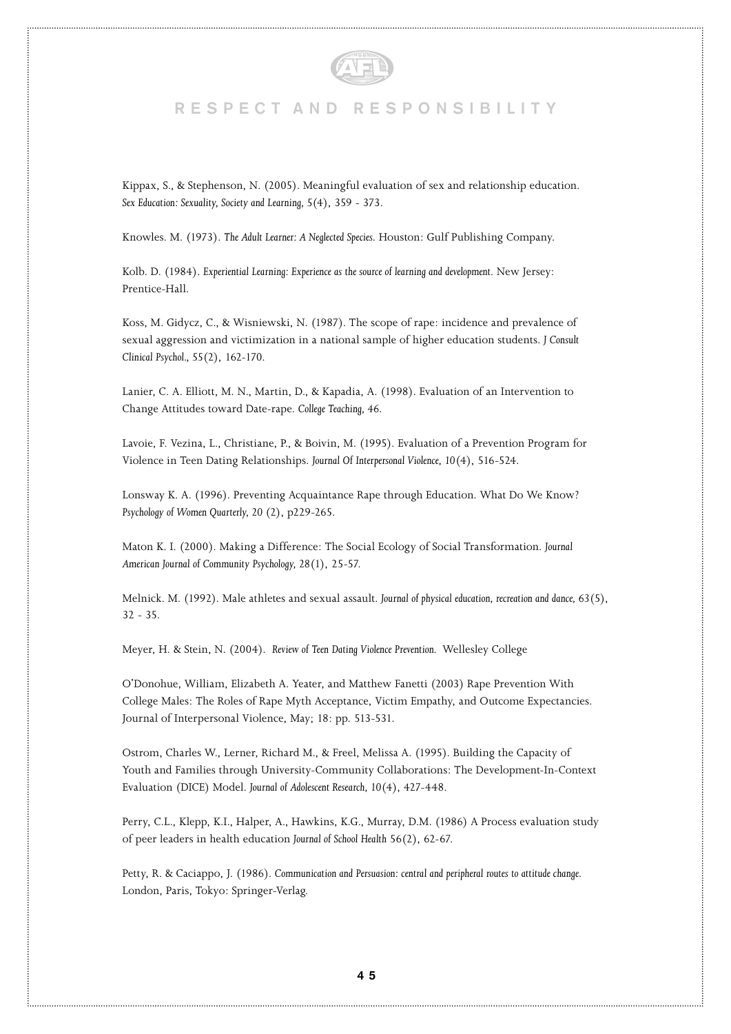Kippax, S., & Stephenson, N. (2005). Meaningful evaluation of sex and relationship education. *Sex Education: Sexuality, Society and Learning*, 5(4), 359 - 373.

Knowles. M. (1973). *The Adult Learner: A Neglected Species*. Houston: Gulf Publishing Company.

Kolb. D. (1984). *Experiential Learning: Experience as the source of learning and development*. New Jersey: Prentice-Hall.

Koss, M. Gidycz, C., & Wisniewski, N. (1987). The scope of rape: incidence and prevalence of sexual aggression and victimization in a national sample of higher education students. *J Consult Clinical Psychol.*, 55(2), 162-170.

Lanier, C. A. Elliott, M. N., Martin, D., & Kapadia, A. (1998). Evaluation of an Intervention to Change Attitudes toward Date-rape. *College Teaching*, 46.

Lavoie, F. Vezina, L., Christiane, P., & Boivin, M. (1995). Evaluation of a Prevention Program for Violence in Teen Dating Relationships. *Journal Of Interpersonal Violence*, 10(4), 516-524.

Lonsway K. A. (1996). Preventing Acquaintance Rape through Education. What Do We Know? *Psychology of Women Quarterly*, 20 (2), p229-265.

Maton K. I. (2000). Making a Difference: The Social Ecology of Social Transformation. *Journal American Journal of Community Psychology*, 28(1), 25-57.

Melnick. M. (1992). Male athletes and sexual assault. *Journal of physical education, recreation and dance*, 63(5), 32 - 35.

Meyer, H. & Stein, N. (2004). *Review of Teen Dating Violence Prevention.* Wellesley College

O'Donohue, William, Elizabeth A. Yeater, and Matthew Fanetti (2003) Rape Prevention With College Males: The Roles of Rape Myth Acceptance, Victim Empathy, and Outcome Expectancies. Journal of Interpersonal Violence, May; 18: pp. 513-531.

Ostrom, Charles W., Lerner, Richard M., & Freel, Melissa A. (1995). Building the Capacity of Youth and Families through University-Community Collaborations: The Development-In-Context Evaluation (DICE) Model. *Journal of Adolescent Research*, 10(4), 427-448.

Perry, C.L., Klepp, K.I., Halper, A., Hawkins, K.G., Murray, D.M. (1986) A Process evaluation study of peer leaders in health education *Journal of School Health* 56(2), 62-67.

Petty, R. & Caciappo, J. (1986). *Communication and Persuasion: central and peripheral routes to attitude change*. London, Paris, Tokyo: Springer-Verlag.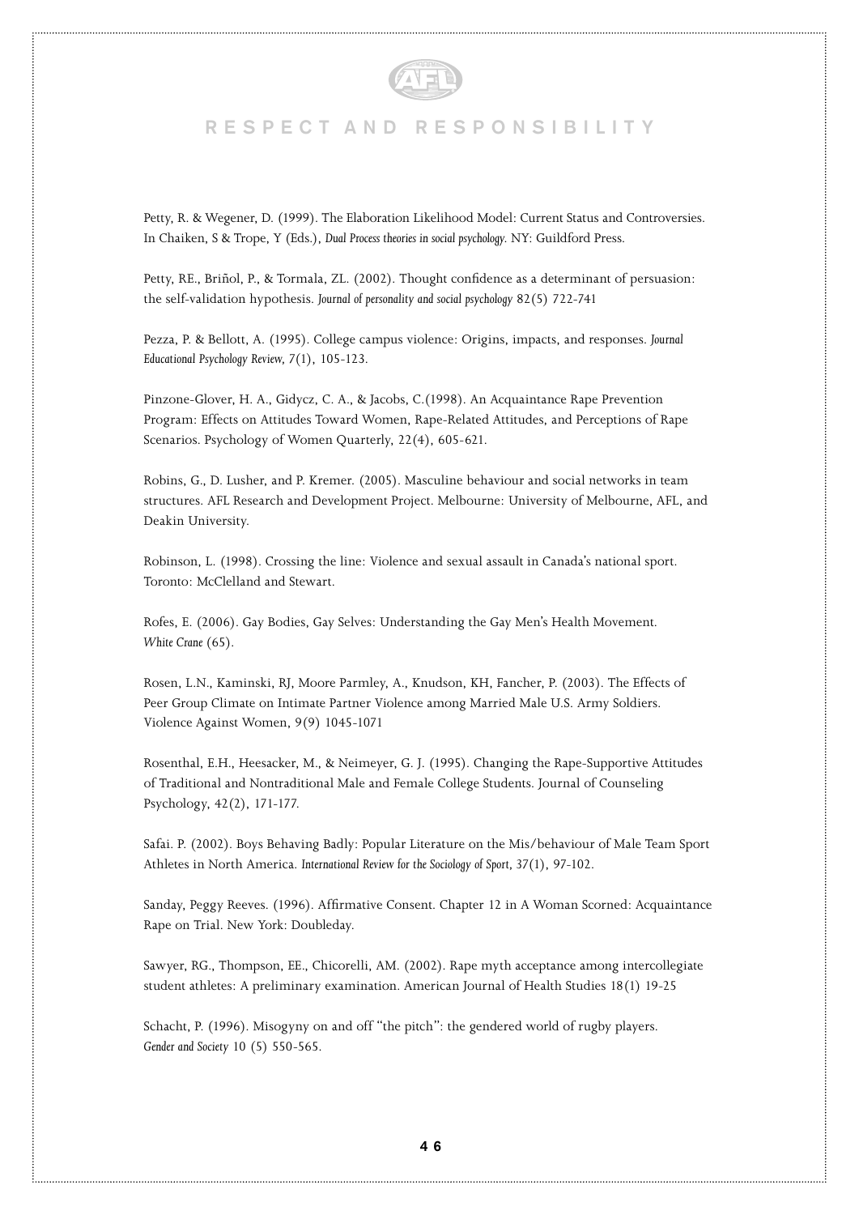Petty, R. & Wegener, D. (1999). The Elaboration Likelihood Model: Current Status and Controversies. In Chaiken, S & Trope, Y (Eds.), *Dual Process theories in social psychology.* NY: Guildford Press.

Petty, RE., Briñol, P., & Tormala, ZL. (2002). Thought confidence as a determinant of persuasion: the self-validation hypothesis. *Journal of personality and social psychology* 82(5) 722-741

Pezza, P. & Bellott, A. (1995). College campus violence: Origins, impacts, and responses. *Journal Educational Psychology Review, 7*(1), 105-123.

Pinzone-Glover, H. A., Gidycz, C. A., & Jacobs, C.(1998). An Acquaintance Rape Prevention Program: Effects on Attitudes Toward Women, Rape-Related Attitudes, and Perceptions of Rape Scenarios. Psychology of Women Quarterly, 22(4), 605-621.

Robins, G., D. Lusher, and P. Kremer. (2005). Masculine behaviour and social networks in team structures. AFL Research and Development Project. Melbourne: University of Melbourne, AFL, and Deakin University.

Robinson, L. (1998). Crossing the line: Violence and sexual assault in Canada's national sport. Toronto: McClelland and Stewart.

Rofes, E. (2006). Gay Bodies, Gay Selves: Understanding the Gay Men's Health Movement. *White Crane* (65).

Rosen, L.N., Kaminski, RJ, Moore Parmley, A., Knudson, KH, Fancher, P. (2003). The Effects of Peer Group Climate on Intimate Partner Violence among Married Male U.S. Army Soldiers. Violence Against Women, 9(9) 1045-1071

Rosenthal, E.H., Heesacker, M., & Neimeyer, G. J. (1995). Changing the Rape-Supportive Attitudes of Traditional and Nontraditional Male and Female College Students. Journal of Counseling Psychology, 42(2), 171-177.

Safai. P. (2002). Boys Behaving Badly: Popular Literature on the Mis/behaviour of Male Team Sport Athletes in North America. *International Review for the Sociology of Sport, 37*(1), 97-102.

Sanday, Peggy Reeves. (1996). Affirmative Consent. Chapter 12 in A Woman Scorned: Acquaintance Rape on Trial. New York: Doubleday.

Sawyer, RG., Thompson, EE., Chicorelli, AM. (2002). Rape myth acceptance among intercollegiate student athletes: A preliminary examination. American Journal of Health Studies 18(1) 19-25

Schacht, P. (1996). Misogyny on and off "the pitch": the gendered world of rugby players. *Gender and Society* 10 (5) 550-565.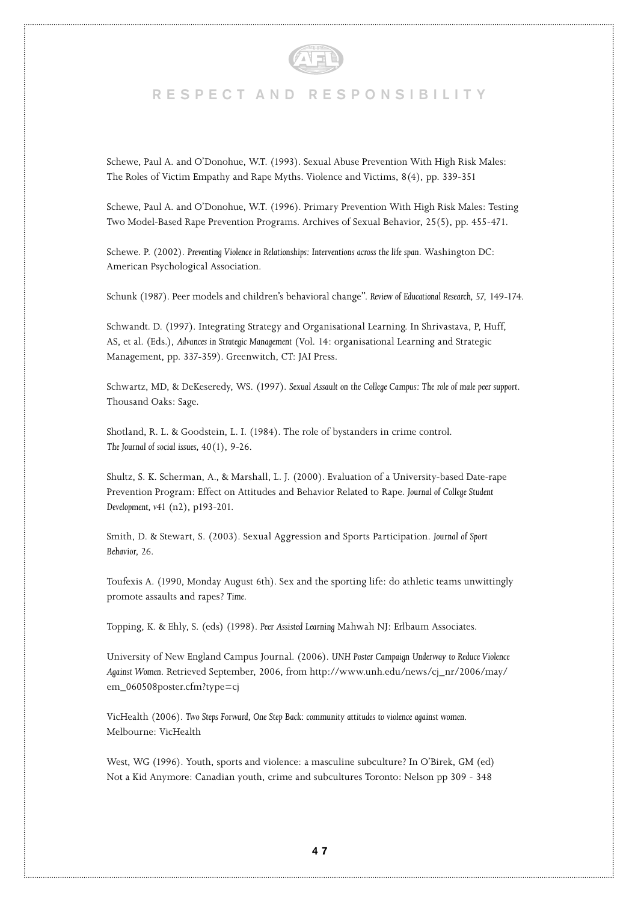Schewe, Paul A. and O'Donohue, W.T. (1993). Sexual Abuse Prevention With High Risk Males: The Roles of Victim Empathy and Rape Myths. Violence and Victims, 8(4), pp. 339-351

Schewe, Paul A. and O'Donohue, W.T. (1996). Primary Prevention With High Risk Males: Testing Two Model-Based Rape Prevention Programs. Archives of Sexual Behavior, 25(5), pp. 455-471.

Schewe. P. (2002). *Preventing Violence in Relationships: Interventions across the life span.* Washington DC: American Psychological Association.

Schunk (1987). Peer models and children's behavioral change". *Review of Educational Research, 57,* 149-174.

Schwandt. D. (1997). Integrating Strategy and Organisational Learning. In Shrivastava, P, Huff, AS, et al. (Eds.), *Advances in Strategic Management* (Vol. 14: organisational Learning and Strategic Management, pp. 337-359). Greenwitch, CT: JAI Press.

Schwartz, MD, & DeKeseredy, WS. (1997). *Sexual Assault on the College Campus: The role of male peer support.* Thousand Oaks: Sage.

Shotland, R. L. & Goodstein, L. I. (1984). The role of bystanders in crime control. *The Journal of social issues,* 40(1), 9-26.

Shultz, S. K. Scherman, A., & Marshall, L. J. (2000). Evaluation of a University-based Date-rape Prevention Program: Effect on Attitudes and Behavior Related to Rape. *Journal of College Student Development, v41* (n2), p193-201.

Smith, D. & Stewart, S. (2003). Sexual Aggression and Sports Participation. *Journal of Sport Behavior, 26.*

Toufexis A. (1990, Monday August 6th). Sex and the sporting life: do athletic teams unwittingly promote assaults and rapes? *Time.*

Topping, K. & Ehly, S. (eds) (1998). *Peer Assisted Learning* Mahwah NJ: Erlbaum Associates.

University of New England Campus Journal. (2006). *UNH Poster Campaign Underway to Reduce Violence Against Women.* Retrieved September, 2006, from http://www.unh.edu/news/cj_nr/2006/may/em_060508poster.cfm?type=cj

VicHealth (2006). *Two Steps Forward, One Step Back: community attitudes to violence against women.* Melbourne: VicHealth

West, WG (1996). Youth, sports and violence: a masculine subculture? In O'Birek, GM (ed) Not a Kid Anymore: Canadian youth, crime and subcultures Toronto: Nelson pp 309 - 348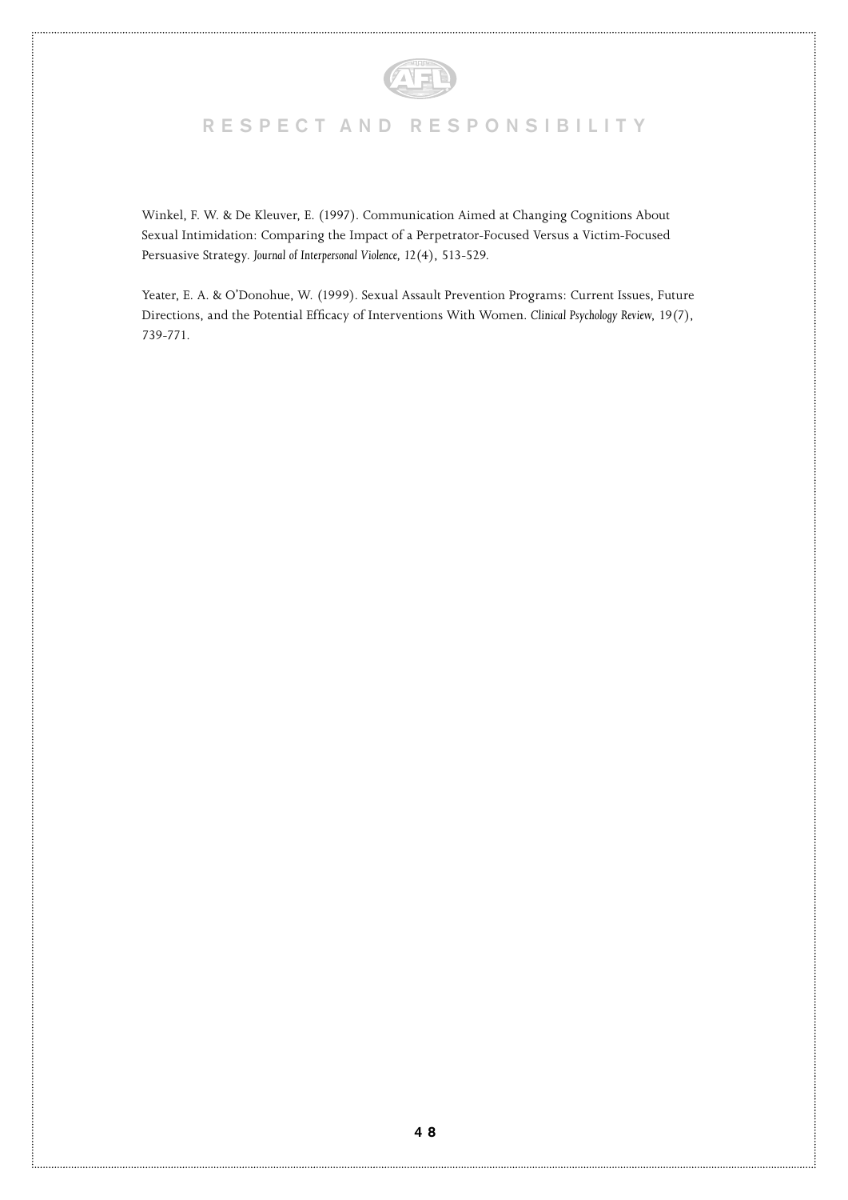Winkel, F. W. & De Kleuver, E. (1997). Communication Aimed at Changing Cognitions About Sexual Intimidation: Comparing the Impact of a Perpetrator-Focused Versus a Victim-Focused Persuasive Strategy. *Journal of Interpersonal Violence, 12*(4), 513-529.

Yeater, E. A. & O'Donohue, W. (1999). Sexual Assault Prevention Programs: Current Issues, Future Directions, and the Potential Efficacy of Interventions With Women. *Clinical Psychology Review*, 19(7), 739-771.